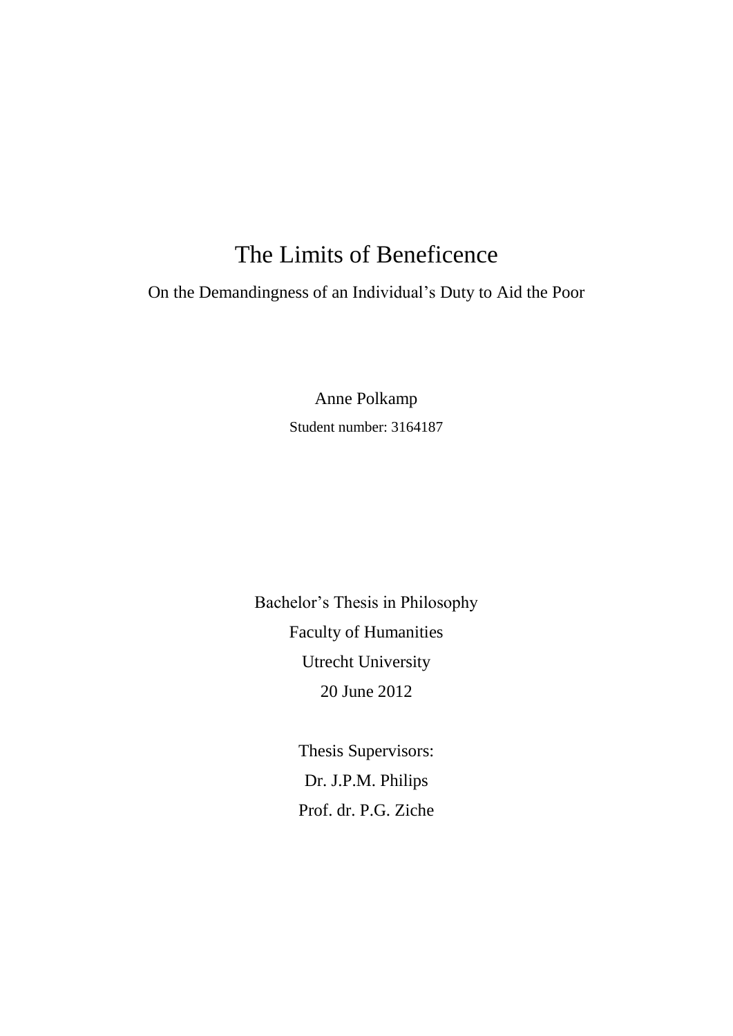# The Limits of Beneficence

On the Demandingness of an Individual's Duty to Aid the Poor

Anne Polkamp

Student number: 3164187

Bachelor's Thesis in Philosophy

Faculty of Humanities

Utrecht University

20 June 2012

Thesis Supervisors:

Dr. J.P.M. Philips

Prof. dr. P.G. Ziche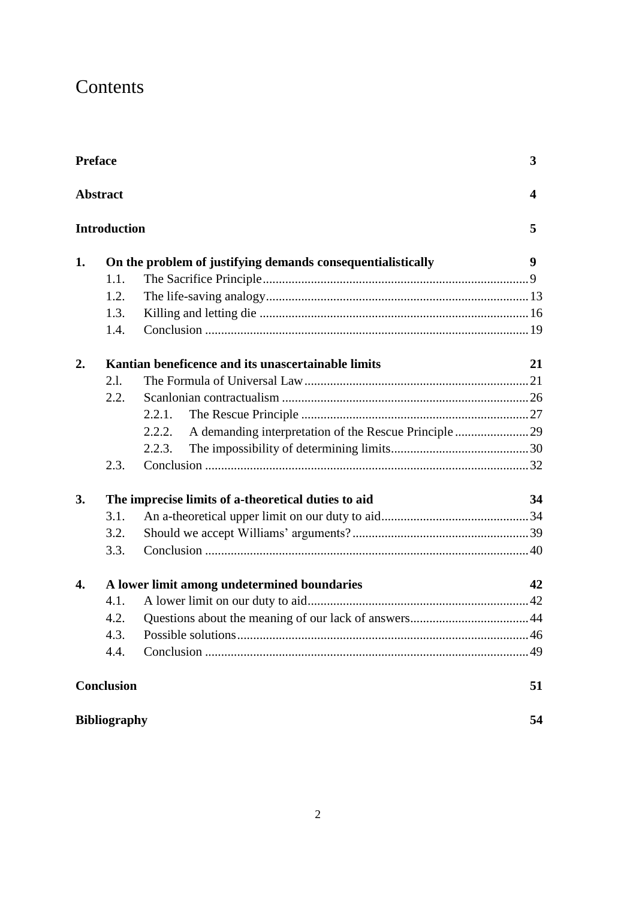# Contents

| | | |
|---|---|---|
| **Preface** | | **3** |
| **Abstract** | | **4** |
| **Introduction** | | **5** |
| **1.** | **On the problem of justifying demands consequentialistically** | **9** |
| 1.1. | The Sacrifice Principle | 9 |
| 1.2. | The life-saving analogy | 13 |
| 1.3. | Killing and letting die | 16 |
| 1.4. | Conclusion | 19 |
| **2.** | **Kantian beneficence and its unascertainable limits** | **21** |
| 2.l. | The Formula of Universal Law | 21 |
| 2.2. | Scanlonian contractualism | 26 |
| 2.2.1. | The Rescue Principle | 27 |
| 2.2.2. | A demanding interpretation of the Rescue Principle | 29 |
| 2.2.3. | The impossibility of determining limits | 30 |
| 2.3. | Conclusion | 32 |
| **3.** | **The imprecise limits of a-theoretical duties to aid** | **34** |
| 3.1. | An a-theoretical upper limit on our duty to aid | 34 |
| 3.2. | Should we accept Williams' arguments? | 39 |
| 3.3. | Conclusion | 40 |
| **4.** | **A lower limit among undetermined boundaries** | **42** |
| 4.1. | A lower limit on our duty to aid | 42 |
| 4.2. | Questions about the meaning of our lack of answers | 44 |
| 4.3. | Possible solutions | 46 |
| 4.4. | Conclusion | 49 |
| **Conclusion** | | **51** |
| **Bibliography** | | **54** |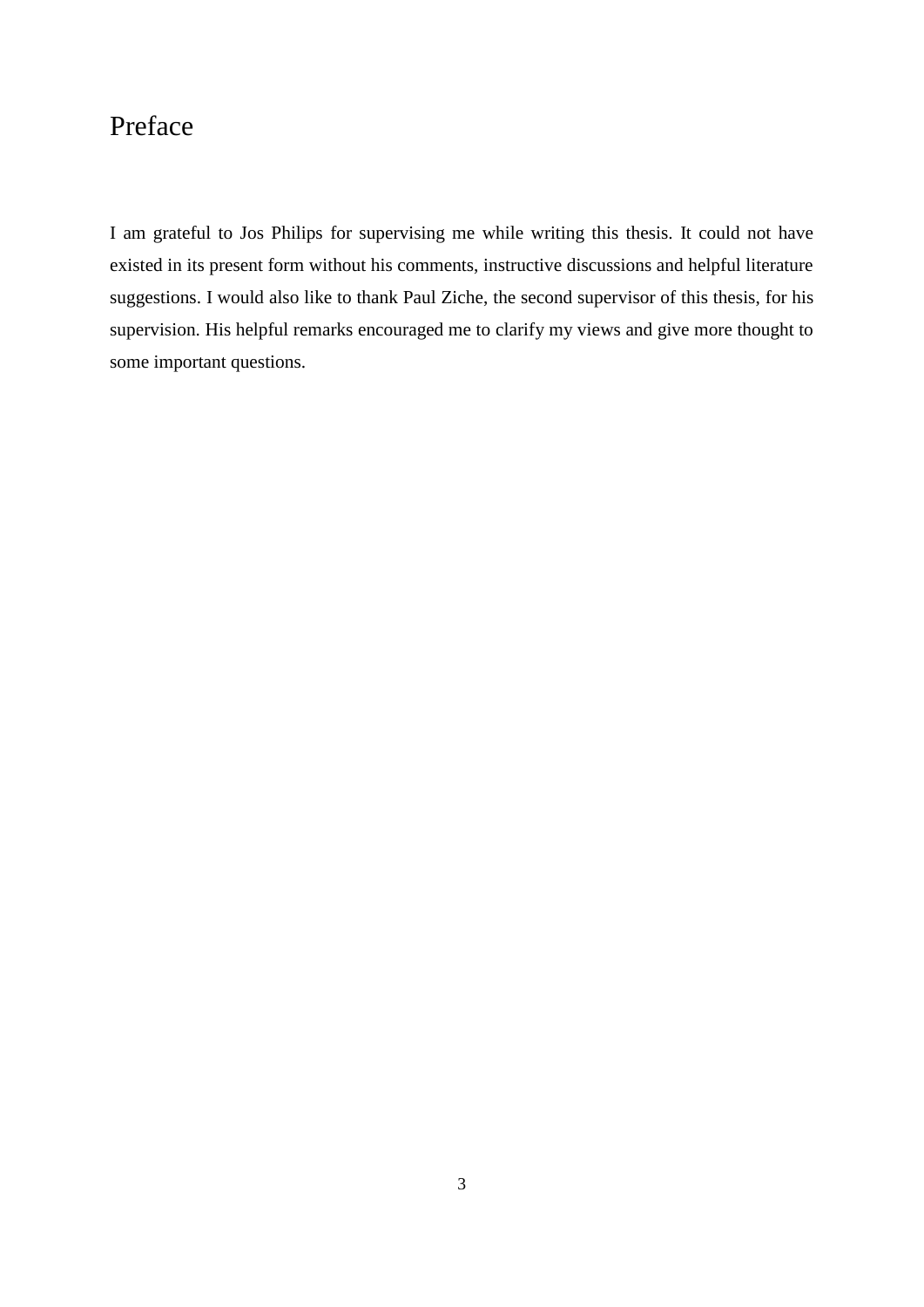# Preface

I am grateful to Jos Philips for supervising me while writing this thesis. It could not have existed in its present form without his comments, instructive discussions and helpful literature suggestions. I would also like to thank Paul Ziche, the second supervisor of this thesis, for his supervision. His helpful remarks encouraged me to clarify my views and give more thought to some important questions.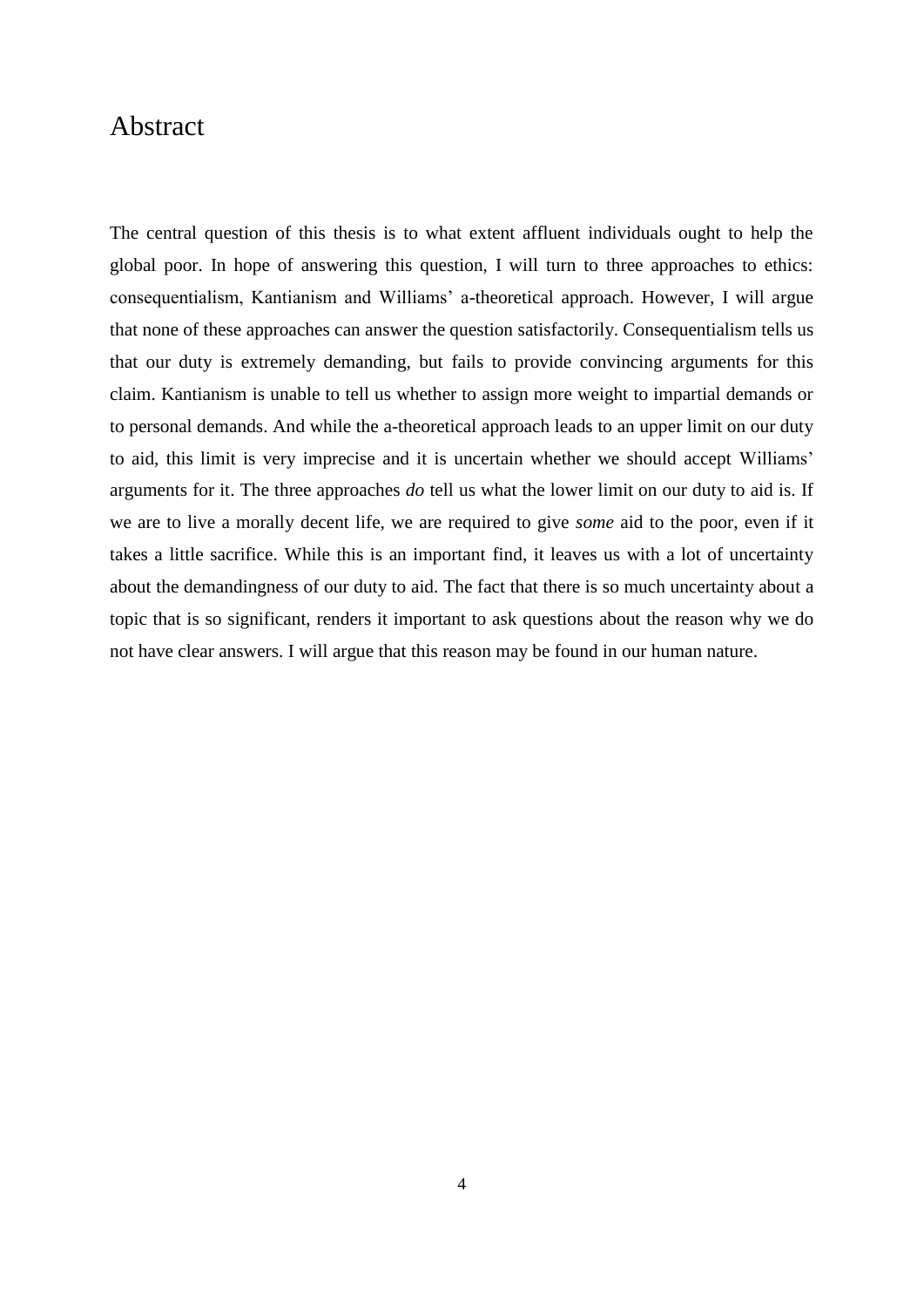# Abstract

The central question of this thesis is to what extent affluent individuals ought to help the global poor. In hope of answering this question, I will turn to three approaches to ethics: consequentialism, Kantianism and Williams' a-theoretical approach. However, I will argue that none of these approaches can answer the question satisfactorily. Consequentialism tells us that our duty is extremely demanding, but fails to provide convincing arguments for this claim. Kantianism is unable to tell us whether to assign more weight to impartial demands or to personal demands. And while the a-theoretical approach leads to an upper limit on our duty to aid, this limit is very imprecise and it is uncertain whether we should accept Williams' arguments for it. The three approaches *do* tell us what the lower limit on our duty to aid is. If we are to live a morally decent life, we are required to give *some* aid to the poor, even if it takes a little sacrifice. While this is an important find, it leaves us with a lot of uncertainty about the demandingness of our duty to aid. The fact that there is so much uncertainty about a topic that is so significant, renders it important to ask questions about the reason why we do not have clear answers. I will argue that this reason may be found in our human nature.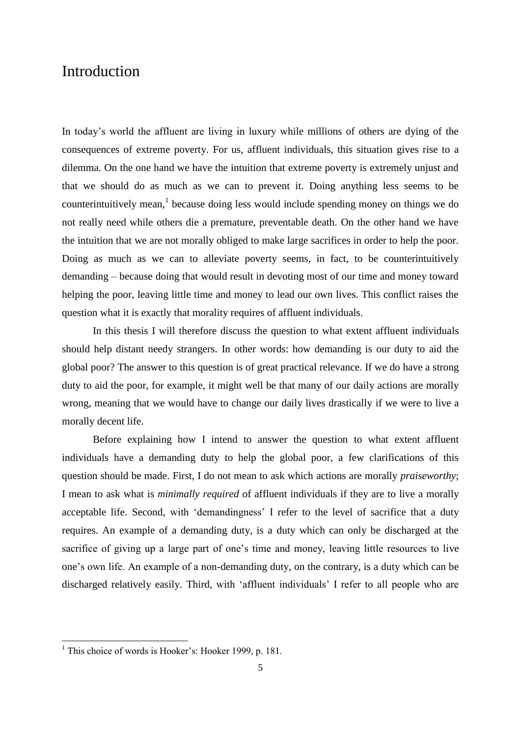# Introduction

In today's world the affluent are living in luxury while millions of others are dying of the consequences of extreme poverty. For us, affluent individuals, this situation gives rise to a dilemma. On the one hand we have the intuition that extreme poverty is extremely unjust and that we should do as much as we can to prevent it. Doing anything less seems to be counterintuitively mean,[1] because doing less would include spending money on things we do not really need while others die a premature, preventable death. On the other hand we have the intuition that we are not morally obliged to make large sacrifices in order to help the poor. Doing as much as we can to alleviate poverty seems, in fact, to be counterintuitively demanding – because doing that would result in devoting most of our time and money toward helping the poor, leaving little time and money to lead our own lives. This conflict raises the question what it is exactly that morality requires of affluent individuals.

In this thesis I will therefore discuss the question to what extent affluent individuals should help distant needy strangers. In other words: how demanding is our duty to aid the global poor? The answer to this question is of great practical relevance. If we do have a strong duty to aid the poor, for example, it might well be that many of our daily actions are morally wrong, meaning that we would have to change our daily lives drastically if we were to live a morally decent life.

Before explaining how I intend to answer the question to what extent affluent individuals have a demanding duty to help the global poor, a few clarifications of this question should be made. First, I do not mean to ask which actions are morally *praiseworthy*; I mean to ask what is *minimally required* of affluent individuals if they are to live a morally acceptable life. Second, with 'demandingness' I refer to the level of sacrifice that a duty requires. An example of a demanding duty, is a duty which can only be discharged at the sacrifice of giving up a large part of one's time and money, leaving little resources to live one's own life. An example of a non-demanding duty, on the contrary, is a duty which can be discharged relatively easily. Third, with 'affluent individuals' I refer to all people who are

[1] This choice of words is Hooker's: Hooker 1999, p. 181.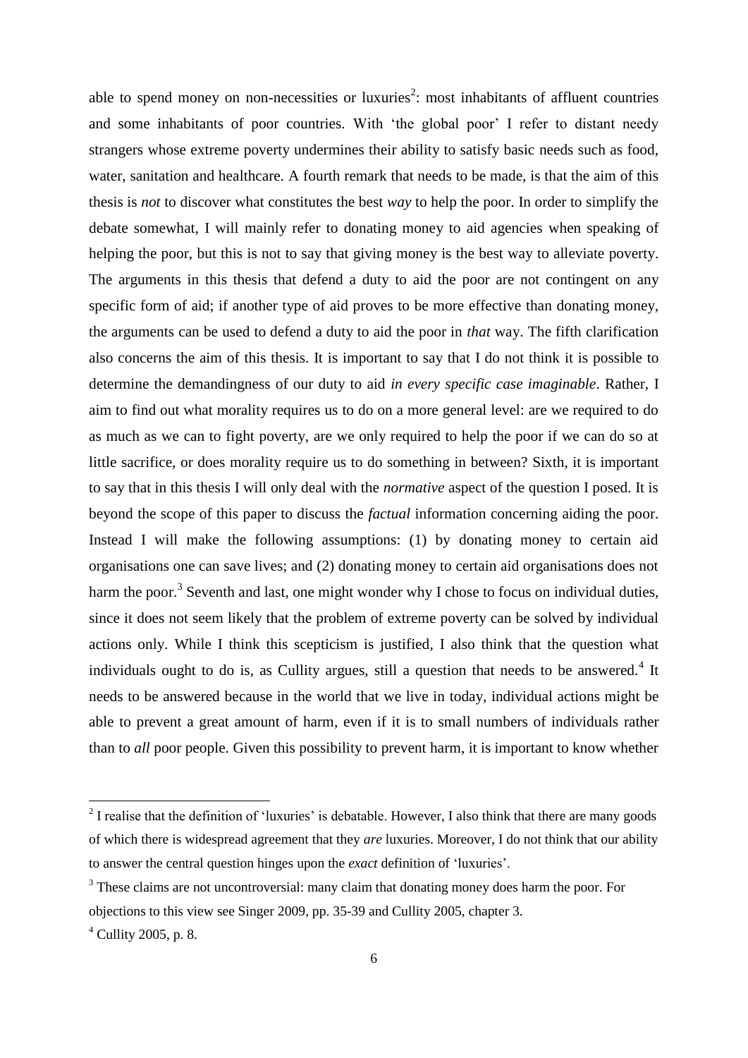able to spend money on non-necessities or luxuries[2]: most inhabitants of affluent countries and some inhabitants of poor countries. With 'the global poor' I refer to distant needy strangers whose extreme poverty undermines their ability to satisfy basic needs such as food, water, sanitation and healthcare. A fourth remark that needs to be made, is that the aim of this thesis is *not* to discover what constitutes the best *way* to help the poor. In order to simplify the debate somewhat, I will mainly refer to donating money to aid agencies when speaking of helping the poor, but this is not to say that giving money is the best way to alleviate poverty. The arguments in this thesis that defend a duty to aid the poor are not contingent on any specific form of aid; if another type of aid proves to be more effective than donating money, the arguments can be used to defend a duty to aid the poor in *that* way. The fifth clarification also concerns the aim of this thesis. It is important to say that I do not think it is possible to determine the demandingness of our duty to aid *in every specific case imaginable*. Rather, I aim to find out what morality requires us to do on a more general level: are we required to do as much as we can to fight poverty, are we only required to help the poor if we can do so at little sacrifice, or does morality require us to do something in between? Sixth, it is important to say that in this thesis I will only deal with the *normative* aspect of the question I posed. It is beyond the scope of this paper to discuss the *factual* information concerning aiding the poor. Instead I will make the following assumptions: (1) by donating money to certain aid organisations one can save lives; and (2) donating money to certain aid organisations does not harm the poor.[3] Seventh and last, one might wonder why I chose to focus on individual duties, since it does not seem likely that the problem of extreme poverty can be solved by individual actions only. While I think this scepticism is justified, I also think that the question what individuals ought to do is, as Cullity argues, still a question that needs to be answered.[4] It needs to be answered because in the world that we live in today, individual actions might be able to prevent a great amount of harm, even if it is to small numbers of individuals rather than to *all* poor people. Given this possibility to prevent harm, it is important to know whether

---

[2] I realise that the definition of 'luxuries' is debatable. However, I also think that there are many goods of which there is widespread agreement that they *are* luxuries. Moreover, I do not think that our ability to answer the central question hinges upon the *exact* definition of 'luxuries'.

[3] These claims are not uncontroversial: many claim that donating money does harm the poor. For objections to this view see Singer 2009, pp. 35-39 and Cullity 2005, chapter 3.

[4] Cullity 2005, p. 8.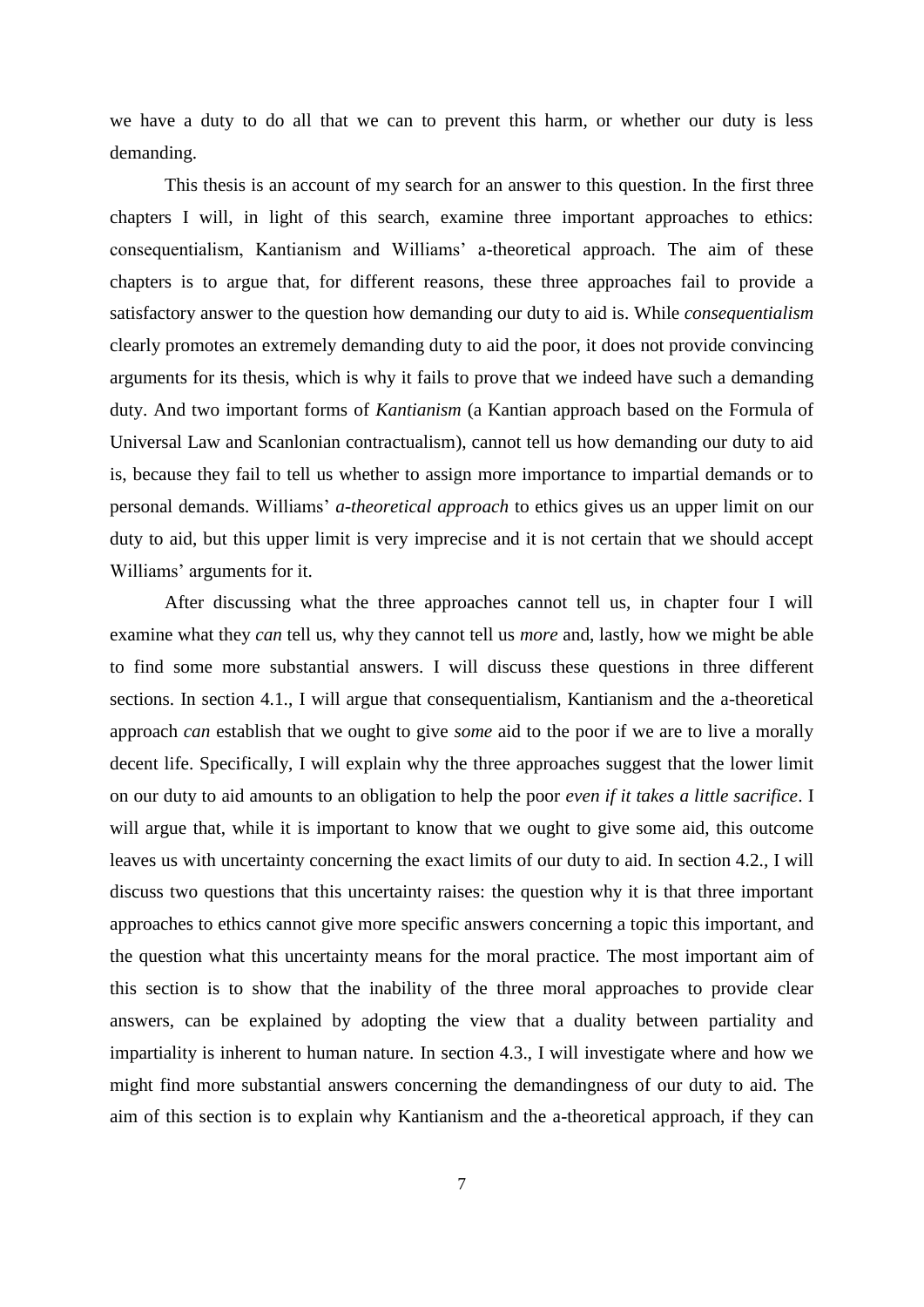we have a duty to do all that we can to prevent this harm, or whether our duty is less demanding.

This thesis is an account of my search for an answer to this question. In the first three chapters I will, in light of this search, examine three important approaches to ethics: consequentialism, Kantianism and Williams' a-theoretical approach. The aim of these chapters is to argue that, for different reasons, these three approaches fail to provide a satisfactory answer to the question how demanding our duty to aid is. While *consequentialism* clearly promotes an extremely demanding duty to aid the poor, it does not provide convincing arguments for its thesis, which is why it fails to prove that we indeed have such a demanding duty. And two important forms of *Kantianism* (a Kantian approach based on the Formula of Universal Law and Scanlonian contractualism), cannot tell us how demanding our duty to aid is, because they fail to tell us whether to assign more importance to impartial demands or to personal demands. Williams' *a-theoretical approach* to ethics gives us an upper limit on our duty to aid, but this upper limit is very imprecise and it is not certain that we should accept Williams' arguments for it.

After discussing what the three approaches cannot tell us, in chapter four I will examine what they *can* tell us, why they cannot tell us *more* and, lastly, how we might be able to find some more substantial answers. I will discuss these questions in three different sections. In section 4.1., I will argue that consequentialism, Kantianism and the a-theoretical approach *can* establish that we ought to give *some* aid to the poor if we are to live a morally decent life. Specifically, I will explain why the three approaches suggest that the lower limit on our duty to aid amounts to an obligation to help the poor *even if it takes a little sacrifice*. I will argue that, while it is important to know that we ought to give some aid, this outcome leaves us with uncertainty concerning the exact limits of our duty to aid. In section 4.2., I will discuss two questions that this uncertainty raises: the question why it is that three important approaches to ethics cannot give more specific answers concerning a topic this important, and the question what this uncertainty means for the moral practice. The most important aim of this section is to show that the inability of the three moral approaches to provide clear answers, can be explained by adopting the view that a duality between partiality and impartiality is inherent to human nature. In section 4.3., I will investigate where and how we might find more substantial answers concerning the demandingness of our duty to aid. The aim of this section is to explain why Kantianism and the a-theoretical approach, if they can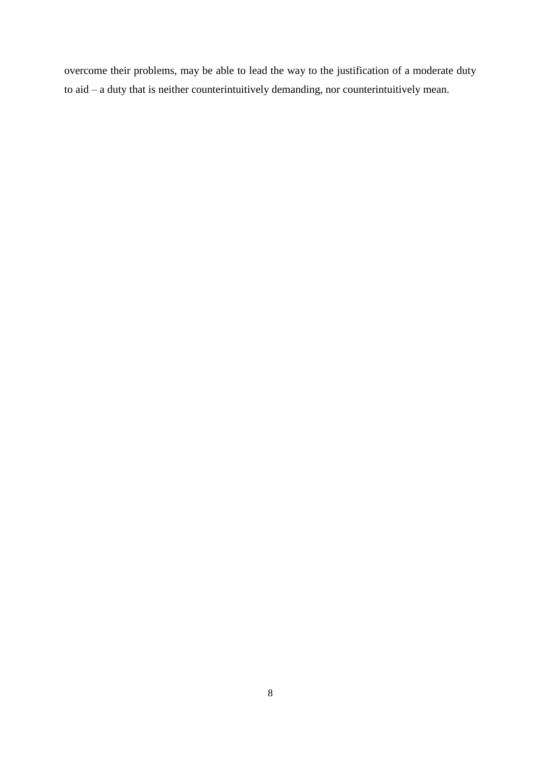overcome their problems, may be able to lead the way to the justification of a moderate duty to aid – a duty that is neither counterintuitively demanding, nor counterintuitively mean.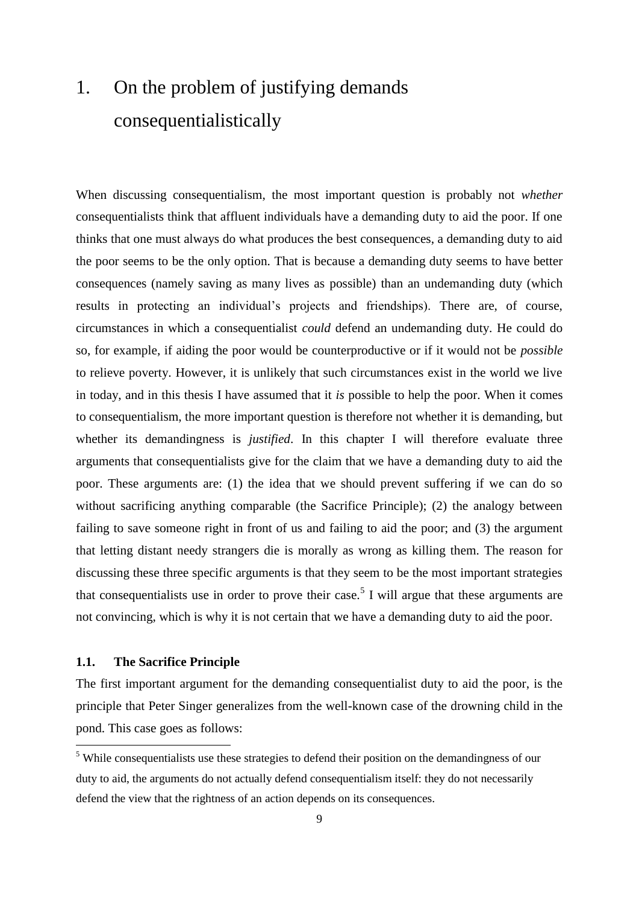# 1. On the problem of justifying demands consequentialistically

When discussing consequentialism, the most important question is probably not *whether* consequentialists think that affluent individuals have a demanding duty to aid the poor. If one thinks that one must always do what produces the best consequences, a demanding duty to aid the poor seems to be the only option. That is because a demanding duty seems to have better consequences (namely saving as many lives as possible) than an undemanding duty (which results in protecting an individual's projects and friendships). There are, of course, circumstances in which a consequentialist *could* defend an undemanding duty. He could do so, for example, if aiding the poor would be counterproductive or if it would not be *possible* to relieve poverty. However, it is unlikely that such circumstances exist in the world we live in today, and in this thesis I have assumed that it *is* possible to help the poor. When it comes to consequentialism, the more important question is therefore not whether it is demanding, but whether its demandingness is *justified*. In this chapter I will therefore evaluate three arguments that consequentialists give for the claim that we have a demanding duty to aid the poor. These arguments are: (1) the idea that we should prevent suffering if we can do so without sacrificing anything comparable (the Sacrifice Principle); (2) the analogy between failing to save someone right in front of us and failing to aid the poor; and (3) the argument that letting distant needy strangers die is morally as wrong as killing them. The reason for discussing these three specific arguments is that they seem to be the most important strategies that consequentialists use in order to prove their case.[5] I will argue that these arguments are not convincing, which is why it is not certain that we have a demanding duty to aid the poor.

### 1.1. The Sacrifice Principle

The first important argument for the demanding consequentialist duty to aid the poor, is the principle that Peter Singer generalizes from the well-known case of the drowning child in the pond. This case goes as follows:

[5] While consequentialists use these strategies to defend their position on the demandingness of our duty to aid, the arguments do not actually defend consequentialism itself: they do not necessarily defend the view that the rightness of an action depends on its consequences.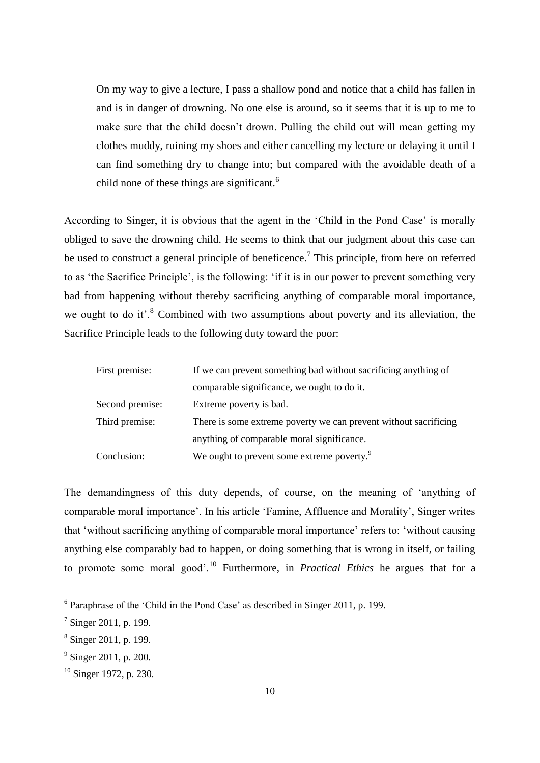> On my way to give a lecture, I pass a shallow pond and notice that a child has fallen in and is in danger of drowning. No one else is around, so it seems that it is up to me to make sure that the child doesn't drown. Pulling the child out will mean getting my clothes muddy, ruining my shoes and either cancelling my lecture or delaying it until I can find something dry to change into; but compared with the avoidable death of a child none of these things are significant.[6]

According to Singer, it is obvious that the agent in the 'Child in the Pond Case' is morally obliged to save the drowning child. He seems to think that our judgment about this case can be used to construct a general principle of beneficence.[7] This principle, from here on referred to as 'the Sacrifice Principle', is the following: 'if it is in our power to prevent something very bad from happening without thereby sacrificing anything of comparable moral importance, we ought to do it'.[8] Combined with two assumptions about poverty and its alleviation, the Sacrifice Principle leads to the following duty toward the poor:

| | |
|---|---|
| First premise: | If we can prevent something bad without sacrificing anything of comparable significance, we ought to do it. |
| Second premise: | Extreme poverty is bad. |
| Third premise: | There is some extreme poverty we can prevent without sacrificing anything of comparable moral significance. |
| Conclusion: | We ought to prevent some extreme poverty.[9] |

The demandingness of this duty depends, of course, on the meaning of 'anything of comparable moral importance'. In his article 'Famine, Affluence and Morality', Singer writes that 'without sacrificing anything of comparable moral importance' refers to: 'without causing anything else comparably bad to happen, or doing something that is wrong in itself, or failing to promote some moral good'.[10] Furthermore, in *Practical Ethics* he argues that for a

---

[6] Paraphrase of the 'Child in the Pond Case' as described in Singer 2011, p. 199.

[7] Singer 2011, p. 199.

[8] Singer 2011, p. 199.

[9] Singer 2011, p. 200.

[10] Singer 1972, p. 230.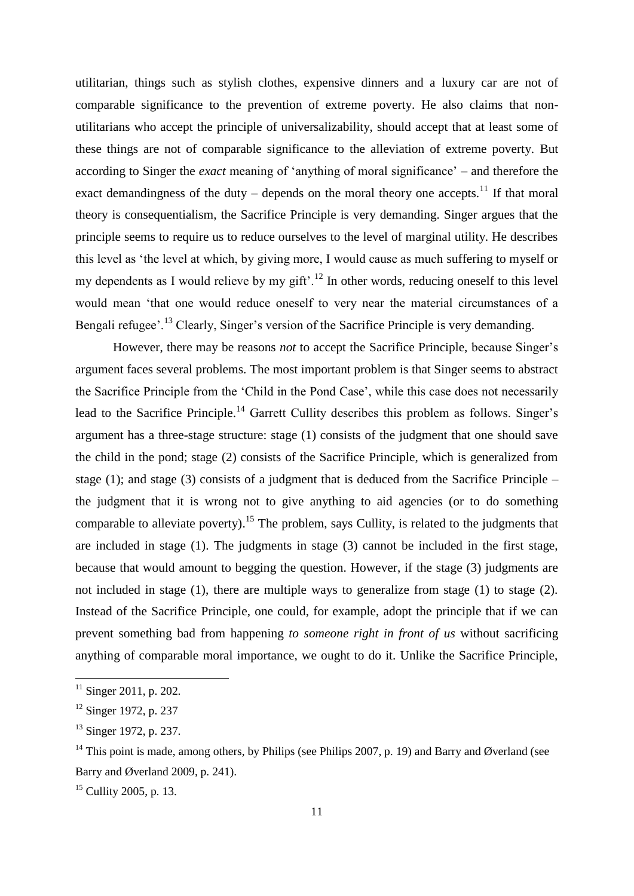utilitarian, things such as stylish clothes, expensive dinners and a luxury car are not of comparable significance to the prevention of extreme poverty. He also claims that non-utilitarians who accept the principle of universalizability, should accept that at least some of these things are not of comparable significance to the alleviation of extreme poverty. But according to Singer the *exact* meaning of 'anything of moral significance' – and therefore the exact demandingness of the duty – depends on the moral theory one accepts.[11] If that moral theory is consequentialism, the Sacrifice Principle is very demanding. Singer argues that the principle seems to require us to reduce ourselves to the level of marginal utility. He describes this level as 'the level at which, by giving more, I would cause as much suffering to myself or my dependents as I would relieve by my gift'.[12] In other words, reducing oneself to this level would mean 'that one would reduce oneself to very near the material circumstances of a Bengali refugee'.[13] Clearly, Singer's version of the Sacrifice Principle is very demanding.

However, there may be reasons *not* to accept the Sacrifice Principle, because Singer's argument faces several problems. The most important problem is that Singer seems to abstract the Sacrifice Principle from the 'Child in the Pond Case', while this case does not necessarily lead to the Sacrifice Principle.[14] Garrett Cullity describes this problem as follows. Singer's argument has a three-stage structure: stage (1) consists of the judgment that one should save the child in the pond; stage (2) consists of the Sacrifice Principle, which is generalized from stage (1); and stage (3) consists of a judgment that is deduced from the Sacrifice Principle – the judgment that it is wrong not to give anything to aid agencies (or to do something comparable to alleviate poverty).[15] The problem, says Cullity, is related to the judgments that are included in stage (1). The judgments in stage (3) cannot be included in the first stage, because that would amount to begging the question. However, if the stage (3) judgments are not included in stage (1), there are multiple ways to generalize from stage (1) to stage (2). Instead of the Sacrifice Principle, one could, for example, adopt the principle that if we can prevent something bad from happening *to someone right in front of us* without sacrificing anything of comparable moral importance, we ought to do it. Unlike the Sacrifice Principle,

---

[11] Singer 2011, p. 202.

[12] Singer 1972, p. 237

[13] Singer 1972, p. 237.

[14] This point is made, among others, by Philips (see Philips 2007, p. 19) and Barry and Øverland (see Barry and Øverland 2009, p. 241).

[15] Cullity 2005, p. 13.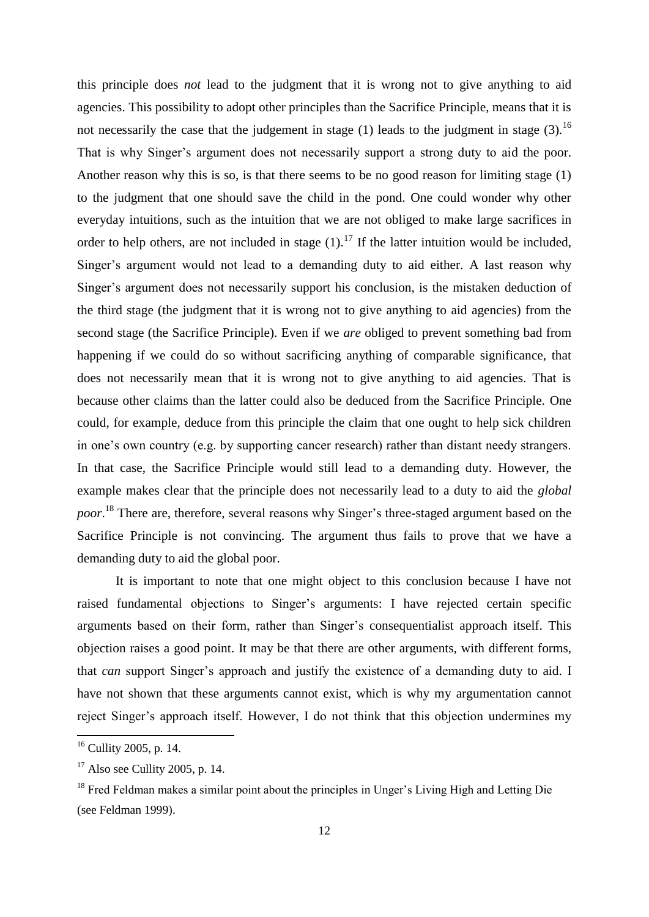this principle does *not* lead to the judgment that it is wrong not to give anything to aid agencies. This possibility to adopt other principles than the Sacrifice Principle, means that it is not necessarily the case that the judgement in stage (1) leads to the judgment in stage (3).[16] That is why Singer's argument does not necessarily support a strong duty to aid the poor. Another reason why this is so, is that there seems to be no good reason for limiting stage (1) to the judgment that one should save the child in the pond. One could wonder why other everyday intuitions, such as the intuition that we are not obliged to make large sacrifices in order to help others, are not included in stage (1).[17] If the latter intuition would be included, Singer's argument would not lead to a demanding duty to aid either. A last reason why Singer's argument does not necessarily support his conclusion, is the mistaken deduction of the third stage (the judgment that it is wrong not to give anything to aid agencies) from the second stage (the Sacrifice Principle). Even if we *are* obliged to prevent something bad from happening if we could do so without sacrificing anything of comparable significance, that does not necessarily mean that it is wrong not to give anything to aid agencies. That is because other claims than the latter could also be deduced from the Sacrifice Principle. One could, for example, deduce from this principle the claim that one ought to help sick children in one's own country (e.g. by supporting cancer research) rather than distant needy strangers. In that case, the Sacrifice Principle would still lead to a demanding duty. However, the example makes clear that the principle does not necessarily lead to a duty to aid the *global poor*.[18] There are, therefore, several reasons why Singer's three-staged argument based on the Sacrifice Principle is not convincing. The argument thus fails to prove that we have a demanding duty to aid the global poor.

It is important to note that one might object to this conclusion because I have not raised fundamental objections to Singer's arguments: I have rejected certain specific arguments based on their form, rather than Singer's consequentialist approach itself. This objection raises a good point. It may be that there are other arguments, with different forms, that *can* support Singer's approach and justify the existence of a demanding duty to aid. I have not shown that these arguments cannot exist, which is why my argumentation cannot reject Singer's approach itself. However, I do not think that this objection undermines my

---

[16] Cullity 2005, p. 14.

[17] Also see Cullity 2005, p. 14.

[18] Fred Feldman makes a similar point about the principles in Unger's Living High and Letting Die (see Feldman 1999).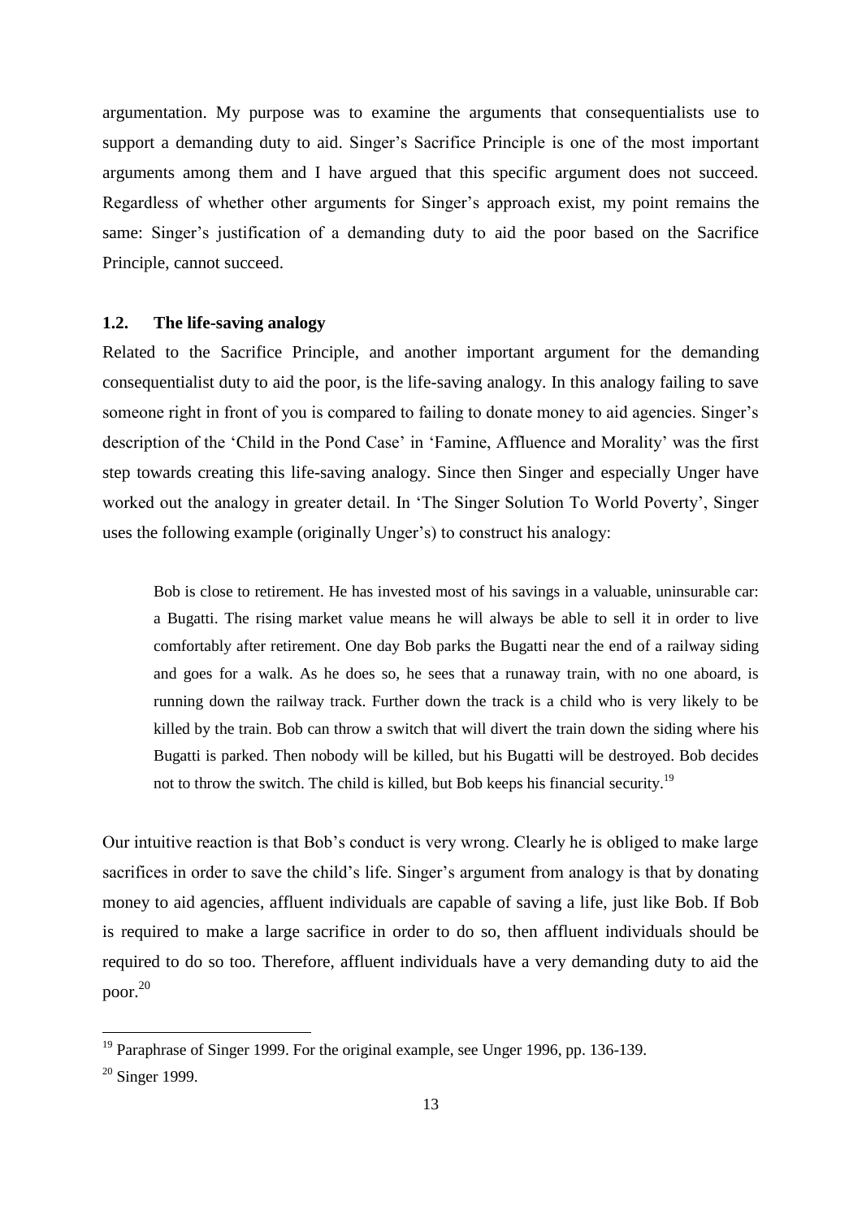argumentation. My purpose was to examine the arguments that consequentialists use to support a demanding duty to aid. Singer's Sacrifice Principle is one of the most important arguments among them and I have argued that this specific argument does not succeed. Regardless of whether other arguments for Singer's approach exist, my point remains the same: Singer's justification of a demanding duty to aid the poor based on the Sacrifice Principle, cannot succeed.

### 1.2. The life-saving analogy

Related to the Sacrifice Principle, and another important argument for the demanding consequentialist duty to aid the poor, is the life-saving analogy. In this analogy failing to save someone right in front of you is compared to failing to donate money to aid agencies. Singer's description of the 'Child in the Pond Case' in 'Famine, Affluence and Morality' was the first step towards creating this life-saving analogy. Since then Singer and especially Unger have worked out the analogy in greater detail. In 'The Singer Solution To World Poverty', Singer uses the following example (originally Unger's) to construct his analogy:

> Bob is close to retirement. He has invested most of his savings in a valuable, uninsurable car: a Bugatti. The rising market value means he will always be able to sell it in order to live comfortably after retirement. One day Bob parks the Bugatti near the end of a railway siding and goes for a walk. As he does so, he sees that a runaway train, with no one aboard, is running down the railway track. Further down the track is a child who is very likely to be killed by the train. Bob can throw a switch that will divert the train down the siding where his Bugatti is parked. Then nobody will be killed, but his Bugatti will be destroyed. Bob decides not to throw the switch. The child is killed, but Bob keeps his financial security.[19]

Our intuitive reaction is that Bob's conduct is very wrong. Clearly he is obliged to make large sacrifices in order to save the child's life. Singer's argument from analogy is that by donating money to aid agencies, affluent individuals are capable of saving a life, just like Bob. If Bob is required to make a large sacrifice in order to do so, then affluent individuals should be required to do so too. Therefore, affluent individuals have a very demanding duty to aid the poor.[20]

---

[19] Paraphrase of Singer 1999. For the original example, see Unger 1996, pp. 136-139.

[20] Singer 1999.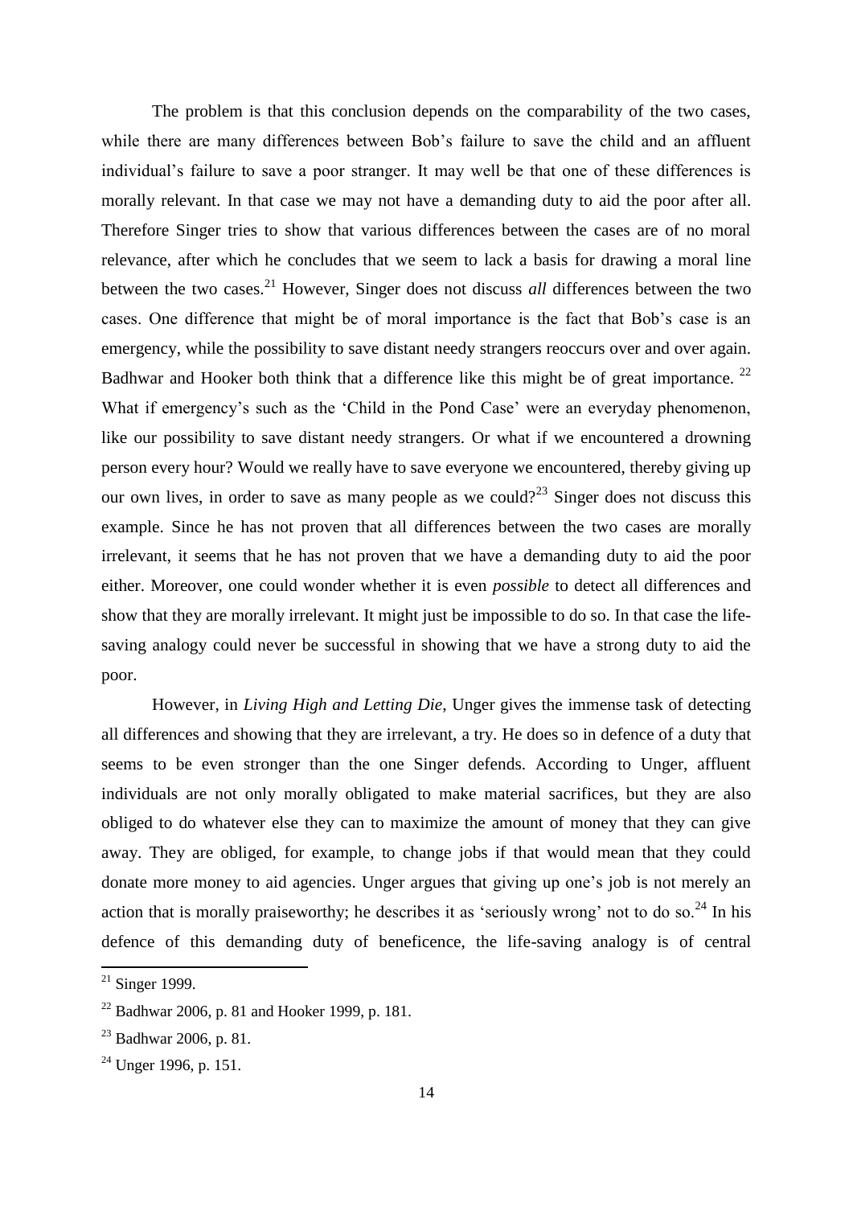The problem is that this conclusion depends on the comparability of the two cases, while there are many differences between Bob's failure to save the child and an affluent individual's failure to save a poor stranger. It may well be that one of these differences is morally relevant. In that case we may not have a demanding duty to aid the poor after all. Therefore Singer tries to show that various differences between the cases are of no moral relevance, after which he concludes that we seem to lack a basis for drawing a moral line between the two cases.[21] However, Singer does not discuss *all* differences between the two cases. One difference that might be of moral importance is the fact that Bob's case is an emergency, while the possibility to save distant needy strangers reoccurs over and over again. Badhwar and Hooker both think that a difference like this might be of great importance.[22] What if emergency's such as the 'Child in the Pond Case' were an everyday phenomenon, like our possibility to save distant needy strangers. Or what if we encountered a drowning person every hour? Would we really have to save everyone we encountered, thereby giving up our own lives, in order to save as many people as we could?[23] Singer does not discuss this example. Since he has not proven that all differences between the two cases are morally irrelevant, it seems that he has not proven that we have a demanding duty to aid the poor either. Moreover, one could wonder whether it is even *possible* to detect all differences and show that they are morally irrelevant. It might just be impossible to do so. In that case the life-saving analogy could never be successful in showing that we have a strong duty to aid the poor.

However, in *Living High and Letting Die*, Unger gives the immense task of detecting all differences and showing that they are irrelevant, a try. He does so in defence of a duty that seems to be even stronger than the one Singer defends. According to Unger, affluent individuals are not only morally obligated to make material sacrifices, but they are also obliged to do whatever else they can to maximize the amount of money that they can give away. They are obliged, for example, to change jobs if that would mean that they could donate more money to aid agencies. Unger argues that giving up one's job is not merely an action that is morally praiseworthy; he describes it as 'seriously wrong' not to do so.[24] In his defence of this demanding duty of beneficence, the life-saving analogy is of central

---

[21] Singer 1999.

[22] Badhwar 2006, p. 81 and Hooker 1999, p. 181.

[23] Badhwar 2006, p. 81.

[24] Unger 1996, p. 151.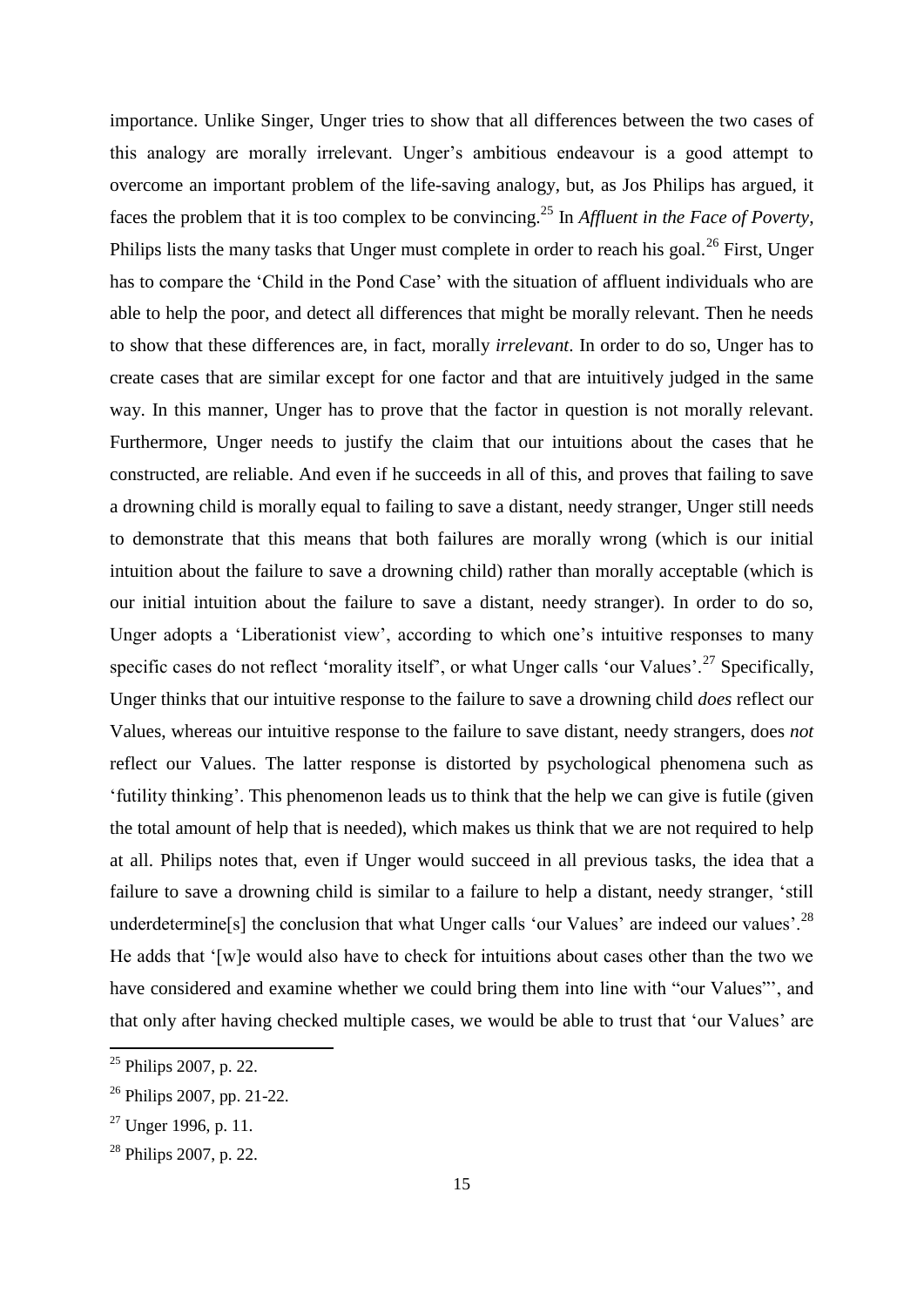importance. Unlike Singer, Unger tries to show that all differences between the two cases of this analogy are morally irrelevant. Unger's ambitious endeavour is a good attempt to overcome an important problem of the life-saving analogy, but, as Jos Philips has argued, it faces the problem that it is too complex to be convincing.[25] In *Affluent in the Face of Poverty*, Philips lists the many tasks that Unger must complete in order to reach his goal.[26] First, Unger has to compare the 'Child in the Pond Case' with the situation of affluent individuals who are able to help the poor, and detect all differences that might be morally relevant. Then he needs to show that these differences are, in fact, morally *irrelevant*. In order to do so, Unger has to create cases that are similar except for one factor and that are intuitively judged in the same way. In this manner, Unger has to prove that the factor in question is not morally relevant. Furthermore, Unger needs to justify the claim that our intuitions about the cases that he constructed, are reliable. And even if he succeeds in all of this, and proves that failing to save a drowning child is morally equal to failing to save a distant, needy stranger, Unger still needs to demonstrate that this means that both failures are morally wrong (which is our initial intuition about the failure to save a drowning child) rather than morally acceptable (which is our initial intuition about the failure to save a distant, needy stranger). In order to do so, Unger adopts a 'Liberationist view', according to which one's intuitive responses to many specific cases do not reflect 'morality itself', or what Unger calls 'our Values'.[27] Specifically, Unger thinks that our intuitive response to the failure to save a drowning child *does* reflect our Values, whereas our intuitive response to the failure to save distant, needy strangers, does *not* reflect our Values. The latter response is distorted by psychological phenomena such as 'futility thinking'. This phenomenon leads us to think that the help we can give is futile (given the total amount of help that is needed), which makes us think that we are not required to help at all. Philips notes that, even if Unger would succeed in all previous tasks, the idea that a failure to save a drowning child is similar to a failure to help a distant, needy stranger, 'still underdetermine[s] the conclusion that what Unger calls 'our Values' are indeed our values'.[28] He adds that '[w]e would also have to check for intuitions about cases other than the two we have considered and examine whether we could bring them into line with "our Values"', and that only after having checked multiple cases, we would be able to trust that 'our Values' are

[25] Philips 2007, p. 22.

[26] Philips 2007, pp. 21-22.

[27] Unger 1996, p. 11.

[28] Philips 2007, p. 22.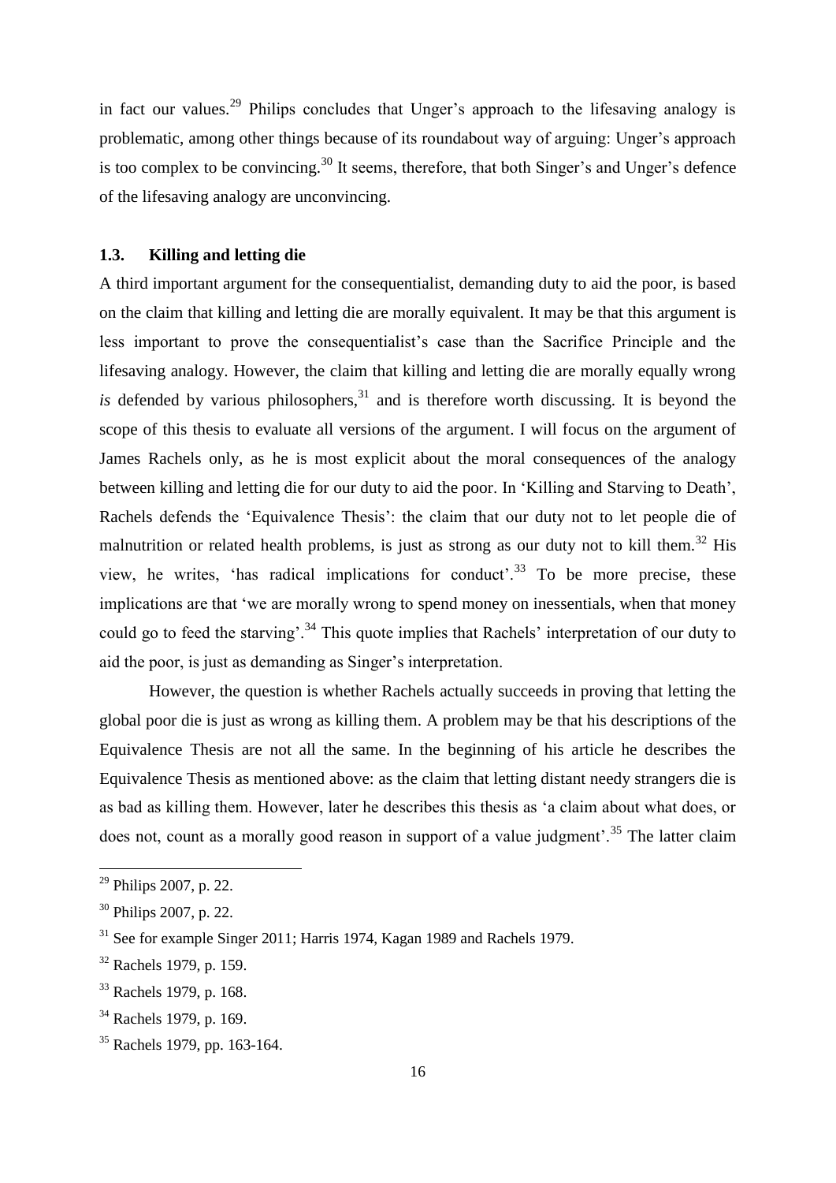in fact our values.[29] Philips concludes that Unger's approach to the lifesaving analogy is problematic, among other things because of its roundabout way of arguing: Unger's approach is too complex to be convincing.[30] It seems, therefore, that both Singer's and Unger's defence of the lifesaving analogy are unconvincing.

### 1.3. Killing and letting die

A third important argument for the consequentialist, demanding duty to aid the poor, is based on the claim that killing and letting die are morally equivalent. It may be that this argument is less important to prove the consequentialist's case than the Sacrifice Principle and the lifesaving analogy. However, the claim that killing and letting die are morally equally wrong *is* defended by various philosophers,[31] and is therefore worth discussing. It is beyond the scope of this thesis to evaluate all versions of the argument. I will focus on the argument of James Rachels only, as he is most explicit about the moral consequences of the analogy between killing and letting die for our duty to aid the poor. In 'Killing and Starving to Death', Rachels defends the 'Equivalence Thesis': the claim that our duty not to let people die of malnutrition or related health problems, is just as strong as our duty not to kill them.[32] His view, he writes, 'has radical implications for conduct'.[33] To be more precise, these implications are that 'we are morally wrong to spend money on inessentials, when that money could go to feed the starving'.[34] This quote implies that Rachels' interpretation of our duty to aid the poor, is just as demanding as Singer's interpretation.

However, the question is whether Rachels actually succeeds in proving that letting the global poor die is just as wrong as killing them. A problem may be that his descriptions of the Equivalence Thesis are not all the same. In the beginning of his article he describes the Equivalence Thesis as mentioned above: as the claim that letting distant needy strangers die is as bad as killing them. However, later he describes this thesis as 'a claim about what does, or does not, count as a morally good reason in support of a value judgment'.[35] The latter claim

---

[29] Philips 2007, p. 22.

[30] Philips 2007, p. 22.

[31] See for example Singer 2011; Harris 1974, Kagan 1989 and Rachels 1979.

[32] Rachels 1979, p. 159.

[33] Rachels 1979, p. 168.

[34] Rachels 1979, p. 169.

[35] Rachels 1979, pp. 163-164.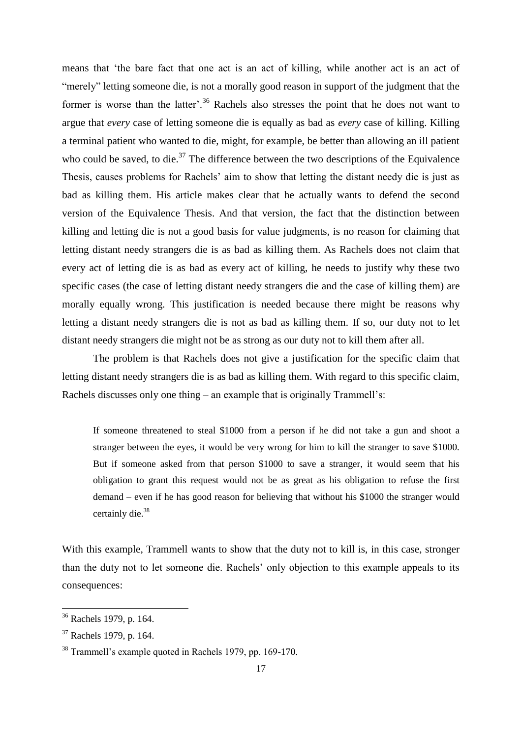means that 'the bare fact that one act is an act of killing, while another act is an act of "merely" letting someone die, is not a morally good reason in support of the judgment that the former is worse than the latter'.[36] Rachels also stresses the point that he does not want to argue that *every* case of letting someone die is equally as bad as *every* case of killing. Killing a terminal patient who wanted to die, might, for example, be better than allowing an ill patient who could be saved, to die.[37] The difference between the two descriptions of the Equivalence Thesis, causes problems for Rachels' aim to show that letting the distant needy die is just as bad as killing them. His article makes clear that he actually wants to defend the second version of the Equivalence Thesis. And that version, the fact that the distinction between killing and letting die is not a good basis for value judgments, is no reason for claiming that letting distant needy strangers die is as bad as killing them. As Rachels does not claim that every act of letting die is as bad as every act of killing, he needs to justify why these two specific cases (the case of letting distant needy strangers die and the case of killing them) are morally equally wrong. This justification is needed because there might be reasons why letting a distant needy strangers die is not as bad as killing them. If so, our duty not to let distant needy strangers die might not be as strong as our duty not to kill them after all.

The problem is that Rachels does not give a justification for the specific claim that letting distant needy strangers die is as bad as killing them. With regard to this specific claim, Rachels discusses only one thing – an example that is originally Trammell's:

> If someone threatened to steal $1000 from a person if he did not take a gun and shoot a stranger between the eyes, it would be very wrong for him to kill the stranger to save $1000. But if someone asked from that person $1000 to save a stranger, it would seem that his obligation to grant this request would not be as great as his obligation to refuse the first demand – even if he has good reason for believing that without his $1000 the stranger would certainly die.[38]

With this example, Trammell wants to show that the duty not to kill is, in this case, stronger than the duty not to let someone die. Rachels' only objection to this example appeals to its consequences:

---

[36] Rachels 1979, p. 164.

[37] Rachels 1979, p. 164.

[38] Trammell's example quoted in Rachels 1979, pp. 169-170.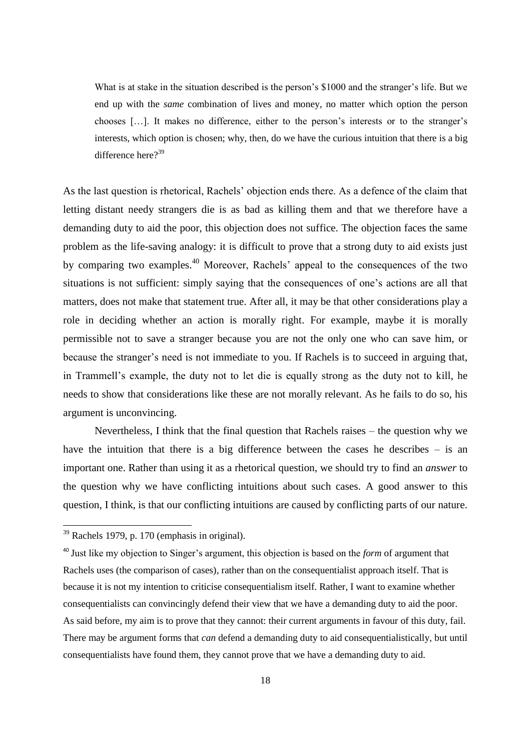> What is at stake in the situation described is the person's $1000 and the stranger's life. But we end up with the *same* combination of lives and money, no matter which option the person chooses […]. It makes no difference, either to the person's interests or to the stranger's interests, which option is chosen; why, then, do we have the curious intuition that there is a big difference here?[39]

As the last question is rhetorical, Rachels' objection ends there. As a defence of the claim that letting distant needy strangers die is as bad as killing them and that we therefore have a demanding duty to aid the poor, this objection does not suffice. The objection faces the same problem as the life-saving analogy: it is difficult to prove that a strong duty to aid exists just by comparing two examples.[40] Moreover, Rachels' appeal to the consequences of the two situations is not sufficient: simply saying that the consequences of one's actions are all that matters, does not make that statement true. After all, it may be that other considerations play a role in deciding whether an action is morally right. For example, maybe it is morally permissible not to save a stranger because you are not the only one who can save him, or because the stranger's need is not immediate to you. If Rachels is to succeed in arguing that, in Trammell's example, the duty not to let die is equally strong as the duty not to kill, he needs to show that considerations like these are not morally relevant. As he fails to do so, his argument is unconvincing.

Nevertheless, I think that the final question that Rachels raises – the question why we have the intuition that there is a big difference between the cases he describes – is an important one. Rather than using it as a rhetorical question, we should try to find an *answer* to the question why we have conflicting intuitions about such cases. A good answer to this question, I think, is that our conflicting intuitions are caused by conflicting parts of our nature.

---

[39] Rachels 1979, p. 170 (emphasis in original).

[40] Just like my objection to Singer's argument, this objection is based on the *form* of argument that Rachels uses (the comparison of cases), rather than on the consequentialist approach itself. That is because it is not my intention to criticise consequentialism itself. Rather, I want to examine whether consequentialists can convincingly defend their view that we have a demanding duty to aid the poor. As said before, my aim is to prove that they cannot: their current arguments in favour of this duty, fail. There may be argument forms that *can* defend a demanding duty to aid consequentialistically, but until consequentialists have found them, they cannot prove that we have a demanding duty to aid.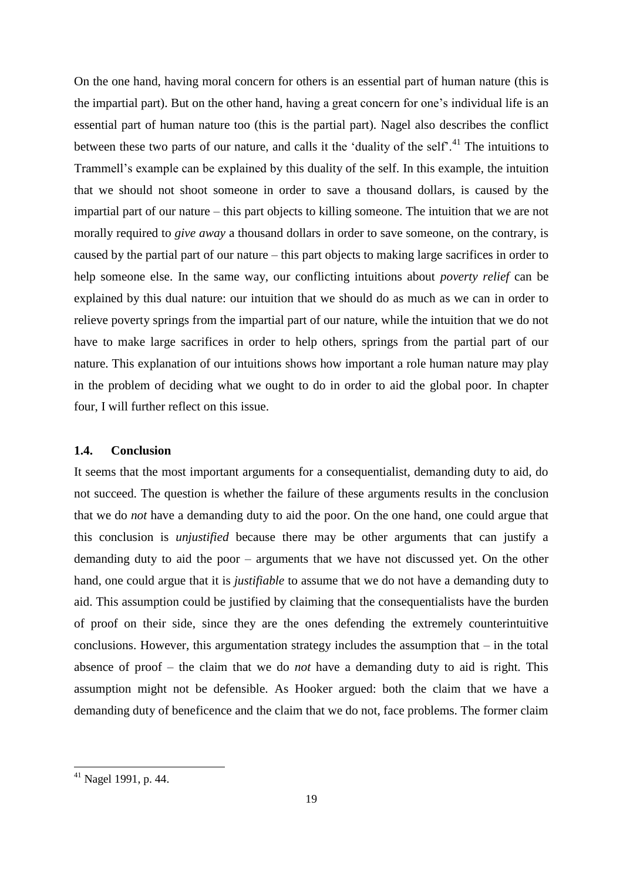On the one hand, having moral concern for others is an essential part of human nature (this is the impartial part). But on the other hand, having a great concern for one's individual life is an essential part of human nature too (this is the partial part). Nagel also describes the conflict between these two parts of our nature, and calls it the 'duality of the self'.[41] The intuitions to Trammell's example can be explained by this duality of the self. In this example, the intuition that we should not shoot someone in order to save a thousand dollars, is caused by the impartial part of our nature – this part objects to killing someone. The intuition that we are not morally required to *give away* a thousand dollars in order to save someone, on the contrary, is caused by the partial part of our nature – this part objects to making large sacrifices in order to help someone else. In the same way, our conflicting intuitions about *poverty relief* can be explained by this dual nature: our intuition that we should do as much as we can in order to relieve poverty springs from the impartial part of our nature, while the intuition that we do not have to make large sacrifices in order to help others, springs from the partial part of our nature. This explanation of our intuitions shows how important a role human nature may play in the problem of deciding what we ought to do in order to aid the global poor. In chapter four, I will further reflect on this issue.

### 1.4. Conclusion

It seems that the most important arguments for a consequentialist, demanding duty to aid, do not succeed. The question is whether the failure of these arguments results in the conclusion that we do *not* have a demanding duty to aid the poor. On the one hand, one could argue that this conclusion is *unjustified* because there may be other arguments that can justify a demanding duty to aid the poor – arguments that we have not discussed yet. On the other hand, one could argue that it is *justifiable* to assume that we do not have a demanding duty to aid. This assumption could be justified by claiming that the consequentialists have the burden of proof on their side, since they are the ones defending the extremely counterintuitive conclusions. However, this argumentation strategy includes the assumption that – in the total absence of proof – the claim that we do *not* have a demanding duty to aid is right. This assumption might not be defensible. As Hooker argued: both the claim that we have a demanding duty of beneficence and the claim that we do not, face problems. The former claim

[41] Nagel 1991, p. 44.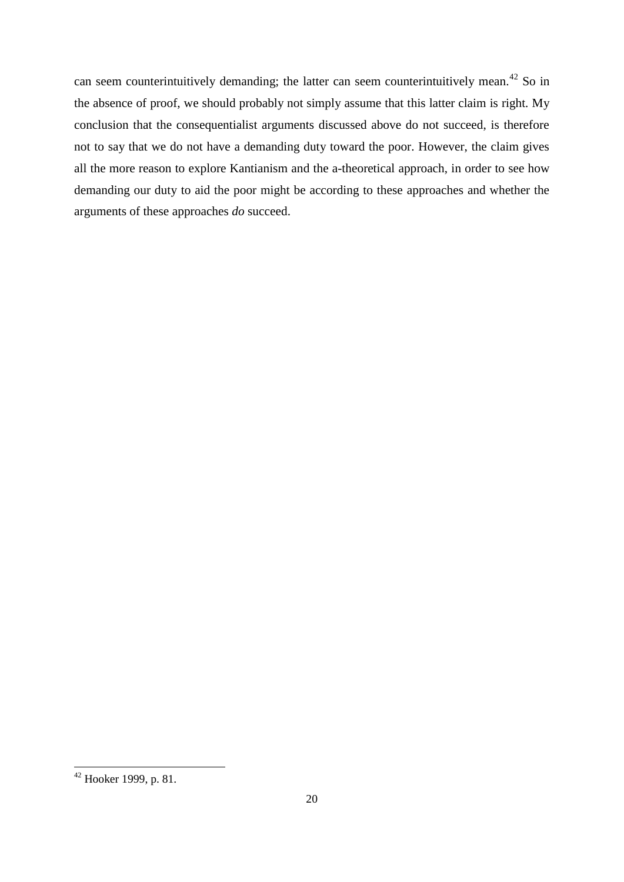can seem counterintuitively demanding; the latter can seem counterintuitively mean.[42] So in the absence of proof, we should probably not simply assume that this latter claim is right. My conclusion that the consequentialist arguments discussed above do not succeed, is therefore not to say that we do not have a demanding duty toward the poor. However, the claim gives all the more reason to explore Kantianism and the a-theoretical approach, in order to see how demanding our duty to aid the poor might be according to these approaches and whether the arguments of these approaches *do* succeed.

---

[42] Hooker 1999, p. 81.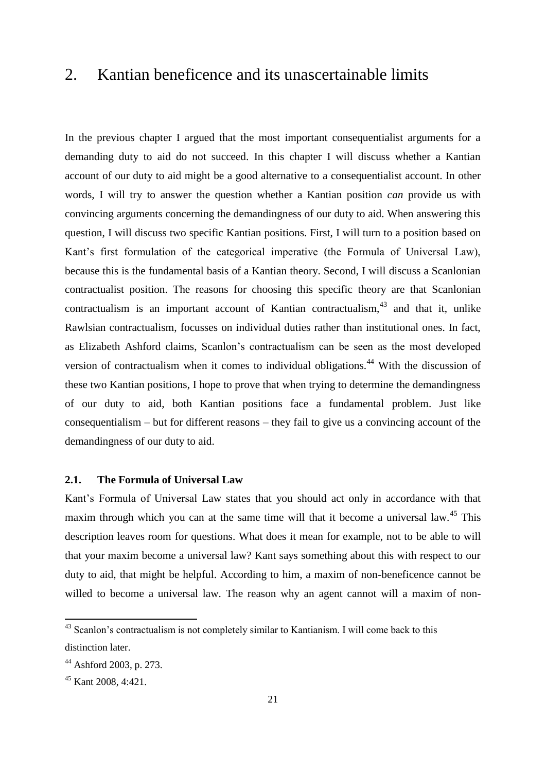# 2. Kantian beneficence and its unascertainable limits

In the previous chapter I argued that the most important consequentialist arguments for a demanding duty to aid do not succeed. In this chapter I will discuss whether a Kantian account of our duty to aid might be a good alternative to a consequentialist account. In other words, I will try to answer the question whether a Kantian position *can* provide us with convincing arguments concerning the demandingness of our duty to aid. When answering this question, I will discuss two specific Kantian positions. First, I will turn to a position based on Kant's first formulation of the categorical imperative (the Formula of Universal Law), because this is the fundamental basis of a Kantian theory. Second, I will discuss a Scanlonian contractualist position. The reasons for choosing this specific theory are that Scanlonian contractualism is an important account of Kantian contractualism,[43] and that it, unlike Rawlsian contractualism, focusses on individual duties rather than institutional ones. In fact, as Elizabeth Ashford claims, Scanlon's contractualism can be seen as the most developed version of contractualism when it comes to individual obligations.[44] With the discussion of these two Kantian positions, I hope to prove that when trying to determine the demandingness of our duty to aid, both Kantian positions face a fundamental problem. Just like consequentialism – but for different reasons – they fail to give us a convincing account of the demandingness of our duty to aid.

## 2.1. The Formula of Universal Law

Kant's Formula of Universal Law states that you should act only in accordance with that maxim through which you can at the same time will that it become a universal law.[45] This description leaves room for questions. What does it mean for example, not to be able to will that your maxim become a universal law? Kant says something about this with respect to our duty to aid, that might be helpful. According to him, a maxim of non-beneficence cannot be willed to become a universal law. The reason why an agent cannot will a maxim of non-

[43] Scanlon's contractualism is not completely similar to Kantianism. I will come back to this distinction later.

[44] Ashford 2003, p. 273.

[45] Kant 2008, 4:421.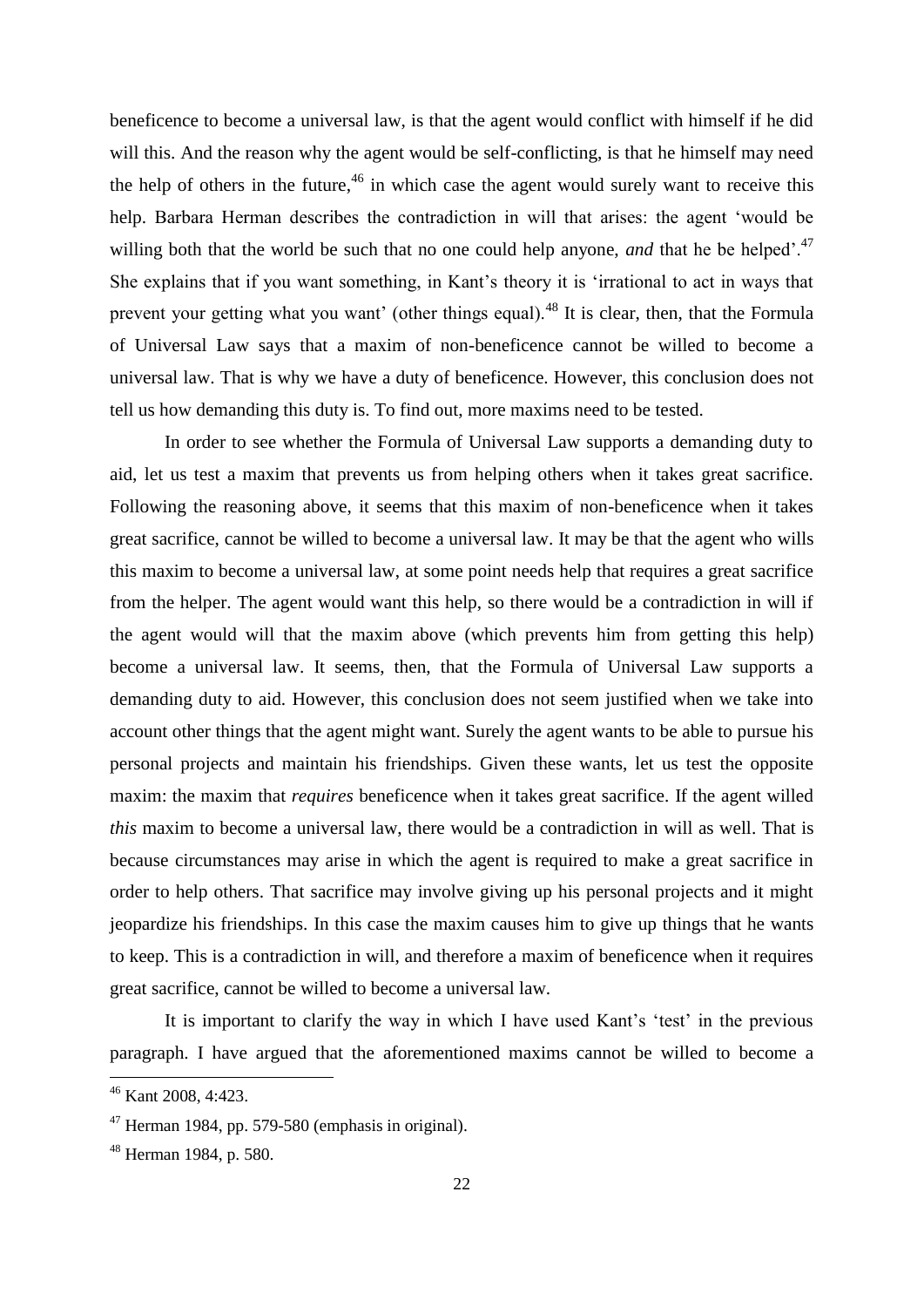beneficence to become a universal law, is that the agent would conflict with himself if he did will this. And the reason why the agent would be self-conflicting, is that he himself may need the help of others in the future,[46] in which case the agent would surely want to receive this help. Barbara Herman describes the contradiction in will that arises: the agent 'would be willing both that the world be such that no one could help anyone, *and* that he be helped'.[47] She explains that if you want something, in Kant's theory it is 'irrational to act in ways that prevent your getting what you want' (other things equal).[48] It is clear, then, that the Formula of Universal Law says that a maxim of non-beneficence cannot be willed to become a universal law. That is why we have a duty of beneficence. However, this conclusion does not tell us how demanding this duty is. To find out, more maxims need to be tested.

In order to see whether the Formula of Universal Law supports a demanding duty to aid, let us test a maxim that prevents us from helping others when it takes great sacrifice. Following the reasoning above, it seems that this maxim of non-beneficence when it takes great sacrifice, cannot be willed to become a universal law. It may be that the agent who wills this maxim to become a universal law, at some point needs help that requires a great sacrifice from the helper. The agent would want this help, so there would be a contradiction in will if the agent would will that the maxim above (which prevents him from getting this help) become a universal law. It seems, then, that the Formula of Universal Law supports a demanding duty to aid. However, this conclusion does not seem justified when we take into account other things that the agent might want. Surely the agent wants to be able to pursue his personal projects and maintain his friendships. Given these wants, let us test the opposite maxim: the maxim that *requires* beneficence when it takes great sacrifice. If the agent willed *this* maxim to become a universal law, there would be a contradiction in will as well. That is because circumstances may arise in which the agent is required to make a great sacrifice in order to help others. That sacrifice may involve giving up his personal projects and it might jeopardize his friendships. In this case the maxim causes him to give up things that he wants to keep. This is a contradiction in will, and therefore a maxim of beneficence when it requires great sacrifice, cannot be willed to become a universal law.

It is important to clarify the way in which I have used Kant's 'test' in the previous paragraph. I have argued that the aforementioned maxims cannot be willed to become a

---

[46] Kant 2008, 4:423.

[47] Herman 1984, pp. 579-580 (emphasis in original).

[48] Herman 1984, p. 580.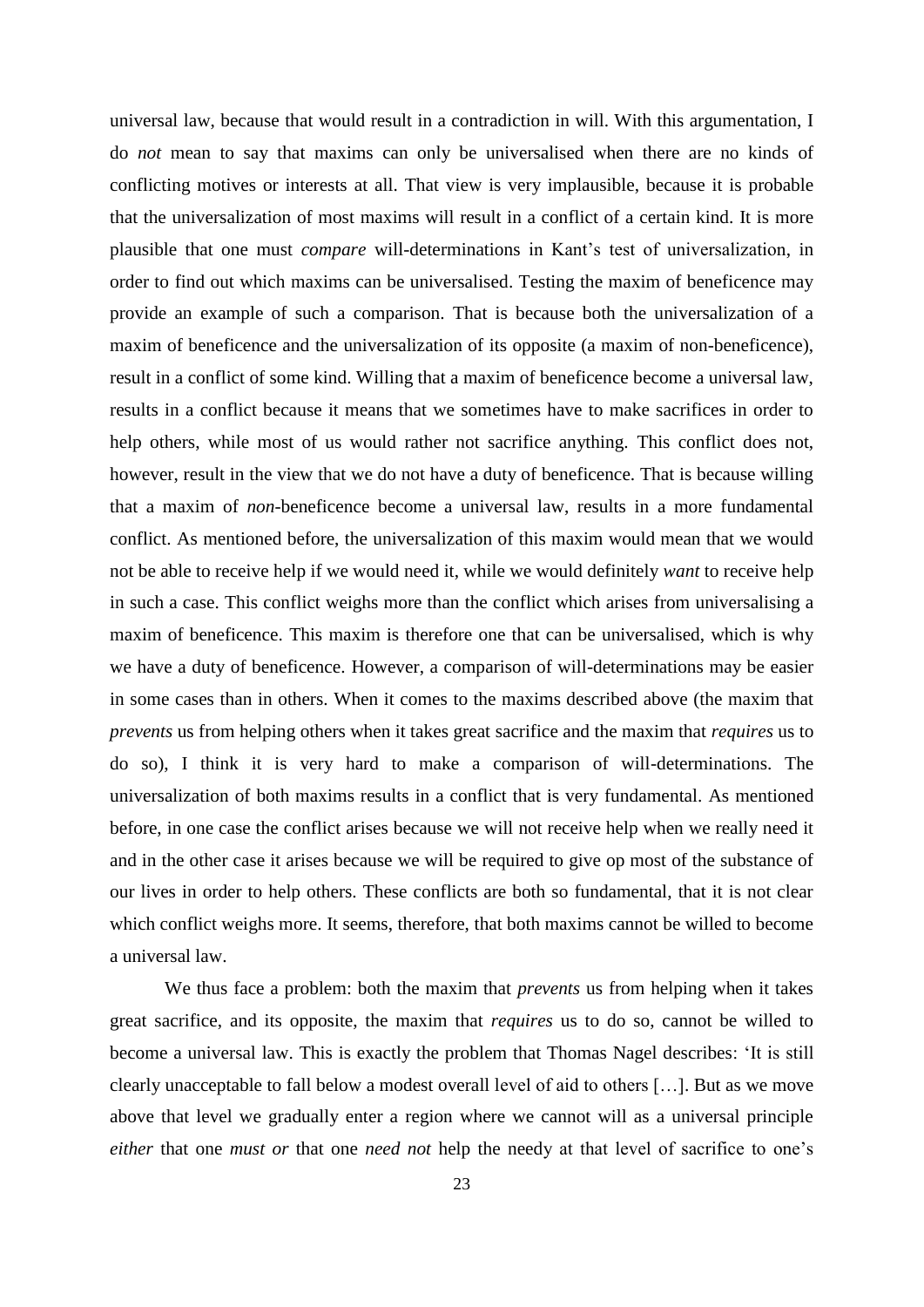universal law, because that would result in a contradiction in will. With this argumentation, I do *not* mean to say that maxims can only be universalised when there are no kinds of conflicting motives or interests at all. That view is very implausible, because it is probable that the universalization of most maxims will result in a conflict of a certain kind. It is more plausible that one must *compare* will-determinations in Kant's test of universalization, in order to find out which maxims can be universalised. Testing the maxim of beneficence may provide an example of such a comparison. That is because both the universalization of a maxim of beneficence and the universalization of its opposite (a maxim of non-beneficence), result in a conflict of some kind. Willing that a maxim of beneficence become a universal law, results in a conflict because it means that we sometimes have to make sacrifices in order to help others, while most of us would rather not sacrifice anything. This conflict does not, however, result in the view that we do not have a duty of beneficence. That is because willing that a maxim of *non*-beneficence become a universal law, results in a more fundamental conflict. As mentioned before, the universalization of this maxim would mean that we would not be able to receive help if we would need it, while we would definitely *want* to receive help in such a case. This conflict weighs more than the conflict which arises from universalising a maxim of beneficence. This maxim is therefore one that can be universalised, which is why we have a duty of beneficence. However, a comparison of will-determinations may be easier in some cases than in others. When it comes to the maxims described above (the maxim that *prevents* us from helping others when it takes great sacrifice and the maxim that *requires* us to do so), I think it is very hard to make a comparison of will-determinations. The universalization of both maxims results in a conflict that is very fundamental. As mentioned before, in one case the conflict arises because we will not receive help when we really need it and in the other case it arises because we will be required to give op most of the substance of our lives in order to help others. These conflicts are both so fundamental, that it is not clear which conflict weighs more. It seems, therefore, that both maxims cannot be willed to become a universal law.

We thus face a problem: both the maxim that *prevents* us from helping when it takes great sacrifice, and its opposite, the maxim that *requires* us to do so, cannot be willed to become a universal law. This is exactly the problem that Thomas Nagel describes: 'It is still clearly unacceptable to fall below a modest overall level of aid to others […]. But as we move above that level we gradually enter a region where we cannot will as a universal principle *either* that one *must or* that one *need not* help the needy at that level of sacrifice to one's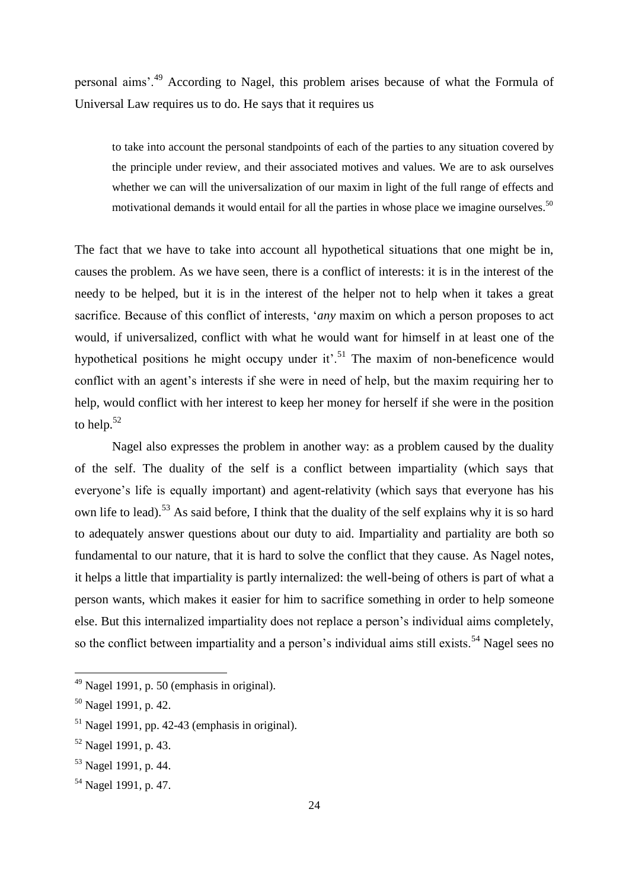personal aims'.[49] According to Nagel, this problem arises because of what the Formula of Universal Law requires us to do. He says that it requires us

> to take into account the personal standpoints of each of the parties to any situation covered by the principle under review, and their associated motives and values. We are to ask ourselves whether we can will the universalization of our maxim in light of the full range of effects and motivational demands it would entail for all the parties in whose place we imagine ourselves.[50]

The fact that we have to take into account all hypothetical situations that one might be in, causes the problem. As we have seen, there is a conflict of interests: it is in the interest of the needy to be helped, but it is in the interest of the helper not to help when it takes a great sacrifice. Because of this conflict of interests, '*any* maxim on which a person proposes to act would, if universalized, conflict with what he would want for himself in at least one of the hypothetical positions he might occupy under it'.[51] The maxim of non-beneficence would conflict with an agent's interests if she were in need of help, but the maxim requiring her to help, would conflict with her interest to keep her money for herself if she were in the position to help.[52]

Nagel also expresses the problem in another way: as a problem caused by the duality of the self. The duality of the self is a conflict between impartiality (which says that everyone's life is equally important) and agent-relativity (which says that everyone has his own life to lead).[53] As said before, I think that the duality of the self explains why it is so hard to adequately answer questions about our duty to aid. Impartiality and partiality are both so fundamental to our nature, that it is hard to solve the conflict that they cause. As Nagel notes, it helps a little that impartiality is partly internalized: the well-being of others is part of what a person wants, which makes it easier for him to sacrifice something in order to help someone else. But this internalized impartiality does not replace a person's individual aims completely, so the conflict between impartiality and a person's individual aims still exists.[54] Nagel sees no

---

[49] Nagel 1991, p. 50 (emphasis in original).

[50] Nagel 1991, p. 42.

[51] Nagel 1991, pp. 42-43 (emphasis in original).

[52] Nagel 1991, p. 43.

[53] Nagel 1991, p. 44.

[54] Nagel 1991, p. 47.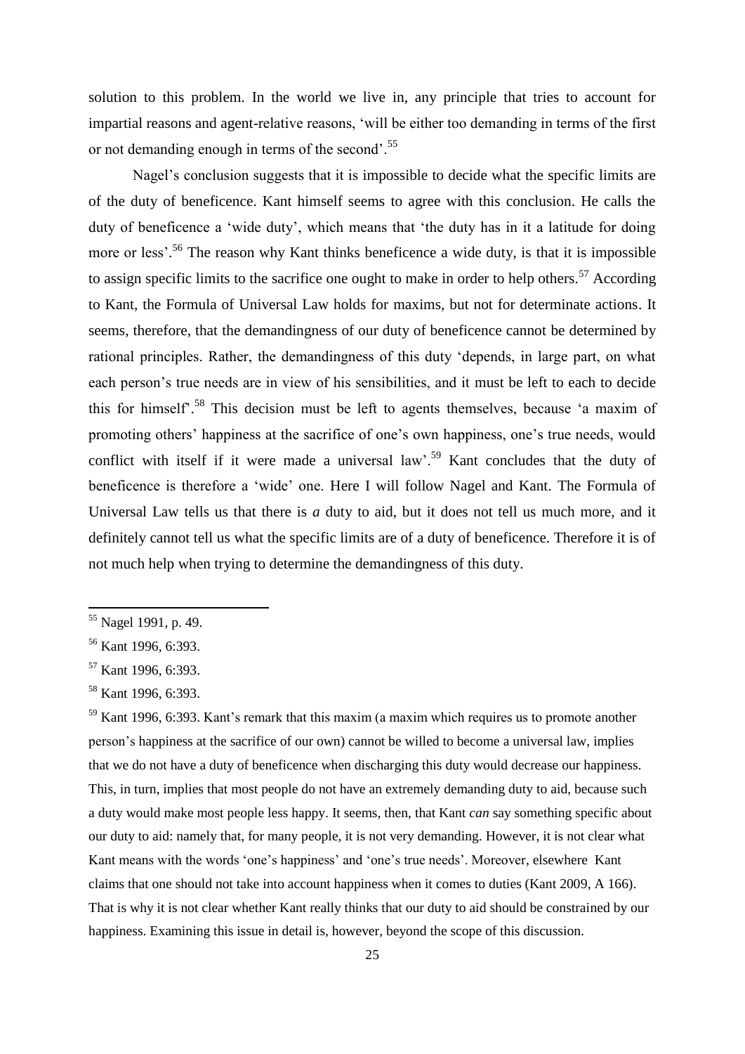solution to this problem. In the world we live in, any principle that tries to account for impartial reasons and agent-relative reasons, 'will be either too demanding in terms of the first or not demanding enough in terms of the second'.[55]

Nagel's conclusion suggests that it is impossible to decide what the specific limits are of the duty of beneficence. Kant himself seems to agree with this conclusion. He calls the duty of beneficence a 'wide duty', which means that 'the duty has in it a latitude for doing more or less'.[56] The reason why Kant thinks beneficence a wide duty, is that it is impossible to assign specific limits to the sacrifice one ought to make in order to help others.[57] According to Kant, the Formula of Universal Law holds for maxims, but not for determinate actions. It seems, therefore, that the demandingness of our duty of beneficence cannot be determined by rational principles. Rather, the demandingness of this duty 'depends, in large part, on what each person's true needs are in view of his sensibilities, and it must be left to each to decide this for himself'.[58] This decision must be left to agents themselves, because 'a maxim of promoting others' happiness at the sacrifice of one's own happiness, one's true needs, would conflict with itself if it were made a universal law'.[59] Kant concludes that the duty of beneficence is therefore a 'wide' one. Here I will follow Nagel and Kant. The Formula of Universal Law tells us that there is *a* duty to aid, but it does not tell us much more, and it definitely cannot tell us what the specific limits are of a duty of beneficence. Therefore it is of not much help when trying to determine the demandingness of this duty.

---

[55] Nagel 1991, p. 49.

[56] Kant 1996, 6:393.

[57] Kant 1996, 6:393.

[58] Kant 1996, 6:393.

[59] Kant 1996, 6:393. Kant's remark that this maxim (a maxim which requires us to promote another person's happiness at the sacrifice of our own) cannot be willed to become a universal law, implies that we do not have a duty of beneficence when discharging this duty would decrease our happiness. This, in turn, implies that most people do not have an extremely demanding duty to aid, because such a duty would make most people less happy. It seems, then, that Kant *can* say something specific about our duty to aid: namely that, for many people, it is not very demanding. However, it is not clear what Kant means with the words 'one's happiness' and 'one's true needs'. Moreover, elsewhere Kant claims that one should not take into account happiness when it comes to duties (Kant 2009, A 166). That is why it is not clear whether Kant really thinks that our duty to aid should be constrained by our happiness. Examining this issue in detail is, however, beyond the scope of this discussion.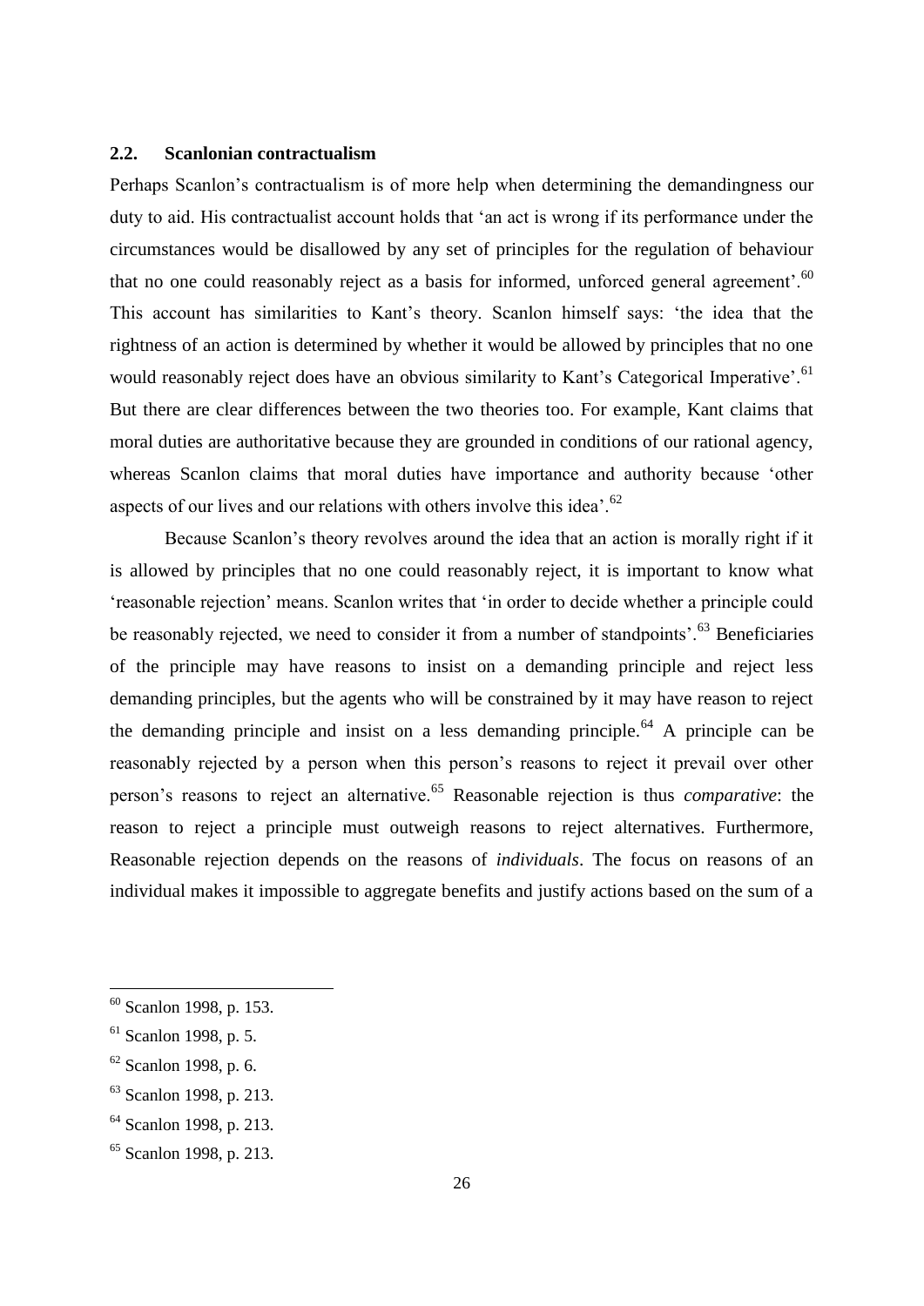## 2.2. Scanlonian contractualism

Perhaps Scanlon's contractualism is of more help when determining the demandingness our duty to aid. His contractualist account holds that 'an act is wrong if its performance under the circumstances would be disallowed by any set of principles for the regulation of behaviour that no one could reasonably reject as a basis for informed, unforced general agreement'.[60] This account has similarities to Kant's theory. Scanlon himself says: 'the idea that the rightness of an action is determined by whether it would be allowed by principles that no one would reasonably reject does have an obvious similarity to Kant's Categorical Imperative'.[61] But there are clear differences between the two theories too. For example, Kant claims that moral duties are authoritative because they are grounded in conditions of our rational agency, whereas Scanlon claims that moral duties have importance and authority because 'other aspects of our lives and our relations with others involve this idea'.[62]

Because Scanlon's theory revolves around the idea that an action is morally right if it is allowed by principles that no one could reasonably reject, it is important to know what 'reasonable rejection' means. Scanlon writes that 'in order to decide whether a principle could be reasonably rejected, we need to consider it from a number of standpoints'.[63] Beneficiaries of the principle may have reasons to insist on a demanding principle and reject less demanding principles, but the agents who will be constrained by it may have reason to reject the demanding principle and insist on a less demanding principle.[64] A principle can be reasonably rejected by a person when this person's reasons to reject it prevail over other person's reasons to reject an alternative.[65] Reasonable rejection is thus *comparative*: the reason to reject a principle must outweigh reasons to reject alternatives. Furthermore, Reasonable rejection depends on the reasons of *individuals*. The focus on reasons of an individual makes it impossible to aggregate benefits and justify actions based on the sum of a

---

[60] Scanlon 1998, p. 153.

[61] Scanlon 1998, p. 5.

[62] Scanlon 1998, p. 6.

[63] Scanlon 1998, p. 213.

[64] Scanlon 1998, p. 213.

[65] Scanlon 1998, p. 213.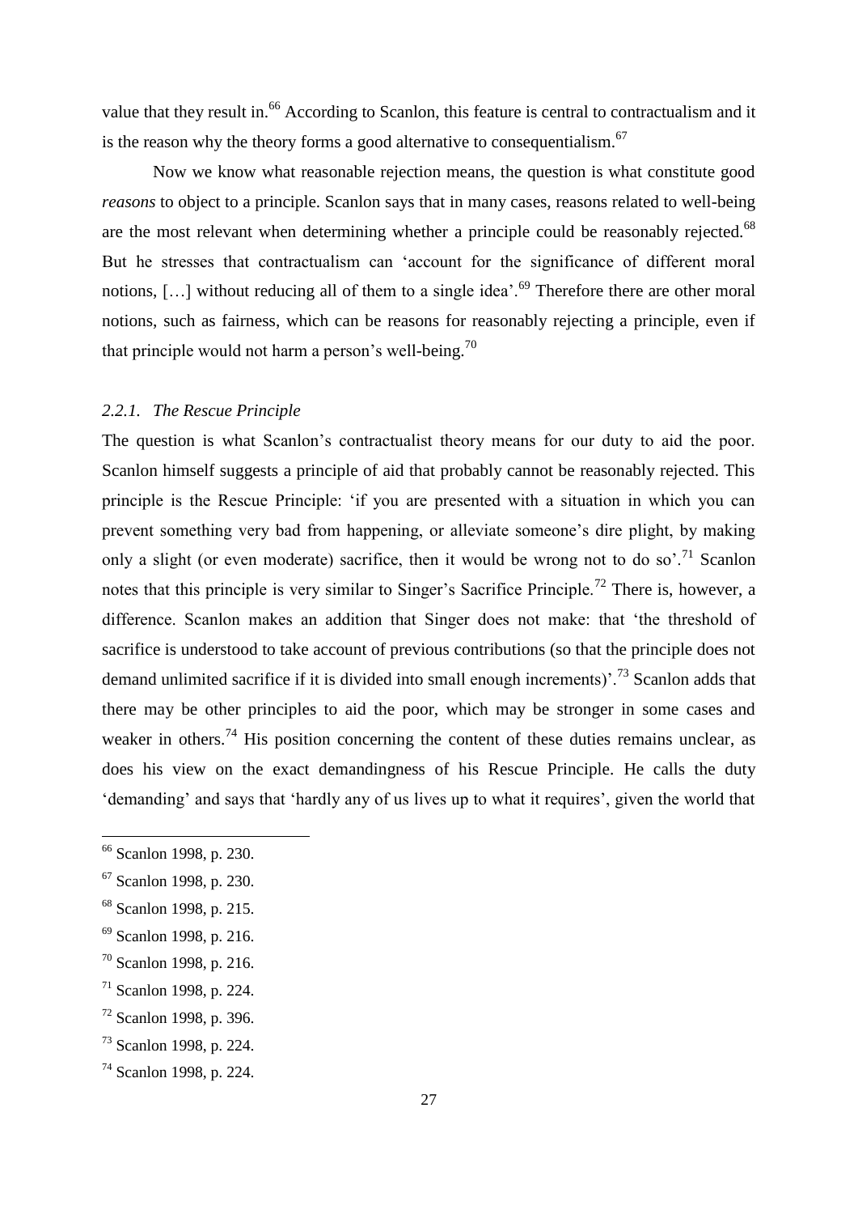value that they result in.[66] According to Scanlon, this feature is central to contractualism and it is the reason why the theory forms a good alternative to consequentialism.[67]

Now we know what reasonable rejection means, the question is what constitute good *reasons* to object to a principle. Scanlon says that in many cases, reasons related to well-being are the most relevant when determining whether a principle could be reasonably rejected.[68] But he stresses that contractualism can 'account for the significance of different moral notions, […] without reducing all of them to a single idea'.[69] Therefore there are other moral notions, such as fairness, which can be reasons for reasonably rejecting a principle, even if that principle would not harm a person's well-being.[70]

### *2.2.1. The Rescue Principle*

The question is what Scanlon's contractualist theory means for our duty to aid the poor. Scanlon himself suggests a principle of aid that probably cannot be reasonably rejected. This principle is the Rescue Principle: 'if you are presented with a situation in which you can prevent something very bad from happening, or alleviate someone's dire plight, by making only a slight (or even moderate) sacrifice, then it would be wrong not to do so'.[71] Scanlon notes that this principle is very similar to Singer's Sacrifice Principle.[72] There is, however, a difference. Scanlon makes an addition that Singer does not make: that 'the threshold of sacrifice is understood to take account of previous contributions (so that the principle does not demand unlimited sacrifice if it is divided into small enough increments)'.[73] Scanlon adds that there may be other principles to aid the poor, which may be stronger in some cases and weaker in others.[74] His position concerning the content of these duties remains unclear, as does his view on the exact demandingness of his Rescue Principle. He calls the duty 'demanding' and says that 'hardly any of us lives up to what it requires', given the world that

---

[66] Scanlon 1998, p. 230.

[67] Scanlon 1998, p. 230.

[68] Scanlon 1998, p. 215.

[69] Scanlon 1998, p. 216.

[70] Scanlon 1998, p. 216.

[71] Scanlon 1998, p. 224.

[72] Scanlon 1998, p. 396.

[73] Scanlon 1998, p. 224.

[74] Scanlon 1998, p. 224.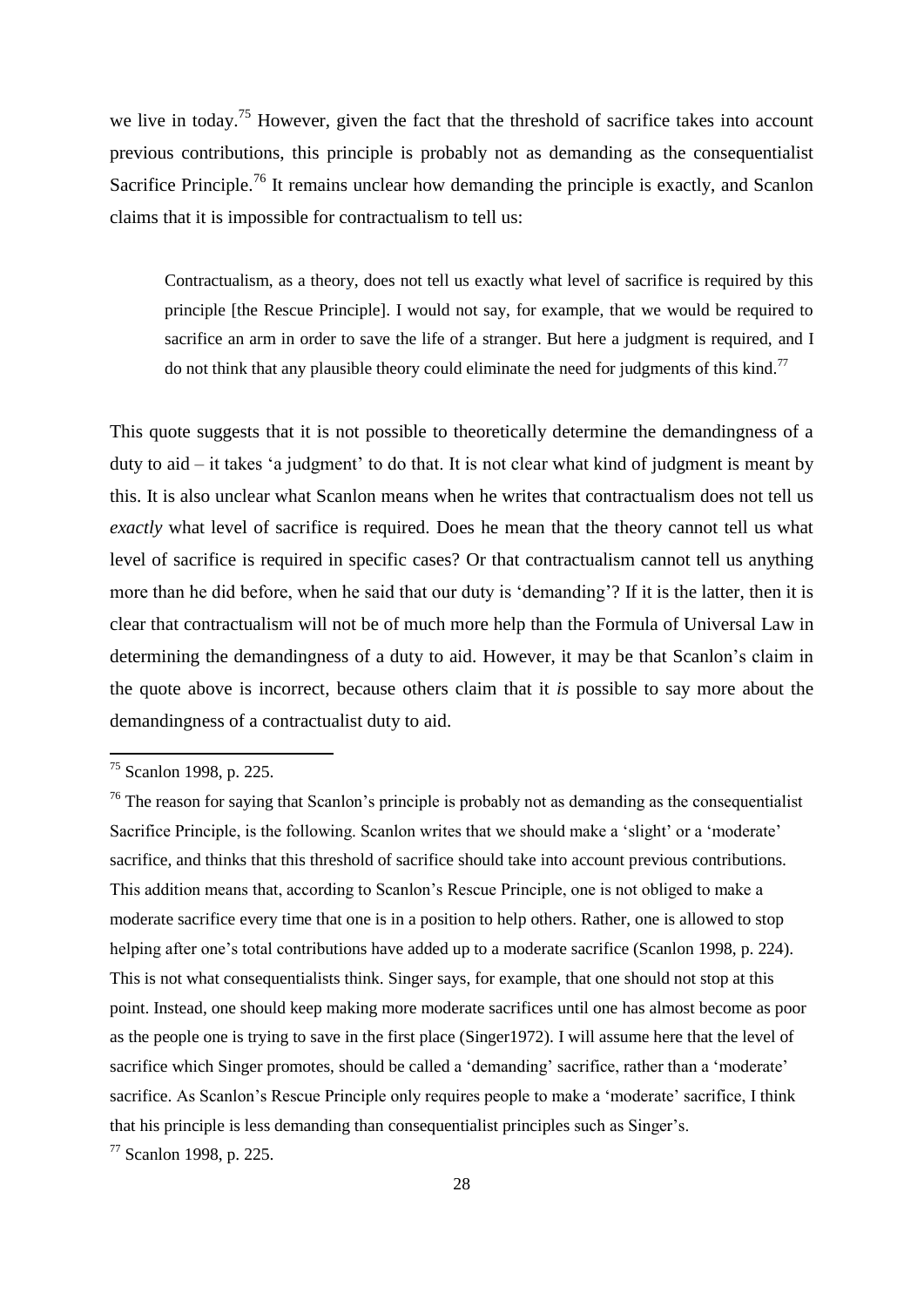we live in today.[75] However, given the fact that the threshold of sacrifice takes into account previous contributions, this principle is probably not as demanding as the consequentialist Sacrifice Principle.[76] It remains unclear how demanding the principle is exactly, and Scanlon claims that it is impossible for contractualism to tell us:

> Contractualism, as a theory, does not tell us exactly what level of sacrifice is required by this principle [the Rescue Principle]. I would not say, for example, that we would be required to sacrifice an arm in order to save the life of a stranger. But here a judgment is required, and I do not think that any plausible theory could eliminate the need for judgments of this kind.[77]

This quote suggests that it is not possible to theoretically determine the demandingness of a duty to aid – it takes 'a judgment' to do that. It is not clear what kind of judgment is meant by this. It is also unclear what Scanlon means when he writes that contractualism does not tell us *exactly* what level of sacrifice is required. Does he mean that the theory cannot tell us what level of sacrifice is required in specific cases? Or that contractualism cannot tell us anything more than he did before, when he said that our duty is 'demanding'? If it is the latter, then it is clear that contractualism will not be of much more help than the Formula of Universal Law in determining the demandingness of a duty to aid. However, it may be that Scanlon's claim in the quote above is incorrect, because others claim that it *is* possible to say more about the demandingness of a contractualist duty to aid.

---

[75] Scanlon 1998, p. 225.

[76] The reason for saying that Scanlon's principle is probably not as demanding as the consequentialist Sacrifice Principle, is the following. Scanlon writes that we should make a 'slight' or a 'moderate' sacrifice, and thinks that this threshold of sacrifice should take into account previous contributions. This addition means that, according to Scanlon's Rescue Principle, one is not obliged to make a moderate sacrifice every time that one is in a position to help others. Rather, one is allowed to stop helping after one's total contributions have added up to a moderate sacrifice (Scanlon 1998, p. 224). This is not what consequentialists think. Singer says, for example, that one should not stop at this point. Instead, one should keep making more moderate sacrifices until one has almost become as poor as the people one is trying to save in the first place (Singer1972). I will assume here that the level of sacrifice which Singer promotes, should be called a 'demanding' sacrifice, rather than a 'moderate' sacrifice. As Scanlon's Rescue Principle only requires people to make a 'moderate' sacrifice, I think that his principle is less demanding than consequentialist principles such as Singer's.

[77] Scanlon 1998, p. 225.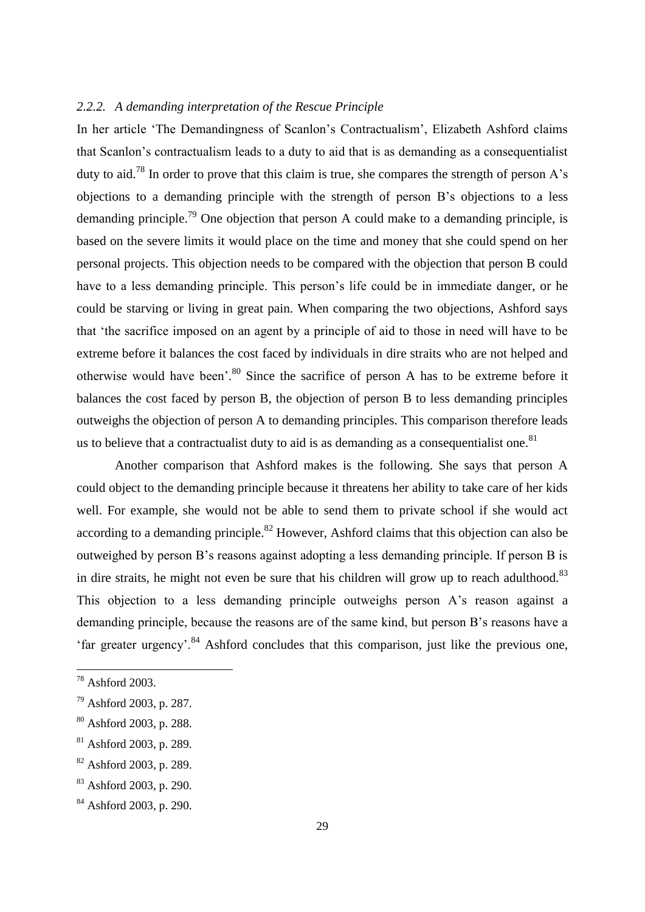### *2.2.2. A demanding interpretation of the Rescue Principle*

In her article 'The Demandingness of Scanlon's Contractualism', Elizabeth Ashford claims that Scanlon's contractualism leads to a duty to aid that is as demanding as a consequentialist duty to aid.[78] In order to prove that this claim is true, she compares the strength of person A's objections to a demanding principle with the strength of person B's objections to a less demanding principle.[79] One objection that person A could make to a demanding principle, is based on the severe limits it would place on the time and money that she could spend on her personal projects. This objection needs to be compared with the objection that person B could have to a less demanding principle. This person's life could be in immediate danger, or he could be starving or living in great pain. When comparing the two objections, Ashford says that 'the sacrifice imposed on an agent by a principle of aid to those in need will have to be extreme before it balances the cost faced by individuals in dire straits who are not helped and otherwise would have been'.[80] Since the sacrifice of person A has to be extreme before it balances the cost faced by person B, the objection of person B to less demanding principles outweighs the objection of person A to demanding principles. This comparison therefore leads us to believe that a contractualist duty to aid is as demanding as a consequentialist one.[81]

Another comparison that Ashford makes is the following. She says that person A could object to the demanding principle because it threatens her ability to take care of her kids well. For example, she would not be able to send them to private school if she would act according to a demanding principle.[82] However, Ashford claims that this objection can also be outweighed by person B's reasons against adopting a less demanding principle. If person B is in dire straits, he might not even be sure that his children will grow up to reach adulthood.[83] This objection to a less demanding principle outweighs person A's reason against a demanding principle, because the reasons are of the same kind, but person B's reasons have a 'far greater urgency'.[84] Ashford concludes that this comparison, just like the previous one,

---

[78] Ashford 2003.

[79] Ashford 2003, p. 287.

[80] Ashford 2003, p. 288.

[81] Ashford 2003, p. 289.

[82] Ashford 2003, p. 289.

[83] Ashford 2003, p. 290.

[84] Ashford 2003, p. 290.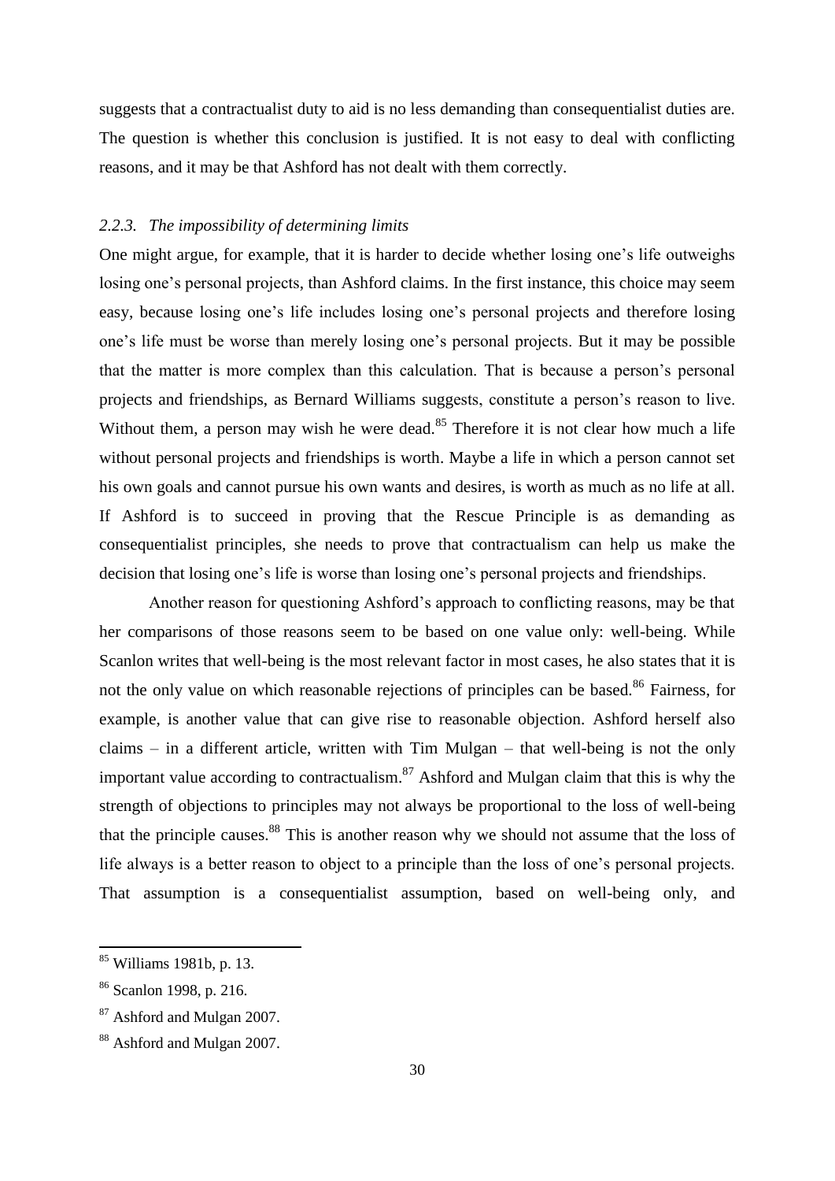suggests that a contractualist duty to aid is no less demanding than consequentialist duties are. The question is whether this conclusion is justified. It is not easy to deal with conflicting reasons, and it may be that Ashford has not dealt with them correctly.

### *2.2.3. The impossibility of determining limits*

One might argue, for example, that it is harder to decide whether losing one's life outweighs losing one's personal projects, than Ashford claims. In the first instance, this choice may seem easy, because losing one's life includes losing one's personal projects and therefore losing one's life must be worse than merely losing one's personal projects. But it may be possible that the matter is more complex than this calculation. That is because a person's personal projects and friendships, as Bernard Williams suggests, constitute a person's reason to live. Without them, a person may wish he were dead.[85] Therefore it is not clear how much a life without personal projects and friendships is worth. Maybe a life in which a person cannot set his own goals and cannot pursue his own wants and desires, is worth as much as no life at all. If Ashford is to succeed in proving that the Rescue Principle is as demanding as consequentialist principles, she needs to prove that contractualism can help us make the decision that losing one's life is worse than losing one's personal projects and friendships.

Another reason for questioning Ashford's approach to conflicting reasons, may be that her comparisons of those reasons seem to be based on one value only: well-being. While Scanlon writes that well-being is the most relevant factor in most cases, he also states that it is not the only value on which reasonable rejections of principles can be based.[86] Fairness, for example, is another value that can give rise to reasonable objection. Ashford herself also claims – in a different article, written with Tim Mulgan – that well-being is not the only important value according to contractualism.[87] Ashford and Mulgan claim that this is why the strength of objections to principles may not always be proportional to the loss of well-being that the principle causes.[88] This is another reason why we should not assume that the loss of life always is a better reason to object to a principle than the loss of one's personal projects. That assumption is a consequentialist assumption, based on well-being only, and

---

[85] Williams 1981b, p. 13.

[86] Scanlon 1998, p. 216.

[87] Ashford and Mulgan 2007.

[88] Ashford and Mulgan 2007.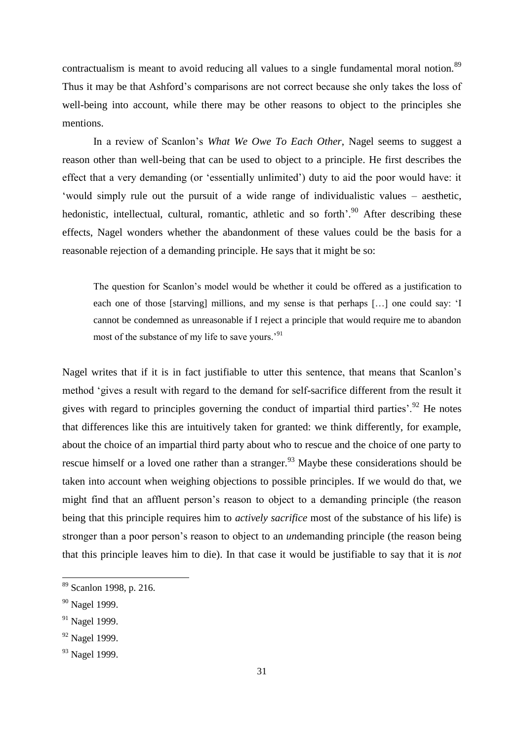contractualism is meant to avoid reducing all values to a single fundamental moral notion.[89] Thus it may be that Ashford's comparisons are not correct because she only takes the loss of well-being into account, while there may be other reasons to object to the principles she mentions.

In a review of Scanlon's *What We Owe To Each Other*, Nagel seems to suggest a reason other than well-being that can be used to object to a principle. He first describes the effect that a very demanding (or 'essentially unlimited') duty to aid the poor would have: it 'would simply rule out the pursuit of a wide range of individualistic values – aesthetic, hedonistic, intellectual, cultural, romantic, athletic and so forth'.[90] After describing these effects, Nagel wonders whether the abandonment of these values could be the basis for a reasonable rejection of a demanding principle. He says that it might be so:

> The question for Scanlon's model would be whether it could be offered as a justification to each one of those [starving] millions, and my sense is that perhaps […] one could say: 'I cannot be condemned as unreasonable if I reject a principle that would require me to abandon most of the substance of my life to save yours.'[91]

Nagel writes that if it is in fact justifiable to utter this sentence, that means that Scanlon's method 'gives a result with regard to the demand for self-sacrifice different from the result it gives with regard to principles governing the conduct of impartial third parties'.[92] He notes that differences like this are intuitively taken for granted: we think differently, for example, about the choice of an impartial third party about who to rescue and the choice of one party to rescue himself or a loved one rather than a stranger.[93] Maybe these considerations should be taken into account when weighing objections to possible principles. If we would do that, we might find that an affluent person's reason to object to a demanding principle (the reason being that this principle requires him to *actively sacrifice* most of the substance of his life) is stronger than a poor person's reason to object to an *un*demanding principle (the reason being that this principle leaves him to die). In that case it would be justifiable to say that it is *not*

---

[89] Scanlon 1998, p. 216.

[90] Nagel 1999.

[91] Nagel 1999.

[92] Nagel 1999.

[93] Nagel 1999.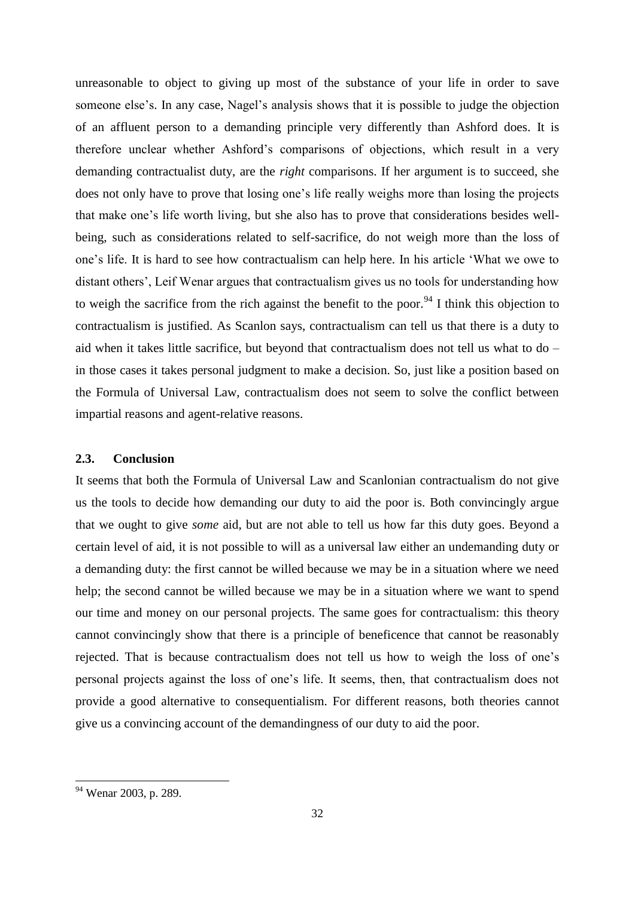unreasonable to object to giving up most of the substance of your life in order to save someone else's. In any case, Nagel's analysis shows that it is possible to judge the objection of an affluent person to a demanding principle very differently than Ashford does. It is therefore unclear whether Ashford's comparisons of objections, which result in a very demanding contractualist duty, are the *right* comparisons. If her argument is to succeed, she does not only have to prove that losing one's life really weighs more than losing the projects that make one's life worth living, but she also has to prove that considerations besides well-being, such as considerations related to self-sacrifice, do not weigh more than the loss of one's life. It is hard to see how contractualism can help here. In his article 'What we owe to distant others', Leif Wenar argues that contractualism gives us no tools for understanding how to weigh the sacrifice from the rich against the benefit to the poor.[94] I think this objection to contractualism is justified. As Scanlon says, contractualism can tell us that there is a duty to aid when it takes little sacrifice, but beyond that contractualism does not tell us what to do – in those cases it takes personal judgment to make a decision. So, just like a position based on the Formula of Universal Law, contractualism does not seem to solve the conflict between impartial reasons and agent-relative reasons.

### 2.3. Conclusion

It seems that both the Formula of Universal Law and Scanlonian contractualism do not give us the tools to decide how demanding our duty to aid the poor is. Both convincingly argue that we ought to give *some* aid, but are not able to tell us how far this duty goes. Beyond a certain level of aid, it is not possible to will as a universal law either an undemanding duty or a demanding duty: the first cannot be willed because we may be in a situation where we need help; the second cannot be willed because we may be in a situation where we want to spend our time and money on our personal projects. The same goes for contractualism: this theory cannot convincingly show that there is a principle of beneficence that cannot be reasonably rejected. That is because contractualism does not tell us how to weigh the loss of one's personal projects against the loss of one's life. It seems, then, that contractualism does not provide a good alternative to consequentialism. For different reasons, both theories cannot give us a convincing account of the demandingness of our duty to aid the poor.

---

[94] Wenar 2003, p. 289.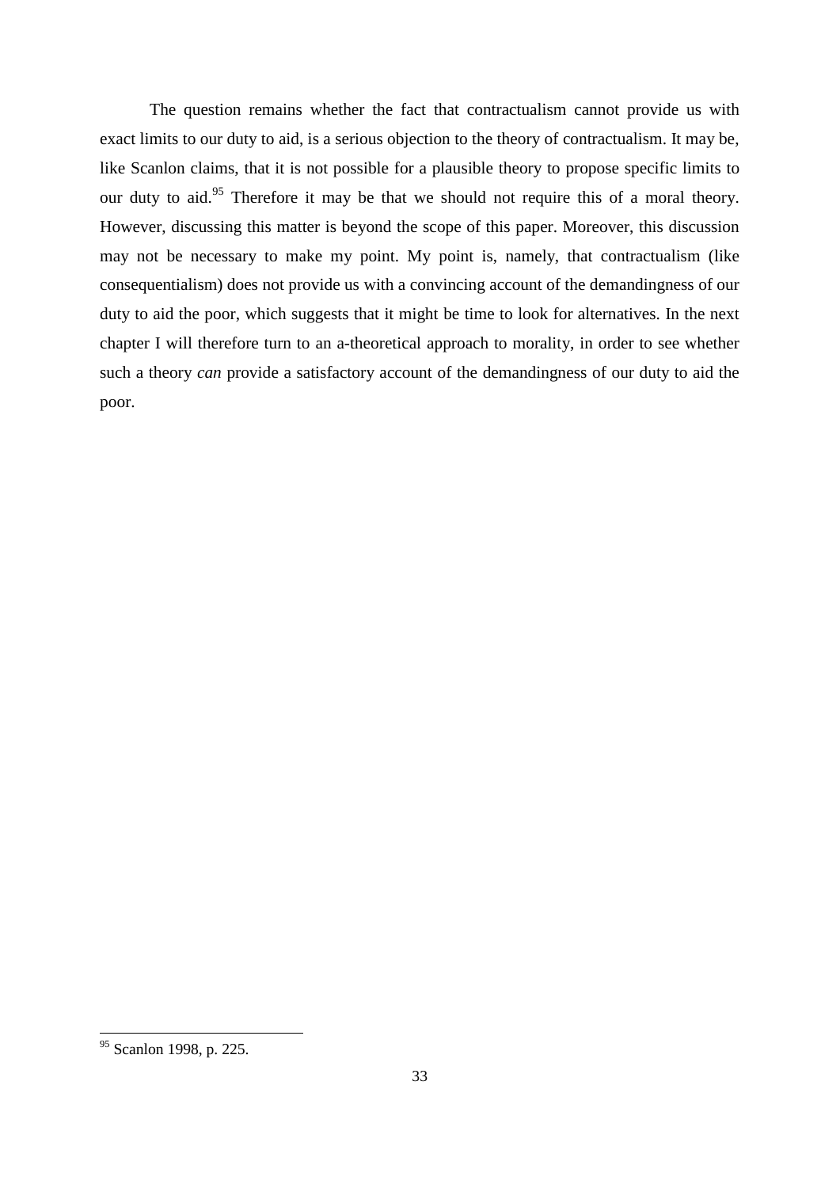The question remains whether the fact that contractualism cannot provide us with exact limits to our duty to aid, is a serious objection to the theory of contractualism. It may be, like Scanlon claims, that it is not possible for a plausible theory to propose specific limits to our duty to aid.[95] Therefore it may be that we should not require this of a moral theory. However, discussing this matter is beyond the scope of this paper. Moreover, this discussion may not be necessary to make my point. My point is, namely, that contractualism (like consequentialism) does not provide us with a convincing account of the demandingness of our duty to aid the poor, which suggests that it might be time to look for alternatives. In the next chapter I will therefore turn to an a-theoretical approach to morality, in order to see whether such a theory *can* provide a satisfactory account of the demandingness of our duty to aid the poor.

[95] Scanlon 1998, p. 225.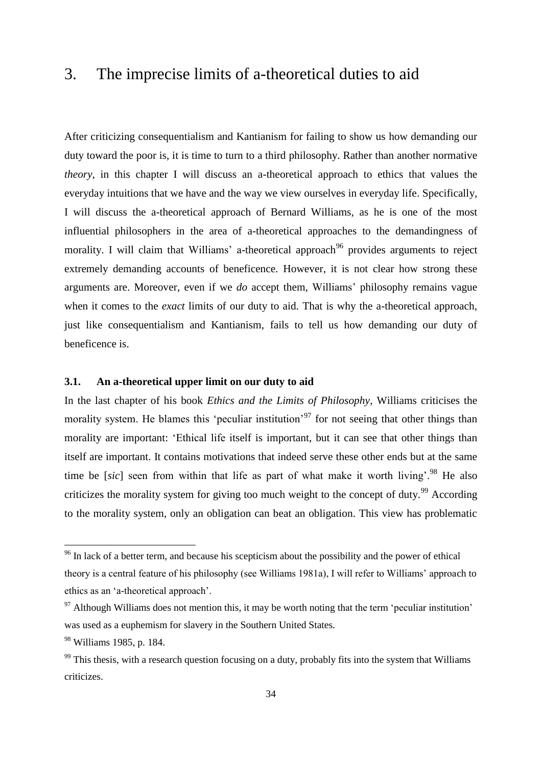# 3. The imprecise limits of a-theoretical duties to aid

After criticizing consequentialism and Kantianism for failing to show us how demanding our duty toward the poor is, it is time to turn to a third philosophy. Rather than another normative *theory*, in this chapter I will discuss an a-theoretical approach to ethics that values the everyday intuitions that we have and the way we view ourselves in everyday life. Specifically, I will discuss the a-theoretical approach of Bernard Williams, as he is one of the most influential philosophers in the area of a-theoretical approaches to the demandingness of morality. I will claim that Williams' a-theoretical approach[96] provides arguments to reject extremely demanding accounts of beneficence. However, it is not clear how strong these arguments are. Moreover, even if we *do* accept them, Williams' philosophy remains vague when it comes to the *exact* limits of our duty to aid. That is why the a-theoretical approach, just like consequentialism and Kantianism, fails to tell us how demanding our duty of beneficence is.

### 3.1. An a-theoretical upper limit on our duty to aid

In the last chapter of his book *Ethics and the Limits of Philosophy*, Williams criticises the morality system. He blames this 'peculiar institution'[97] for not seeing that other things than morality are important: 'Ethical life itself is important, but it can see that other things than itself are important. It contains motivations that indeed serve these other ends but at the same time be [*sic*] seen from within that life as part of what make it worth living'.[98] He also criticizes the morality system for giving too much weight to the concept of duty.[99] According to the morality system, only an obligation can beat an obligation. This view has problematic

---

[96] In lack of a better term, and because his scepticism about the possibility and the power of ethical theory is a central feature of his philosophy (see Williams 1981a), I will refer to Williams' approach to ethics as an 'a-theoretical approach'.

[97] Although Williams does not mention this, it may be worth noting that the term 'peculiar institution' was used as a euphemism for slavery in the Southern United States.

[98] Williams 1985, p. 184.

[99] This thesis, with a research question focusing on a duty, probably fits into the system that Williams criticizes.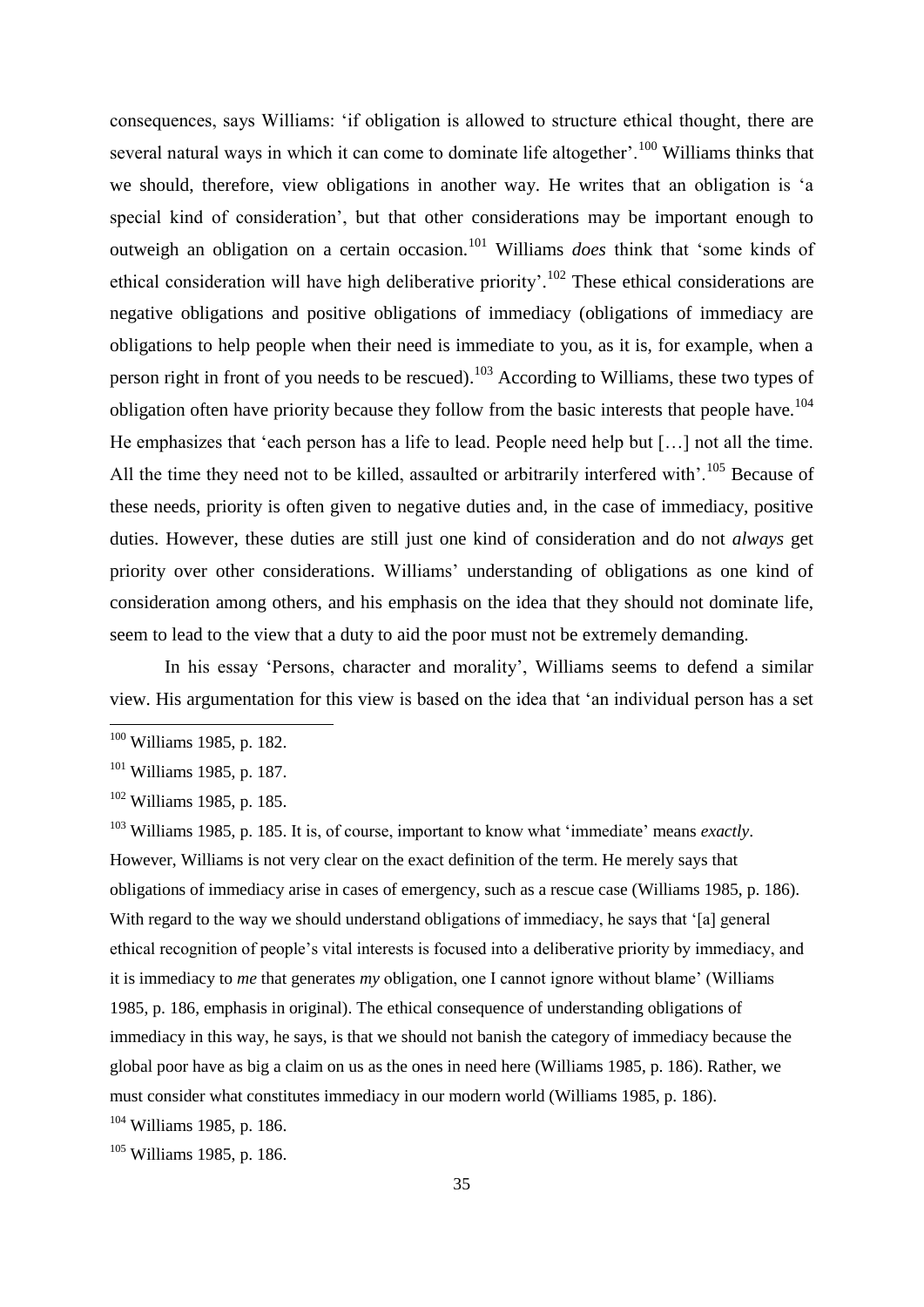consequences, says Williams: 'if obligation is allowed to structure ethical thought, there are several natural ways in which it can come to dominate life altogether'.[100] Williams thinks that we should, therefore, view obligations in another way. He writes that an obligation is 'a special kind of consideration', but that other considerations may be important enough to outweigh an obligation on a certain occasion.[101] Williams *does* think that 'some kinds of ethical consideration will have high deliberative priority'.[102] These ethical considerations are negative obligations and positive obligations of immediacy (obligations of immediacy are obligations to help people when their need is immediate to you, as it is, for example, when a person right in front of you needs to be rescued).[103] According to Williams, these two types of obligation often have priority because they follow from the basic interests that people have.[104] He emphasizes that 'each person has a life to lead. People need help but […] not all the time. All the time they need not to be killed, assaulted or arbitrarily interfered with'.[105] Because of these needs, priority is often given to negative duties and, in the case of immediacy, positive duties. However, these duties are still just one kind of consideration and do not *always* get priority over other considerations. Williams' understanding of obligations as one kind of consideration among others, and his emphasis on the idea that they should not dominate life, seem to lead to the view that a duty to aid the poor must not be extremely demanding.

In his essay 'Persons, character and morality', Williams seems to defend a similar view. His argumentation for this view is based on the idea that 'an individual person has a set

---

[100] Williams 1985, p. 182.

[101] Williams 1985, p. 187.

[102] Williams 1985, p. 185.

[103] Williams 1985, p. 185. It is, of course, important to know what 'immediate' means *exactly*. However, Williams is not very clear on the exact definition of the term. He merely says that obligations of immediacy arise in cases of emergency, such as a rescue case (Williams 1985, p. 186). With regard to the way we should understand obligations of immediacy, he says that '[a] general ethical recognition of people's vital interests is focused into a deliberative priority by immediacy, and it is immediacy to *me* that generates *my* obligation, one I cannot ignore without blame' (Williams 1985, p. 186, emphasis in original). The ethical consequence of understanding obligations of immediacy in this way, he says, is that we should not banish the category of immediacy because the global poor have as big a claim on us as the ones in need here (Williams 1985, p. 186). Rather, we must consider what constitutes immediacy in our modern world (Williams 1985, p. 186).

[104] Williams 1985, p. 186.

[105] Williams 1985, p. 186.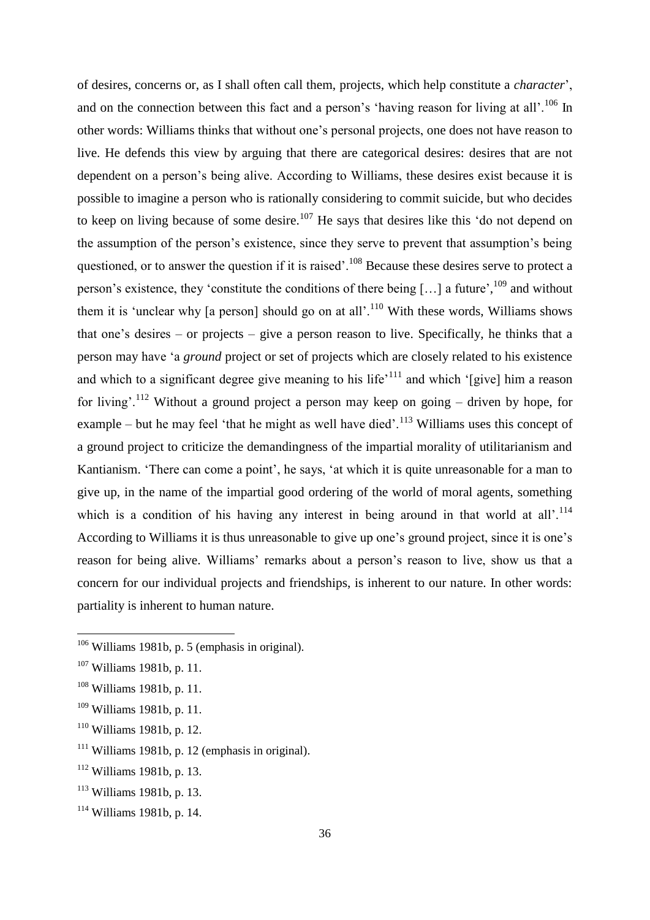of desires, concerns or, as I shall often call them, projects, which help constitute a *character*', and on the connection between this fact and a person's 'having reason for living at all'.[106] In other words: Williams thinks that without one's personal projects, one does not have reason to live. He defends this view by arguing that there are categorical desires: desires that are not dependent on a person's being alive. According to Williams, these desires exist because it is possible to imagine a person who is rationally considering to commit suicide, but who decides to keep on living because of some desire.[107] He says that desires like this 'do not depend on the assumption of the person's existence, since they serve to prevent that assumption's being questioned, or to answer the question if it is raised'.[108] Because these desires serve to protect a person's existence, they 'constitute the conditions of there being […] a future',[109] and without them it is 'unclear why [a person] should go on at all'.[110] With these words, Williams shows that one's desires – or projects – give a person reason to live. Specifically, he thinks that a person may have 'a *ground* project or set of projects which are closely related to his existence and which to a significant degree give meaning to his life'[111] and which '[give] him a reason for living'.[112] Without a ground project a person may keep on going – driven by hope, for example – but he may feel 'that he might as well have died'.[113] Williams uses this concept of a ground project to criticize the demandingness of the impartial morality of utilitarianism and Kantianism. 'There can come a point', he says, 'at which it is quite unreasonable for a man to give up, in the name of the impartial good ordering of the world of moral agents, something which is a condition of his having any interest in being around in that world at all'.[114] According to Williams it is thus unreasonable to give up one's ground project, since it is one's reason for being alive. Williams' remarks about a person's reason to live, show us that a concern for our individual projects and friendships, is inherent to our nature. In other words: partiality is inherent to human nature.

---

[106] Williams 1981b, p. 5 (emphasis in original).

[107] Williams 1981b, p. 11.

[108] Williams 1981b, p. 11.

[109] Williams 1981b, p. 11.

[110] Williams 1981b, p. 12.

[111] Williams 1981b, p. 12 (emphasis in original).

[112] Williams 1981b, p. 13.

[113] Williams 1981b, p. 13.

[114] Williams 1981b, p. 14.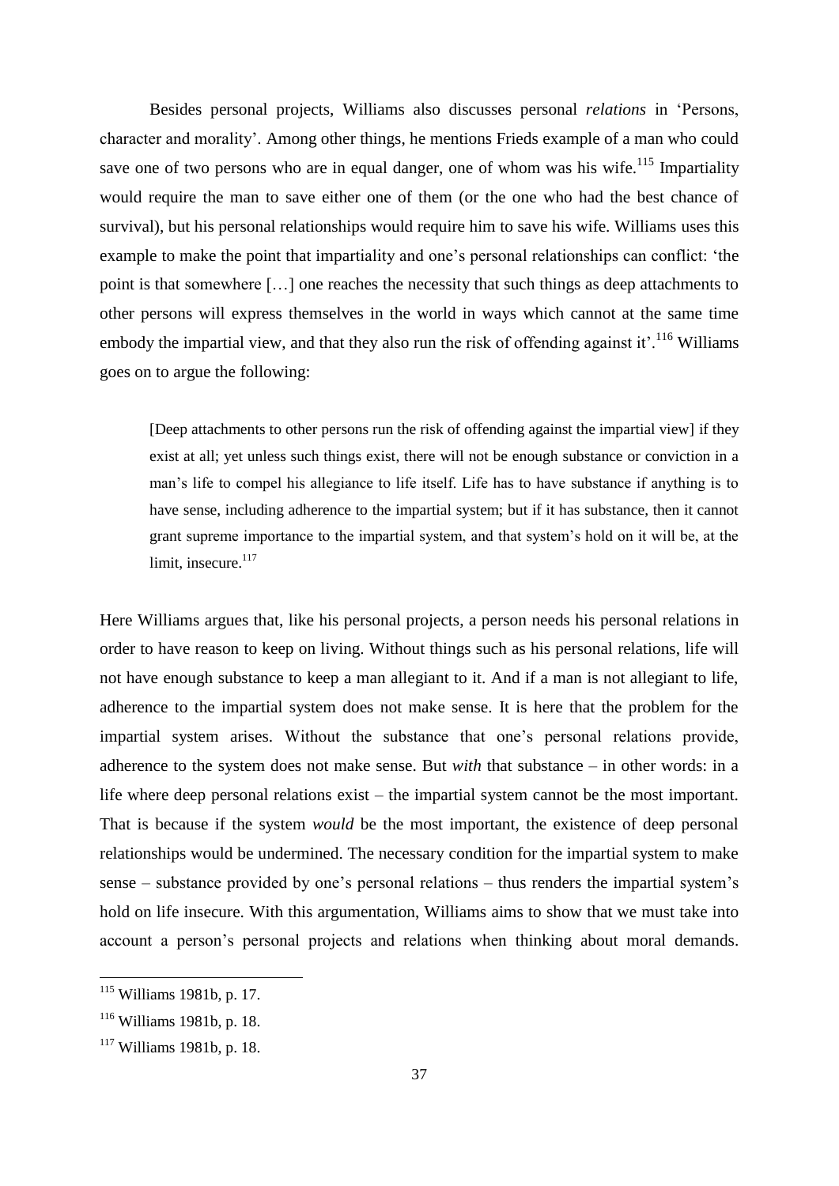Besides personal projects, Williams also discusses personal *relations* in 'Persons, character and morality'. Among other things, he mentions Frieds example of a man who could save one of two persons who are in equal danger, one of whom was his wife.[115] Impartiality would require the man to save either one of them (or the one who had the best chance of survival), but his personal relationships would require him to save his wife. Williams uses this example to make the point that impartiality and one's personal relationships can conflict: 'the point is that somewhere […] one reaches the necessity that such things as deep attachments to other persons will express themselves in the world in ways which cannot at the same time embody the impartial view, and that they also run the risk of offending against it'.[116] Williams goes on to argue the following:

> [Deep attachments to other persons run the risk of offending against the impartial view] if they exist at all; yet unless such things exist, there will not be enough substance or conviction in a man's life to compel his allegiance to life itself. Life has to have substance if anything is to have sense, including adherence to the impartial system; but if it has substance, then it cannot grant supreme importance to the impartial system, and that system's hold on it will be, at the limit, insecure.[117]

Here Williams argues that, like his personal projects, a person needs his personal relations in order to have reason to keep on living. Without things such as his personal relations, life will not have enough substance to keep a man allegiant to it. And if a man is not allegiant to life, adherence to the impartial system does not make sense. It is here that the problem for the impartial system arises. Without the substance that one's personal relations provide, adherence to the system does not make sense. But *with* that substance – in other words: in a life where deep personal relations exist – the impartial system cannot be the most important. That is because if the system *would* be the most important, the existence of deep personal relationships would be undermined. The necessary condition for the impartial system to make sense – substance provided by one's personal relations – thus renders the impartial system's hold on life insecure. With this argumentation, Williams aims to show that we must take into account a person's personal projects and relations when thinking about moral demands.

---

[115] Williams 1981b, p. 17.

[116] Williams 1981b, p. 18.

[117] Williams 1981b, p. 18.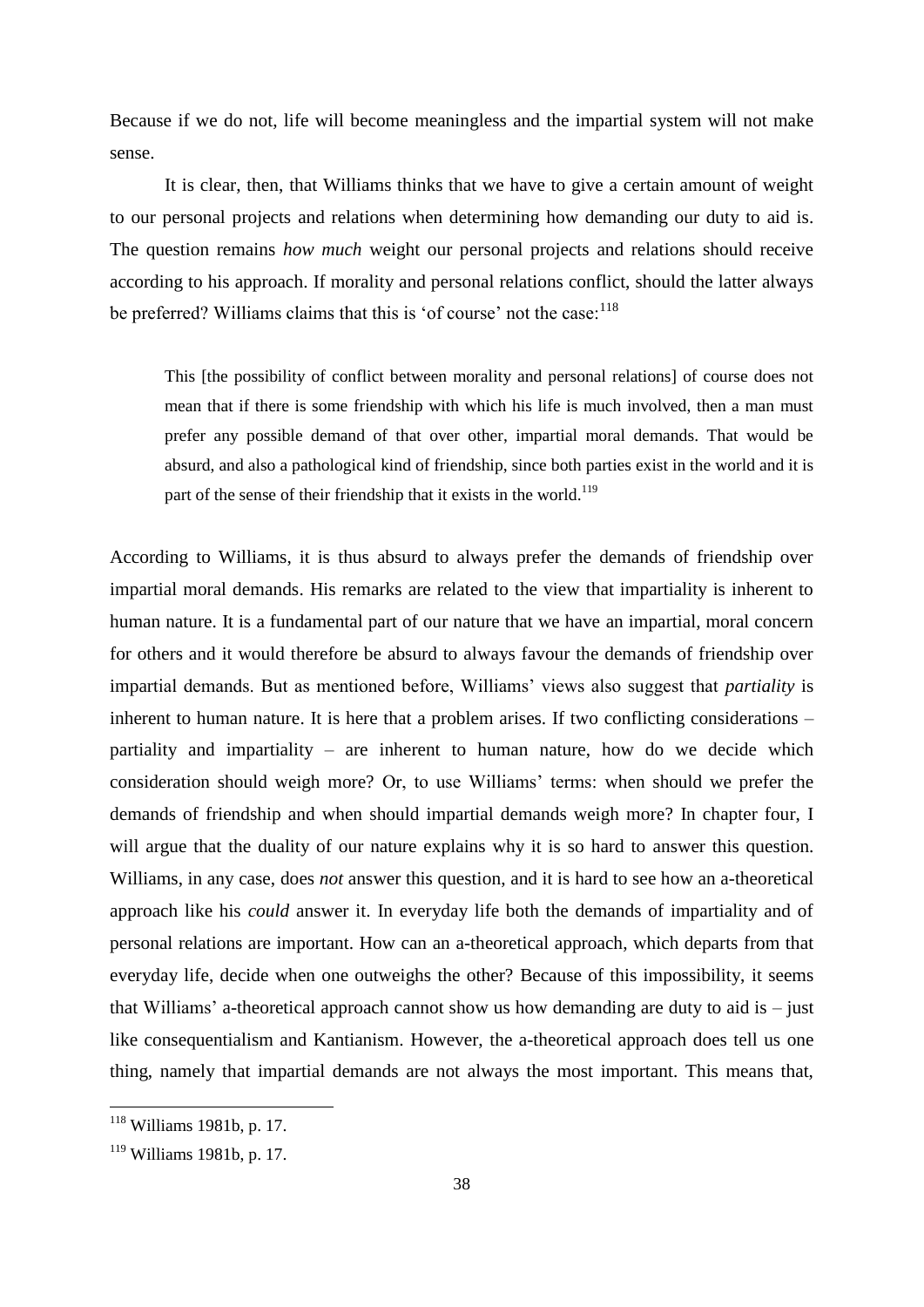Because if we do not, life will become meaningless and the impartial system will not make sense.

It is clear, then, that Williams thinks that we have to give a certain amount of weight to our personal projects and relations when determining how demanding our duty to aid is. The question remains *how much* weight our personal projects and relations should receive according to his approach. If morality and personal relations conflict, should the latter always be preferred? Williams claims that this is 'of course' not the case:[118]

> This [the possibility of conflict between morality and personal relations] of course does not mean that if there is some friendship with which his life is much involved, then a man must prefer any possible demand of that over other, impartial moral demands. That would be absurd, and also a pathological kind of friendship, since both parties exist in the world and it is part of the sense of their friendship that it exists in the world.[119]

According to Williams, it is thus absurd to always prefer the demands of friendship over impartial moral demands. His remarks are related to the view that impartiality is inherent to human nature. It is a fundamental part of our nature that we have an impartial, moral concern for others and it would therefore be absurd to always favour the demands of friendship over impartial demands. But as mentioned before, Williams' views also suggest that *partiality* is inherent to human nature. It is here that a problem arises. If two conflicting considerations – partiality and impartiality – are inherent to human nature, how do we decide which consideration should weigh more? Or, to use Williams' terms: when should we prefer the demands of friendship and when should impartial demands weigh more? In chapter four, I will argue that the duality of our nature explains why it is so hard to answer this question. Williams, in any case, does *not* answer this question, and it is hard to see how an a-theoretical approach like his *could* answer it. In everyday life both the demands of impartiality and of personal relations are important. How can an a-theoretical approach, which departs from that everyday life, decide when one outweighs the other? Because of this impossibility, it seems that Williams' a-theoretical approach cannot show us how demanding are duty to aid is – just like consequentialism and Kantianism. However, the a-theoretical approach does tell us one thing, namely that impartial demands are not always the most important. This means that,

---

[118] Williams 1981b, p. 17.

[119] Williams 1981b, p. 17.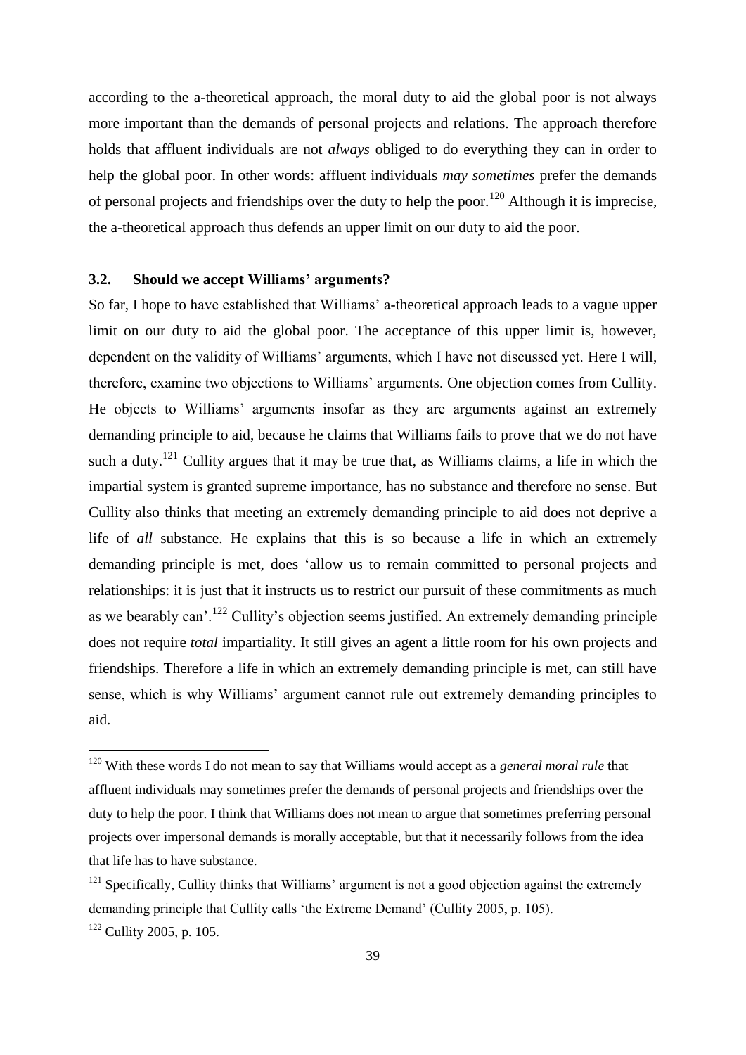according to the a-theoretical approach, the moral duty to aid the global poor is not always more important than the demands of personal projects and relations. The approach therefore holds that affluent individuals are not *always* obliged to do everything they can in order to help the global poor. In other words: affluent individuals *may sometimes* prefer the demands of personal projects and friendships over the duty to help the poor.[120] Although it is imprecise, the a-theoretical approach thus defends an upper limit on our duty to aid the poor.

### 3.2. Should we accept Williams' arguments?

So far, I hope to have established that Williams' a-theoretical approach leads to a vague upper limit on our duty to aid the global poor. The acceptance of this upper limit is, however, dependent on the validity of Williams' arguments, which I have not discussed yet. Here I will, therefore, examine two objections to Williams' arguments. One objection comes from Cullity. He objects to Williams' arguments insofar as they are arguments against an extremely demanding principle to aid, because he claims that Williams fails to prove that we do not have such a duty.[121] Cullity argues that it may be true that, as Williams claims, a life in which the impartial system is granted supreme importance, has no substance and therefore no sense. But Cullity also thinks that meeting an extremely demanding principle to aid does not deprive a life of *all* substance. He explains that this is so because a life in which an extremely demanding principle is met, does 'allow us to remain committed to personal projects and relationships: it is just that it instructs us to restrict our pursuit of these commitments as much as we bearably can'.[122] Cullity's objection seems justified. An extremely demanding principle does not require *total* impartiality. It still gives an agent a little room for his own projects and friendships. Therefore a life in which an extremely demanding principle is met, can still have sense, which is why Williams' argument cannot rule out extremely demanding principles to aid.

---

[120] With these words I do not mean to say that Williams would accept as a *general moral rule* that affluent individuals may sometimes prefer the demands of personal projects and friendships over the duty to help the poor. I think that Williams does not mean to argue that sometimes preferring personal projects over impersonal demands is morally acceptable, but that it necessarily follows from the idea that life has to have substance.

[121] Specifically, Cullity thinks that Williams' argument is not a good objection against the extremely demanding principle that Cullity calls 'the Extreme Demand' (Cullity 2005, p. 105).

[122] Cullity 2005, p. 105.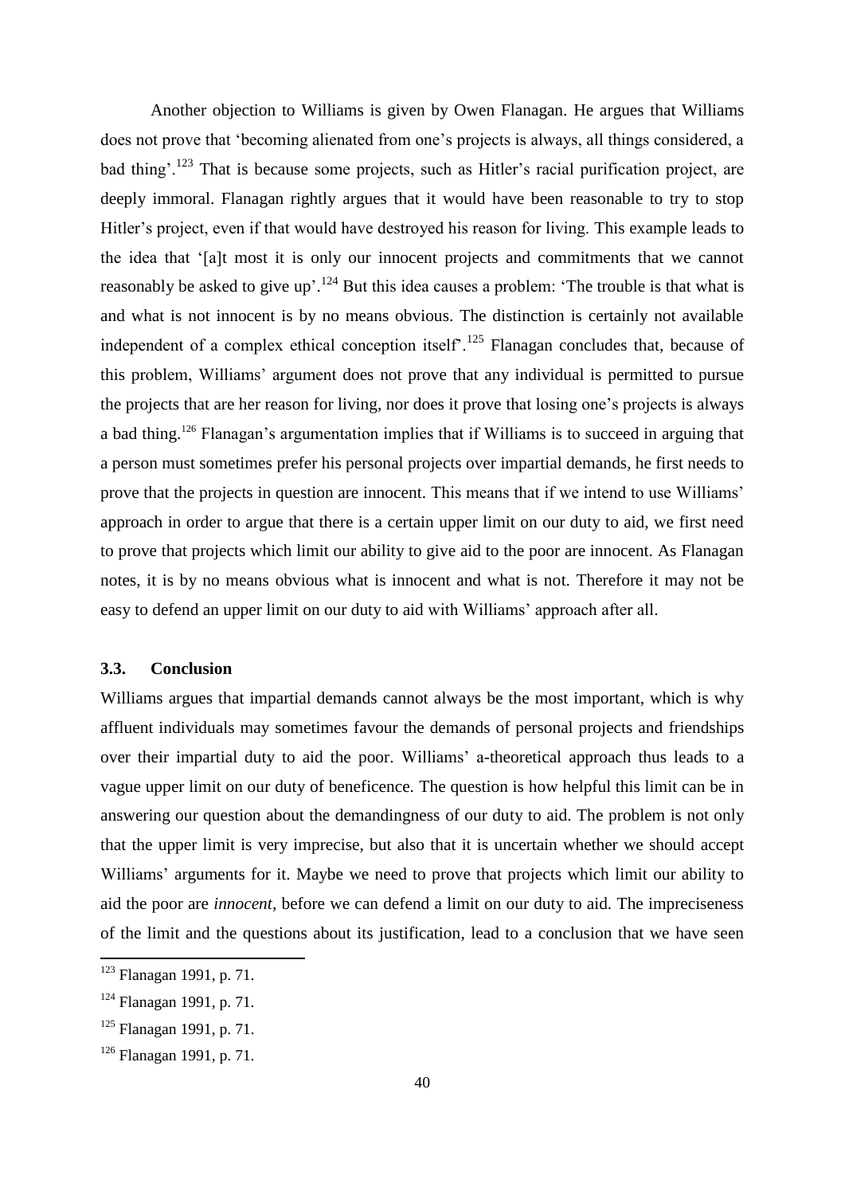Another objection to Williams is given by Owen Flanagan. He argues that Williams does not prove that 'becoming alienated from one's projects is always, all things considered, a bad thing'.[123] That is because some projects, such as Hitler's racial purification project, are deeply immoral. Flanagan rightly argues that it would have been reasonable to try to stop Hitler's project, even if that would have destroyed his reason for living. This example leads to the idea that '[a]t most it is only our innocent projects and commitments that we cannot reasonably be asked to give up'.[124] But this idea causes a problem: 'The trouble is that what is and what is not innocent is by no means obvious. The distinction is certainly not available independent of a complex ethical conception itself'.[125] Flanagan concludes that, because of this problem, Williams' argument does not prove that any individual is permitted to pursue the projects that are her reason for living, nor does it prove that losing one's projects is always a bad thing.[126] Flanagan's argumentation implies that if Williams is to succeed in arguing that a person must sometimes prefer his personal projects over impartial demands, he first needs to prove that the projects in question are innocent. This means that if we intend to use Williams' approach in order to argue that there is a certain upper limit on our duty to aid, we first need to prove that projects which limit our ability to give aid to the poor are innocent. As Flanagan notes, it is by no means obvious what is innocent and what is not. Therefore it may not be easy to defend an upper limit on our duty to aid with Williams' approach after all.

### 3.3. Conclusion

Williams argues that impartial demands cannot always be the most important, which is why affluent individuals may sometimes favour the demands of personal projects and friendships over their impartial duty to aid the poor. Williams' a-theoretical approach thus leads to a vague upper limit on our duty of beneficence. The question is how helpful this limit can be in answering our question about the demandingness of our duty to aid. The problem is not only that the upper limit is very imprecise, but also that it is uncertain whether we should accept Williams' arguments for it. Maybe we need to prove that projects which limit our ability to aid the poor are *innocent*, before we can defend a limit on our duty to aid. The impreciseness of the limit and the questions about its justification, lead to a conclusion that we have seen

---

[123] Flanagan 1991, p. 71.

[124] Flanagan 1991, p. 71.

[125] Flanagan 1991, p. 71.

[126] Flanagan 1991, p. 71.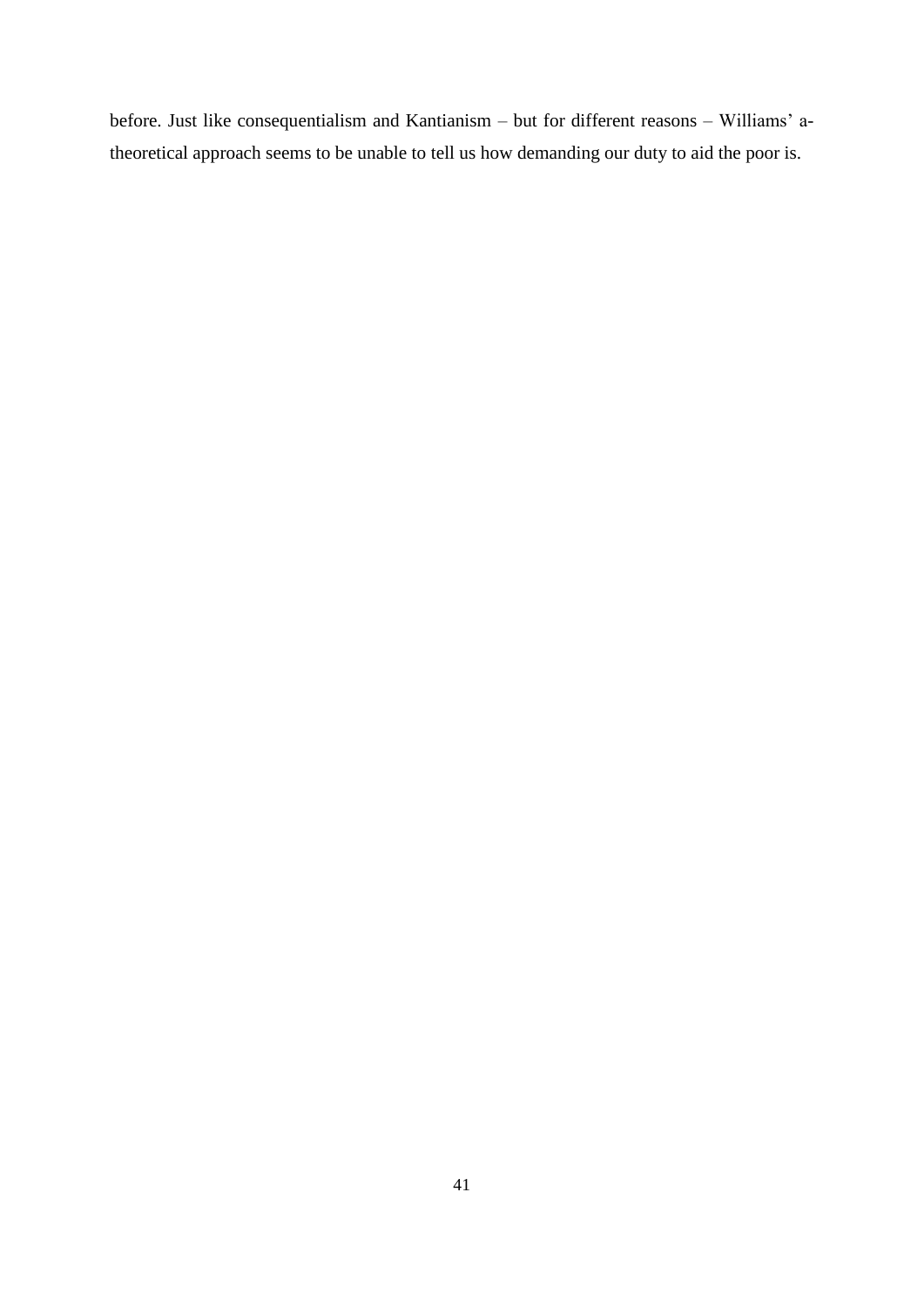before. Just like consequentialism and Kantianism – but for different reasons – Williams' a-theoretical approach seems to be unable to tell us how demanding our duty to aid the poor is.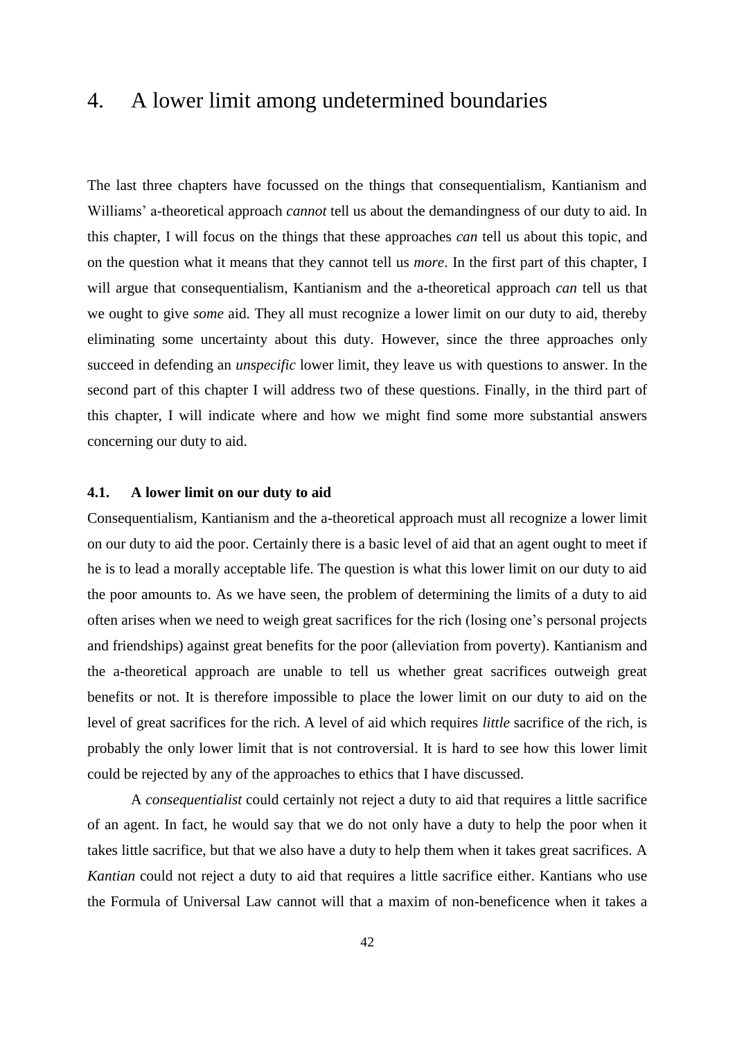# 4. A lower limit among undetermined boundaries

The last three chapters have focussed on the things that consequentialism, Kantianism and Williams' a-theoretical approach *cannot* tell us about the demandingness of our duty to aid. In this chapter, I will focus on the things that these approaches *can* tell us about this topic, and on the question what it means that they cannot tell us *more*. In the first part of this chapter, I will argue that consequentialism, Kantianism and the a-theoretical approach *can* tell us that we ought to give *some* aid. They all must recognize a lower limit on our duty to aid, thereby eliminating some uncertainty about this duty. However, since the three approaches only succeed in defending an *unspecific* lower limit, they leave us with questions to answer. In the second part of this chapter I will address two of these questions. Finally, in the third part of this chapter, I will indicate where and how we might find some more substantial answers concerning our duty to aid.

### 4.1. A lower limit on our duty to aid

Consequentialism, Kantianism and the a-theoretical approach must all recognize a lower limit on our duty to aid the poor. Certainly there is a basic level of aid that an agent ought to meet if he is to lead a morally acceptable life. The question is what this lower limit on our duty to aid the poor amounts to. As we have seen, the problem of determining the limits of a duty to aid often arises when we need to weigh great sacrifices for the rich (losing one's personal projects and friendships) against great benefits for the poor (alleviation from poverty). Kantianism and the a-theoretical approach are unable to tell us whether great sacrifices outweigh great benefits or not. It is therefore impossible to place the lower limit on our duty to aid on the level of great sacrifices for the rich. A level of aid which requires *little* sacrifice of the rich, is probably the only lower limit that is not controversial. It is hard to see how this lower limit could be rejected by any of the approaches to ethics that I have discussed.

A *consequentialist* could certainly not reject a duty to aid that requires a little sacrifice of an agent. In fact, he would say that we do not only have a duty to help the poor when it takes little sacrifice, but that we also have a duty to help them when it takes great sacrifices. A *Kantian* could not reject a duty to aid that requires a little sacrifice either. Kantians who use the Formula of Universal Law cannot will that a maxim of non-beneficence when it takes a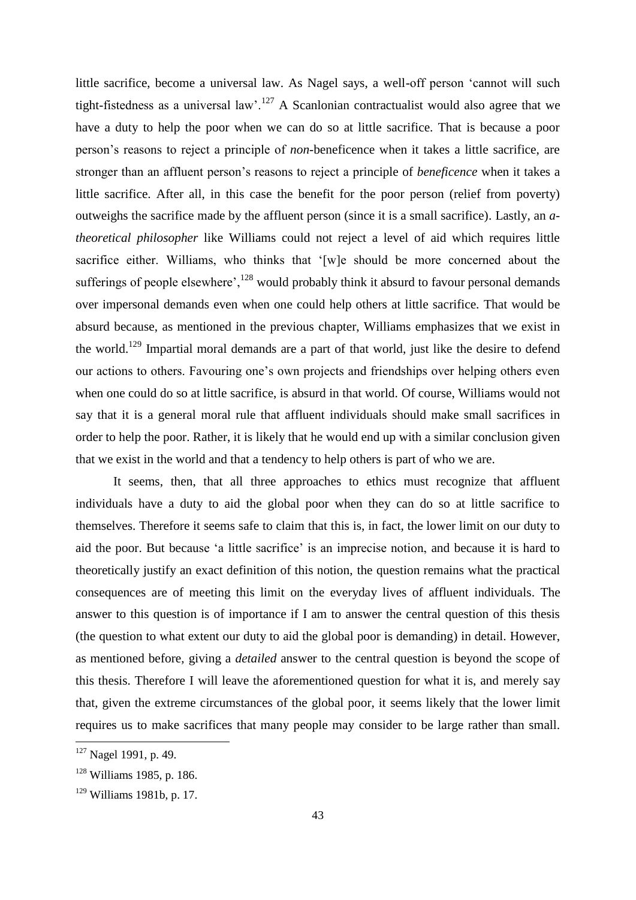little sacrifice, become a universal law. As Nagel says, a well-off person 'cannot will such tight-fistedness as a universal law'.[127] A Scanlonian contractualist would also agree that we have a duty to help the poor when we can do so at little sacrifice. That is because a poor person's reasons to reject a principle of *non*-beneficence when it takes a little sacrifice, are stronger than an affluent person's reasons to reject a principle of *beneficence* when it takes a little sacrifice. After all, in this case the benefit for the poor person (relief from poverty) outweighs the sacrifice made by the affluent person (since it is a small sacrifice). Lastly, an *a-theoretical philosopher* like Williams could not reject a level of aid which requires little sacrifice either. Williams, who thinks that '[w]e should be more concerned about the sufferings of people elsewhere',[128] would probably think it absurd to favour personal demands over impersonal demands even when one could help others at little sacrifice. That would be absurd because, as mentioned in the previous chapter, Williams emphasizes that we exist in the world.[129] Impartial moral demands are a part of that world, just like the desire to defend our actions to others. Favouring one's own projects and friendships over helping others even when one could do so at little sacrifice, is absurd in that world. Of course, Williams would not say that it is a general moral rule that affluent individuals should make small sacrifices in order to help the poor. Rather, it is likely that he would end up with a similar conclusion given that we exist in the world and that a tendency to help others is part of who we are.

It seems, then, that all three approaches to ethics must recognize that affluent individuals have a duty to aid the global poor when they can do so at little sacrifice to themselves. Therefore it seems safe to claim that this is, in fact, the lower limit on our duty to aid the poor. But because 'a little sacrifice' is an imprecise notion, and because it is hard to theoretically justify an exact definition of this notion, the question remains what the practical consequences are of meeting this limit on the everyday lives of affluent individuals. The answer to this question is of importance if I am to answer the central question of this thesis (the question to what extent our duty to aid the global poor is demanding) in detail. However, as mentioned before, giving a *detailed* answer to the central question is beyond the scope of this thesis. Therefore I will leave the aforementioned question for what it is, and merely say that, given the extreme circumstances of the global poor, it seems likely that the lower limit requires us to make sacrifices that many people may consider to be large rather than small.

[127] Nagel 1991, p. 49.

[128] Williams 1985, p. 186.

[129] Williams 1981b, p. 17.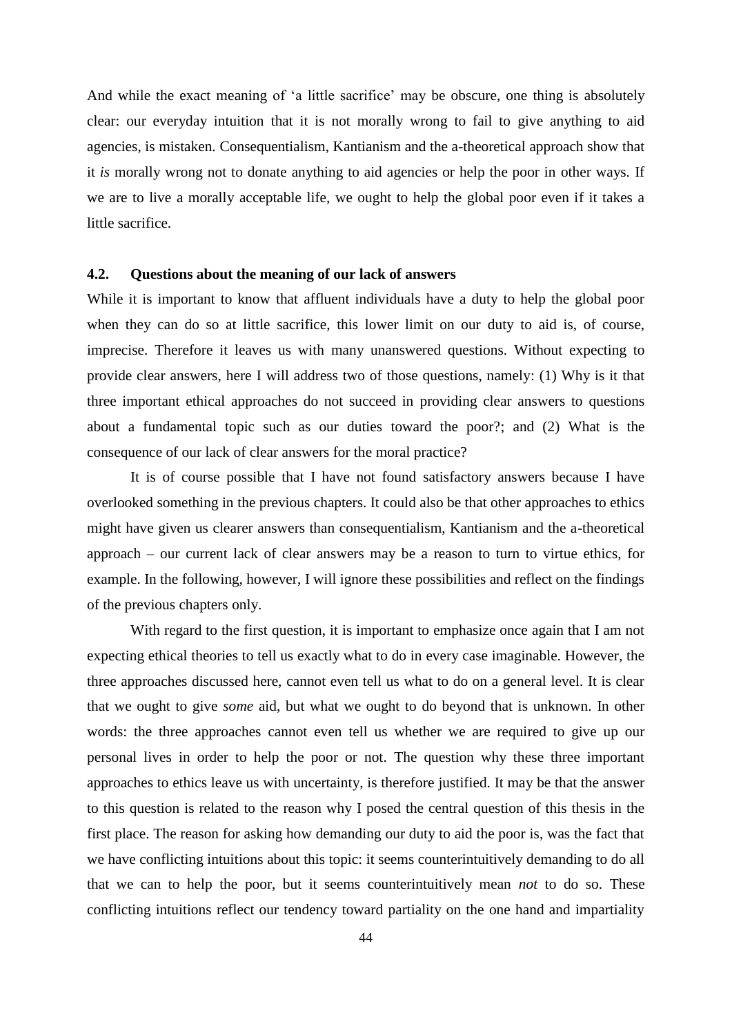And while the exact meaning of 'a little sacrifice' may be obscure, one thing is absolutely clear: our everyday intuition that it is not morally wrong to fail to give anything to aid agencies, is mistaken. Consequentialism, Kantianism and the a-theoretical approach show that it *is* morally wrong not to donate anything to aid agencies or help the poor in other ways. If we are to live a morally acceptable life, we ought to help the global poor even if it takes a little sacrifice.

### 4.2. Questions about the meaning of our lack of answers

While it is important to know that affluent individuals have a duty to help the global poor when they can do so at little sacrifice, this lower limit on our duty to aid is, of course, imprecise. Therefore it leaves us with many unanswered questions. Without expecting to provide clear answers, here I will address two of those questions, namely: (1) Why is it that three important ethical approaches do not succeed in providing clear answers to questions about a fundamental topic such as our duties toward the poor?; and (2) What is the consequence of our lack of clear answers for the moral practice?

It is of course possible that I have not found satisfactory answers because I have overlooked something in the previous chapters. It could also be that other approaches to ethics might have given us clearer answers than consequentialism, Kantianism and the a-theoretical approach – our current lack of clear answers may be a reason to turn to virtue ethics, for example. In the following, however, I will ignore these possibilities and reflect on the findings of the previous chapters only.

With regard to the first question, it is important to emphasize once again that I am not expecting ethical theories to tell us exactly what to do in every case imaginable. However, the three approaches discussed here, cannot even tell us what to do on a general level. It is clear that we ought to give *some* aid, but what we ought to do beyond that is unknown. In other words: the three approaches cannot even tell us whether we are required to give up our personal lives in order to help the poor or not. The question why these three important approaches to ethics leave us with uncertainty, is therefore justified. It may be that the answer to this question is related to the reason why I posed the central question of this thesis in the first place. The reason for asking how demanding our duty to aid the poor is, was the fact that we have conflicting intuitions about this topic: it seems counterintuitively demanding to do all that we can to help the poor, but it seems counterintuitively mean *not* to do so. These conflicting intuitions reflect our tendency toward partiality on the one hand and impartiality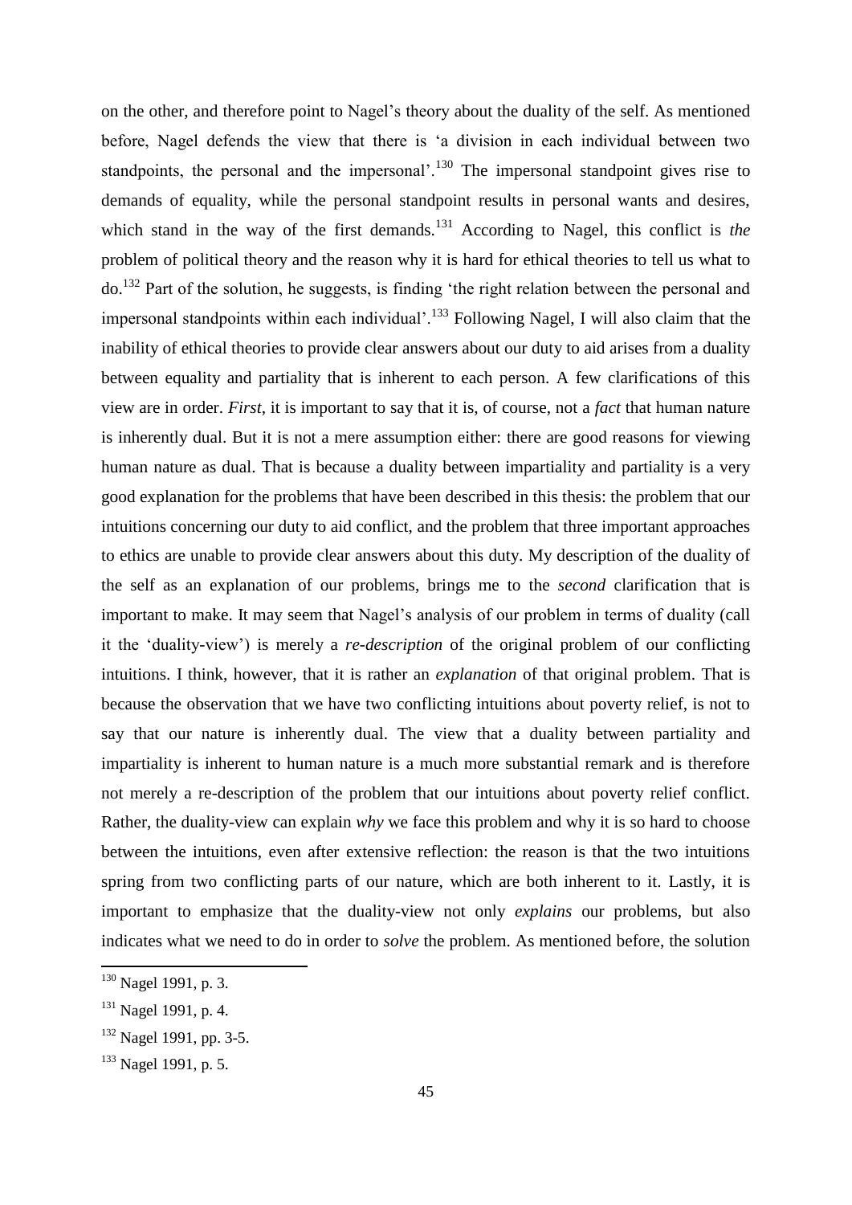on the other, and therefore point to Nagel's theory about the duality of the self. As mentioned before, Nagel defends the view that there is 'a division in each individual between two standpoints, the personal and the impersonal'.[130] The impersonal standpoint gives rise to demands of equality, while the personal standpoint results in personal wants and desires, which stand in the way of the first demands.[131] According to Nagel, this conflict is *the* problem of political theory and the reason why it is hard for ethical theories to tell us what to do.[132] Part of the solution, he suggests, is finding 'the right relation between the personal and impersonal standpoints within each individual'.[133] Following Nagel, I will also claim that the inability of ethical theories to provide clear answers about our duty to aid arises from a duality between equality and partiality that is inherent to each person. A few clarifications of this view are in order. *First*, it is important to say that it is, of course, not a *fact* that human nature is inherently dual. But it is not a mere assumption either: there are good reasons for viewing human nature as dual. That is because a duality between impartiality and partiality is a very good explanation for the problems that have been described in this thesis: the problem that our intuitions concerning our duty to aid conflict, and the problem that three important approaches to ethics are unable to provide clear answers about this duty. My description of the duality of the self as an explanation of our problems, brings me to the *second* clarification that is important to make. It may seem that Nagel's analysis of our problem in terms of duality (call it the 'duality-view') is merely a *re-description* of the original problem of our conflicting intuitions. I think, however, that it is rather an *explanation* of that original problem. That is because the observation that we have two conflicting intuitions about poverty relief, is not to say that our nature is inherently dual. The view that a duality between partiality and impartiality is inherent to human nature is a much more substantial remark and is therefore not merely a re-description of the problem that our intuitions about poverty relief conflict. Rather, the duality-view can explain *why* we face this problem and why it is so hard to choose between the intuitions, even after extensive reflection: the reason is that the two intuitions spring from two conflicting parts of our nature, which are both inherent to it. Lastly, it is important to emphasize that the duality-view not only *explains* our problems, but also indicates what we need to do in order to *solve* the problem. As mentioned before, the solution

[130] Nagel 1991, p. 3.

[131] Nagel 1991, p. 4.

[132] Nagel 1991, pp. 3-5.

[133] Nagel 1991, p. 5.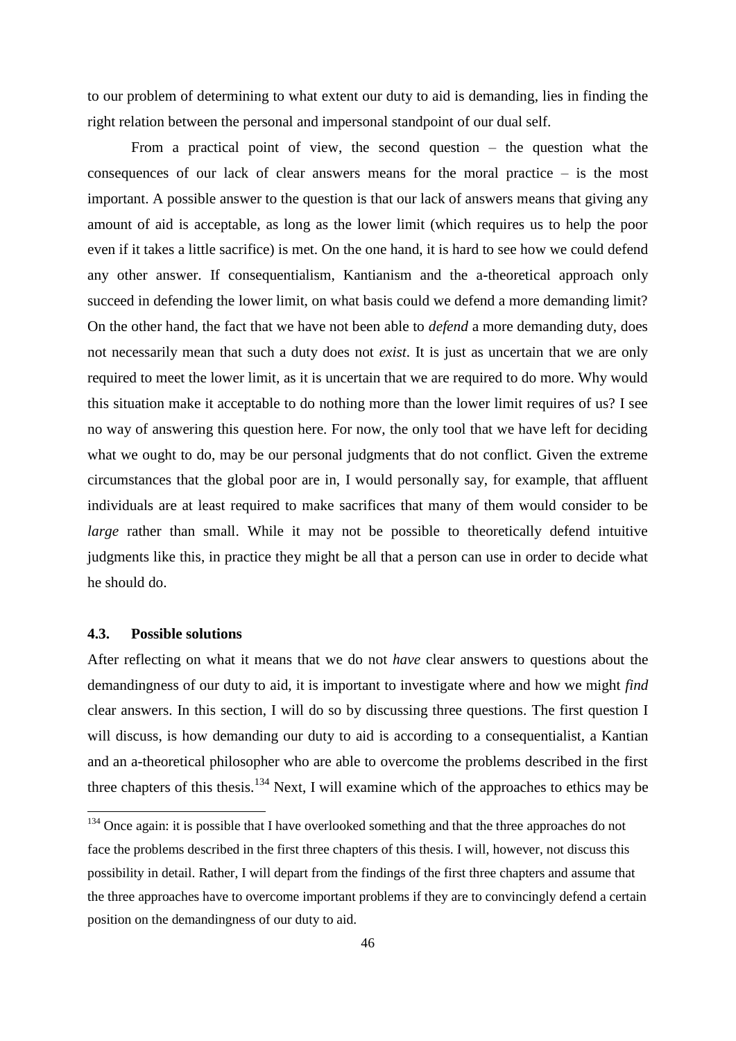to our problem of determining to what extent our duty to aid is demanding, lies in finding the right relation between the personal and impersonal standpoint of our dual self.

From a practical point of view, the second question – the question what the consequences of our lack of clear answers means for the moral practice – is the most important. A possible answer to the question is that our lack of answers means that giving any amount of aid is acceptable, as long as the lower limit (which requires us to help the poor even if it takes a little sacrifice) is met. On the one hand, it is hard to see how we could defend any other answer. If consequentialism, Kantianism and the a-theoretical approach only succeed in defending the lower limit, on what basis could we defend a more demanding limit? On the other hand, the fact that we have not been able to *defend* a more demanding duty, does not necessarily mean that such a duty does not *exist*. It is just as uncertain that we are only required to meet the lower limit, as it is uncertain that we are required to do more. Why would this situation make it acceptable to do nothing more than the lower limit requires of us? I see no way of answering this question here. For now, the only tool that we have left for deciding what we ought to do, may be our personal judgments that do not conflict. Given the extreme circumstances that the global poor are in, I would personally say, for example, that affluent individuals are at least required to make sacrifices that many of them would consider to be *large* rather than small. While it may not be possible to theoretically defend intuitive judgments like this, in practice they might be all that a person can use in order to decide what he should do.

### 4.3. Possible solutions

After reflecting on what it means that we do not *have* clear answers to questions about the demandingness of our duty to aid, it is important to investigate where and how we might *find* clear answers. In this section, I will do so by discussing three questions. The first question I will discuss, is how demanding our duty to aid is according to a consequentialist, a Kantian and an a-theoretical philosopher who are able to overcome the problems described in the first three chapters of this thesis.[134] Next, I will examine which of the approaches to ethics may be

[134] Once again: it is possible that I have overlooked something and that the three approaches do not face the problems described in the first three chapters of this thesis. I will, however, not discuss this possibility in detail. Rather, I will depart from the findings of the first three chapters and assume that the three approaches have to overcome important problems if they are to convincingly defend a certain position on the demandingness of our duty to aid.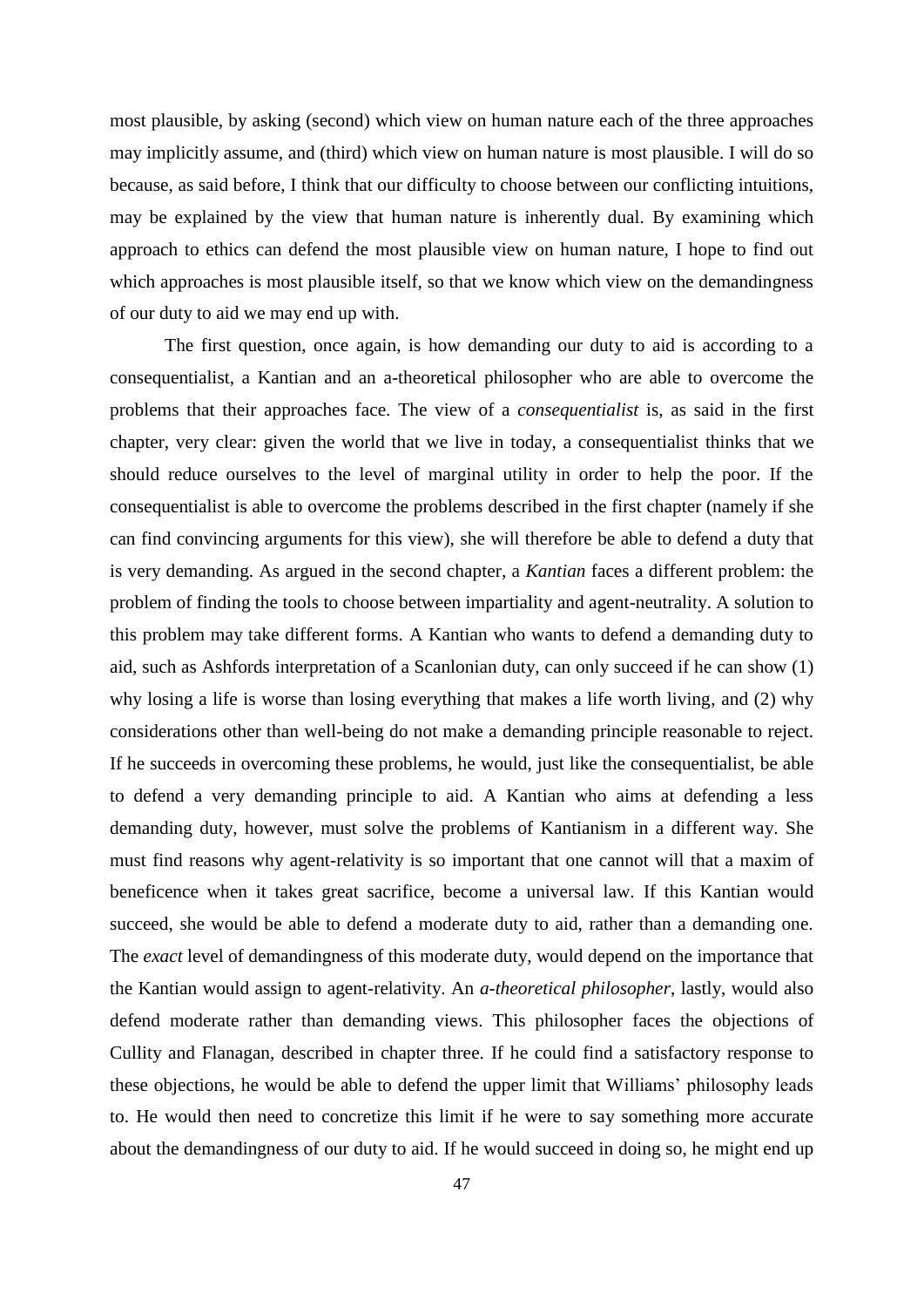most plausible, by asking (second) which view on human nature each of the three approaches may implicitly assume, and (third) which view on human nature is most plausible. I will do so because, as said before, I think that our difficulty to choose between our conflicting intuitions, may be explained by the view that human nature is inherently dual. By examining which approach to ethics can defend the most plausible view on human nature, I hope to find out which approaches is most plausible itself, so that we know which view on the demandingness of our duty to aid we may end up with.

The first question, once again, is how demanding our duty to aid is according to a consequentialist, a Kantian and an a-theoretical philosopher who are able to overcome the problems that their approaches face. The view of a *consequentialist* is, as said in the first chapter, very clear: given the world that we live in today, a consequentialist thinks that we should reduce ourselves to the level of marginal utility in order to help the poor. If the consequentialist is able to overcome the problems described in the first chapter (namely if she can find convincing arguments for this view), she will therefore be able to defend a duty that is very demanding. As argued in the second chapter, a *Kantian* faces a different problem: the problem of finding the tools to choose between impartiality and agent-neutrality. A solution to this problem may take different forms. A Kantian who wants to defend a demanding duty to aid, such as Ashfords interpretation of a Scanlonian duty, can only succeed if he can show (1) why losing a life is worse than losing everything that makes a life worth living, and (2) why considerations other than well-being do not make a demanding principle reasonable to reject. If he succeeds in overcoming these problems, he would, just like the consequentialist, be able to defend a very demanding principle to aid. A Kantian who aims at defending a less demanding duty, however, must solve the problems of Kantianism in a different way. She must find reasons why agent-relativity is so important that one cannot will that a maxim of beneficence when it takes great sacrifice, become a universal law. If this Kantian would succeed, she would be able to defend a moderate duty to aid, rather than a demanding one. The *exact* level of demandingness of this moderate duty, would depend on the importance that the Kantian would assign to agent-relativity. An *a-theoretical philosopher*, lastly, would also defend moderate rather than demanding views. This philosopher faces the objections of Cullity and Flanagan, described in chapter three. If he could find a satisfactory response to these objections, he would be able to defend the upper limit that Williams' philosophy leads to. He would then need to concretize this limit if he were to say something more accurate about the demandingness of our duty to aid. If he would succeed in doing so, he might end up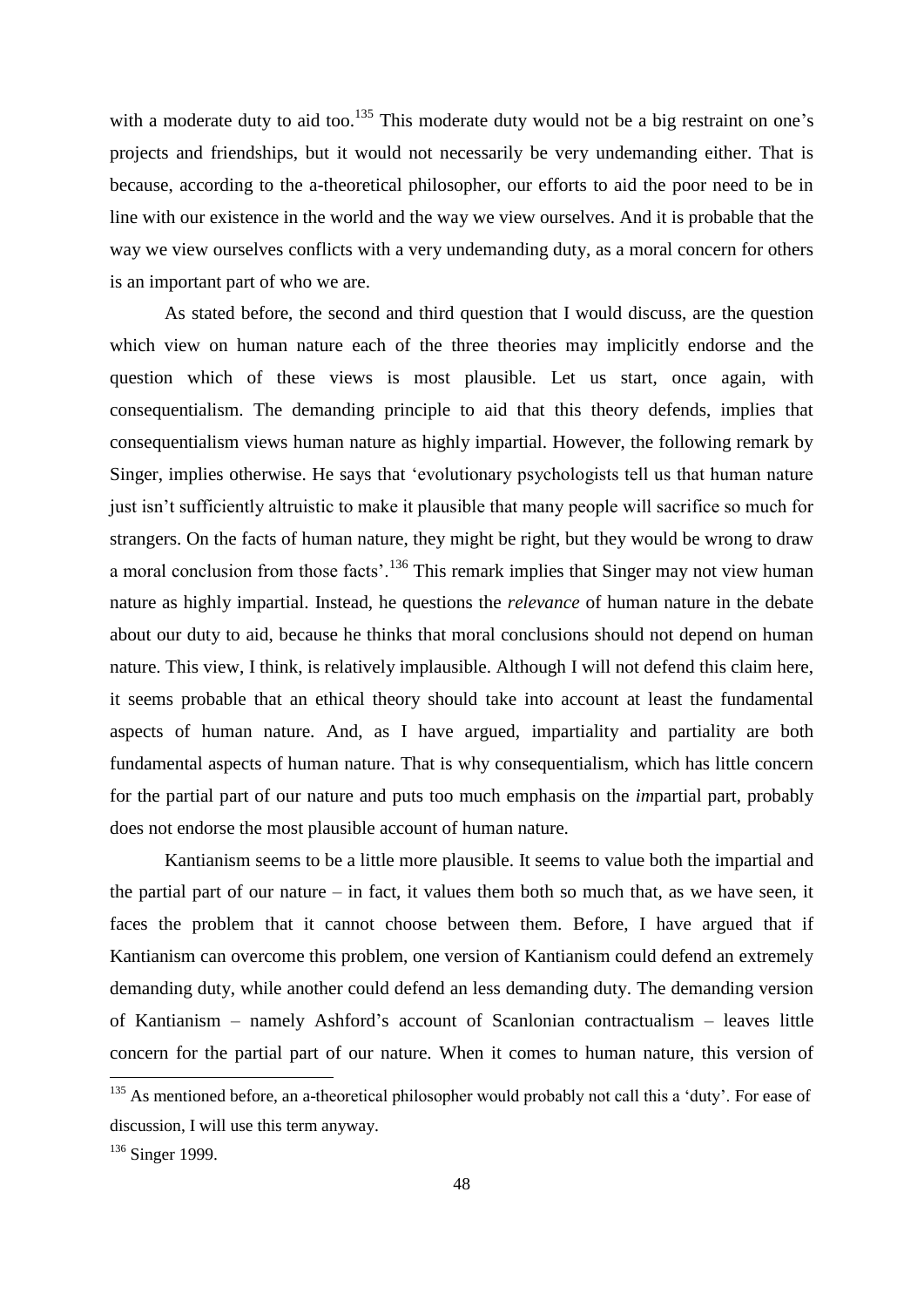with a moderate duty to aid too.[135] This moderate duty would not be a big restraint on one's projects and friendships, but it would not necessarily be very undemanding either. That is because, according to the a-theoretical philosopher, our efforts to aid the poor need to be in line with our existence in the world and the way we view ourselves. And it is probable that the way we view ourselves conflicts with a very undemanding duty, as a moral concern for others is an important part of who we are.

As stated before, the second and third question that I would discuss, are the question which view on human nature each of the three theories may implicitly endorse and the question which of these views is most plausible. Let us start, once again, with consequentialism. The demanding principle to aid that this theory defends, implies that consequentialism views human nature as highly impartial. However, the following remark by Singer, implies otherwise. He says that 'evolutionary psychologists tell us that human nature just isn't sufficiently altruistic to make it plausible that many people will sacrifice so much for strangers. On the facts of human nature, they might be right, but they would be wrong to draw a moral conclusion from those facts'.[136] This remark implies that Singer may not view human nature as highly impartial. Instead, he questions the *relevance* of human nature in the debate about our duty to aid, because he thinks that moral conclusions should not depend on human nature. This view, I think, is relatively implausible. Although I will not defend this claim here, it seems probable that an ethical theory should take into account at least the fundamental aspects of human nature. And, as I have argued, impartiality and partiality are both fundamental aspects of human nature. That is why consequentialism, which has little concern for the partial part of our nature and puts too much emphasis on the *im*partial part, probably does not endorse the most plausible account of human nature.

Kantianism seems to be a little more plausible. It seems to value both the impartial and the partial part of our nature – in fact, it values them both so much that, as we have seen, it faces the problem that it cannot choose between them. Before, I have argued that if Kantianism can overcome this problem, one version of Kantianism could defend an extremely demanding duty, while another could defend an less demanding duty. The demanding version of Kantianism – namely Ashford's account of Scanlonian contractualism – leaves little concern for the partial part of our nature. When it comes to human nature, this version of

[135] As mentioned before, an a-theoretical philosopher would probably not call this a 'duty'. For ease of discussion, I will use this term anyway.

[136] Singer 1999.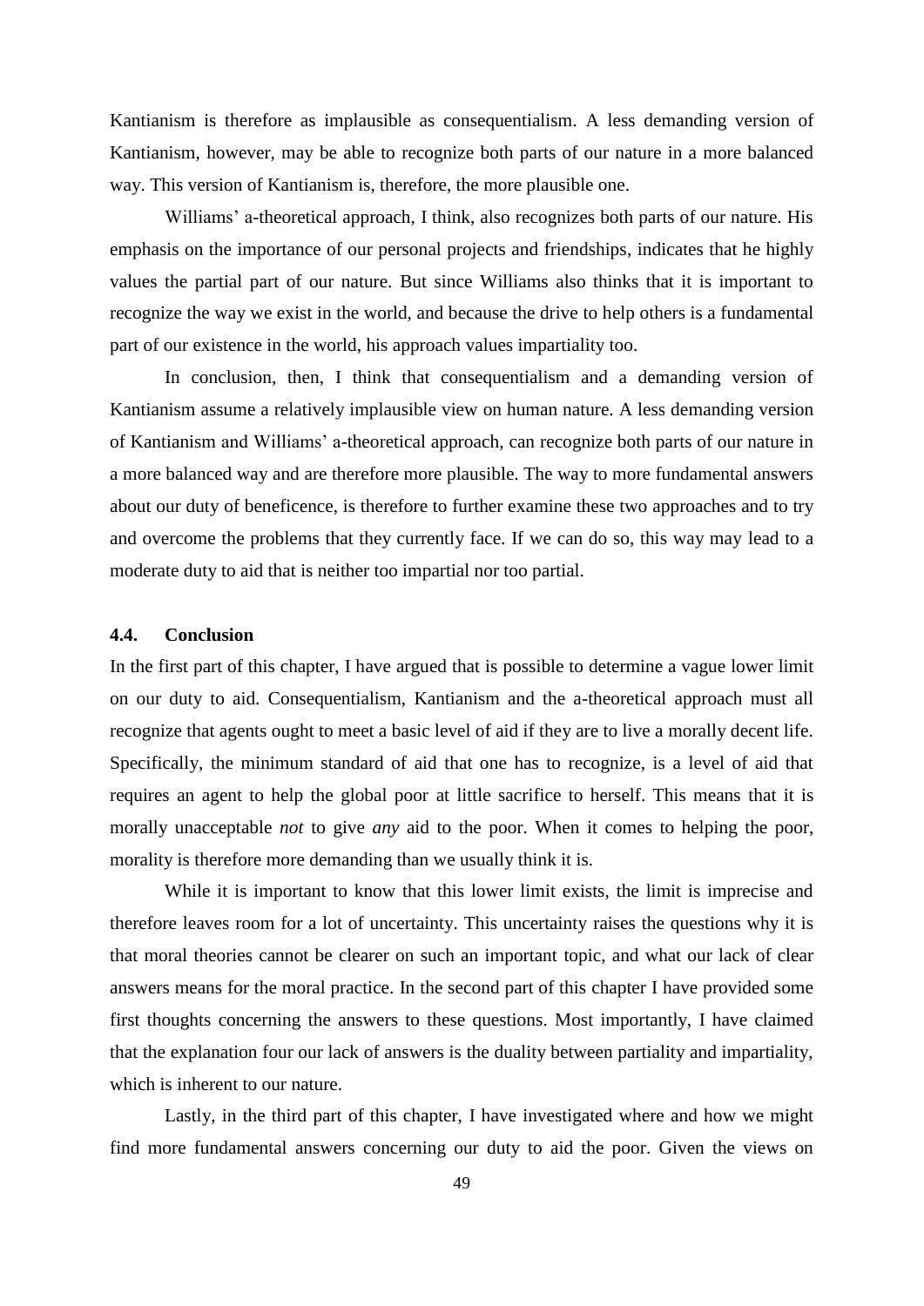Kantianism is therefore as implausible as consequentialism. A less demanding version of Kantianism, however, may be able to recognize both parts of our nature in a more balanced way. This version of Kantianism is, therefore, the more plausible one.

Williams' a-theoretical approach, I think, also recognizes both parts of our nature. His emphasis on the importance of our personal projects and friendships, indicates that he highly values the partial part of our nature. But since Williams also thinks that it is important to recognize the way we exist in the world, and because the drive to help others is a fundamental part of our existence in the world, his approach values impartiality too.

In conclusion, then, I think that consequentialism and a demanding version of Kantianism assume a relatively implausible view on human nature. A less demanding version of Kantianism and Williams' a-theoretical approach, can recognize both parts of our nature in a more balanced way and are therefore more plausible. The way to more fundamental answers about our duty of beneficence, is therefore to further examine these two approaches and to try and overcome the problems that they currently face. If we can do so, this way may lead to a moderate duty to aid that is neither too impartial nor too partial.

### 4.4. Conclusion

In the first part of this chapter, I have argued that is possible to determine a vague lower limit on our duty to aid. Consequentialism, Kantianism and the a-theoretical approach must all recognize that agents ought to meet a basic level of aid if they are to live a morally decent life. Specifically, the minimum standard of aid that one has to recognize, is a level of aid that requires an agent to help the global poor at little sacrifice to herself. This means that it is morally unacceptable *not* to give *any* aid to the poor. When it comes to helping the poor, morality is therefore more demanding than we usually think it is.

While it is important to know that this lower limit exists, the limit is imprecise and therefore leaves room for a lot of uncertainty. This uncertainty raises the questions why it is that moral theories cannot be clearer on such an important topic, and what our lack of clear answers means for the moral practice. In the second part of this chapter I have provided some first thoughts concerning the answers to these questions. Most importantly, I have claimed that the explanation four our lack of answers is the duality between partiality and impartiality, which is inherent to our nature.

Lastly, in the third part of this chapter, I have investigated where and how we might find more fundamental answers concerning our duty to aid the poor. Given the views on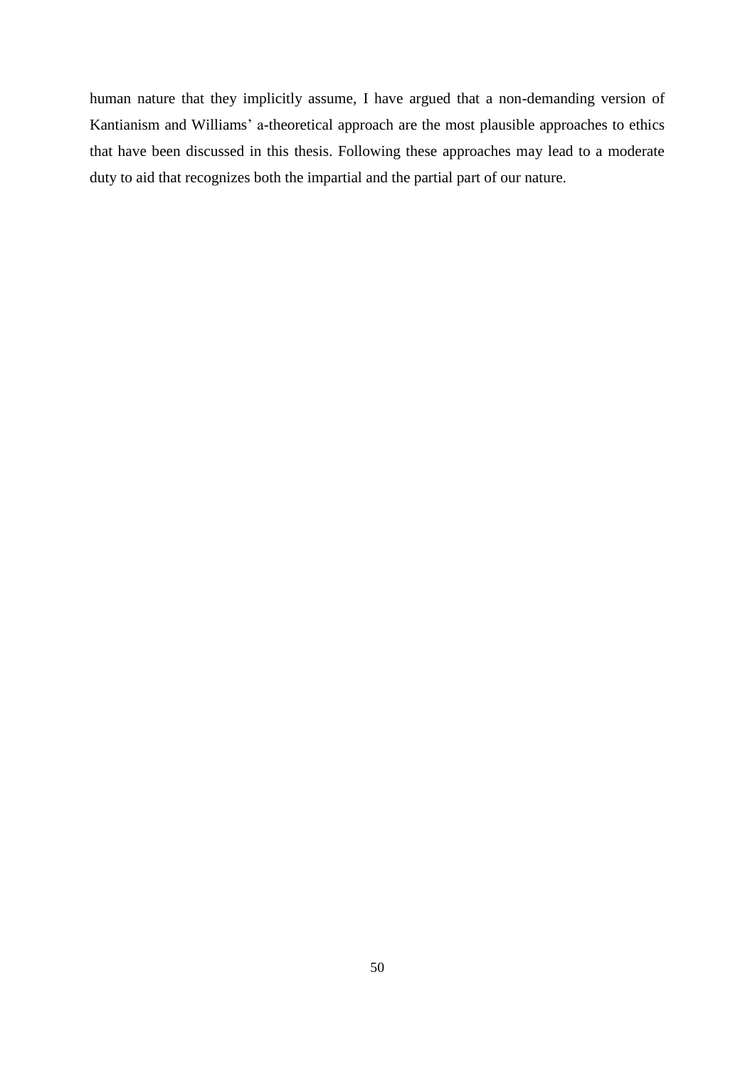human nature that they implicitly assume, I have argued that a non-demanding version of Kantianism and Williams' a-theoretical approach are the most plausible approaches to ethics that have been discussed in this thesis. Following these approaches may lead to a moderate duty to aid that recognizes both the impartial and the partial part of our nature.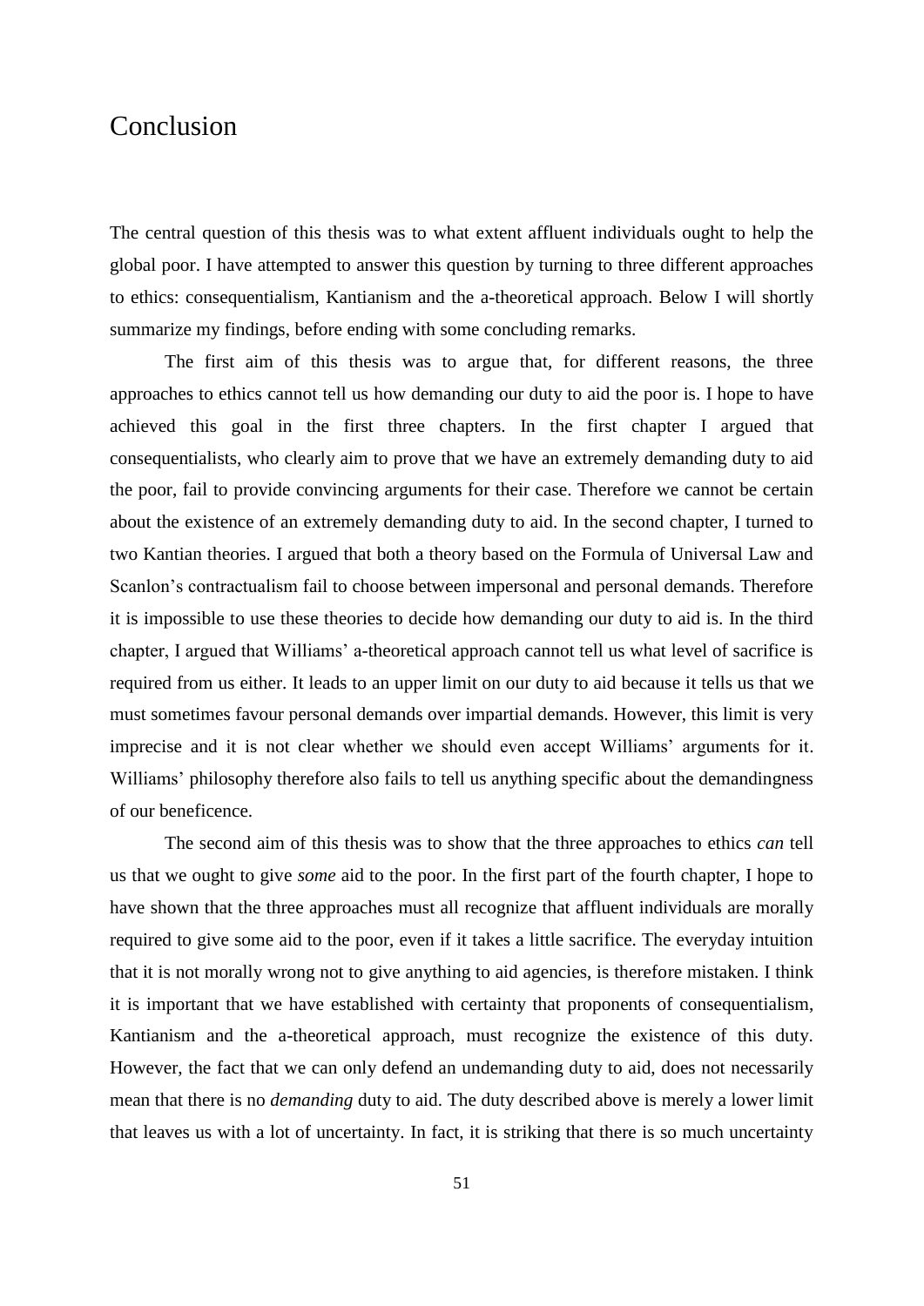# Conclusion

The central question of this thesis was to what extent affluent individuals ought to help the global poor. I have attempted to answer this question by turning to three different approaches to ethics: consequentialism, Kantianism and the a-theoretical approach. Below I will shortly summarize my findings, before ending with some concluding remarks.

The first aim of this thesis was to argue that, for different reasons, the three approaches to ethics cannot tell us how demanding our duty to aid the poor is. I hope to have achieved this goal in the first three chapters. In the first chapter I argued that consequentialists, who clearly aim to prove that we have an extremely demanding duty to aid the poor, fail to provide convincing arguments for their case. Therefore we cannot be certain about the existence of an extremely demanding duty to aid. In the second chapter, I turned to two Kantian theories. I argued that both a theory based on the Formula of Universal Law and Scanlon's contractualism fail to choose between impersonal and personal demands. Therefore it is impossible to use these theories to decide how demanding our duty to aid is. In the third chapter, I argued that Williams' a-theoretical approach cannot tell us what level of sacrifice is required from us either. It leads to an upper limit on our duty to aid because it tells us that we must sometimes favour personal demands over impartial demands. However, this limit is very imprecise and it is not clear whether we should even accept Williams' arguments for it. Williams' philosophy therefore also fails to tell us anything specific about the demandingness of our beneficence.

The second aim of this thesis was to show that the three approaches to ethics *can* tell us that we ought to give *some* aid to the poor. In the first part of the fourth chapter, I hope to have shown that the three approaches must all recognize that affluent individuals are morally required to give some aid to the poor, even if it takes a little sacrifice. The everyday intuition that it is not morally wrong not to give anything to aid agencies, is therefore mistaken. I think it is important that we have established with certainty that proponents of consequentialism, Kantianism and the a-theoretical approach, must recognize the existence of this duty. However, the fact that we can only defend an undemanding duty to aid, does not necessarily mean that there is no *demanding* duty to aid. The duty described above is merely a lower limit that leaves us with a lot of uncertainty. In fact, it is striking that there is so much uncertainty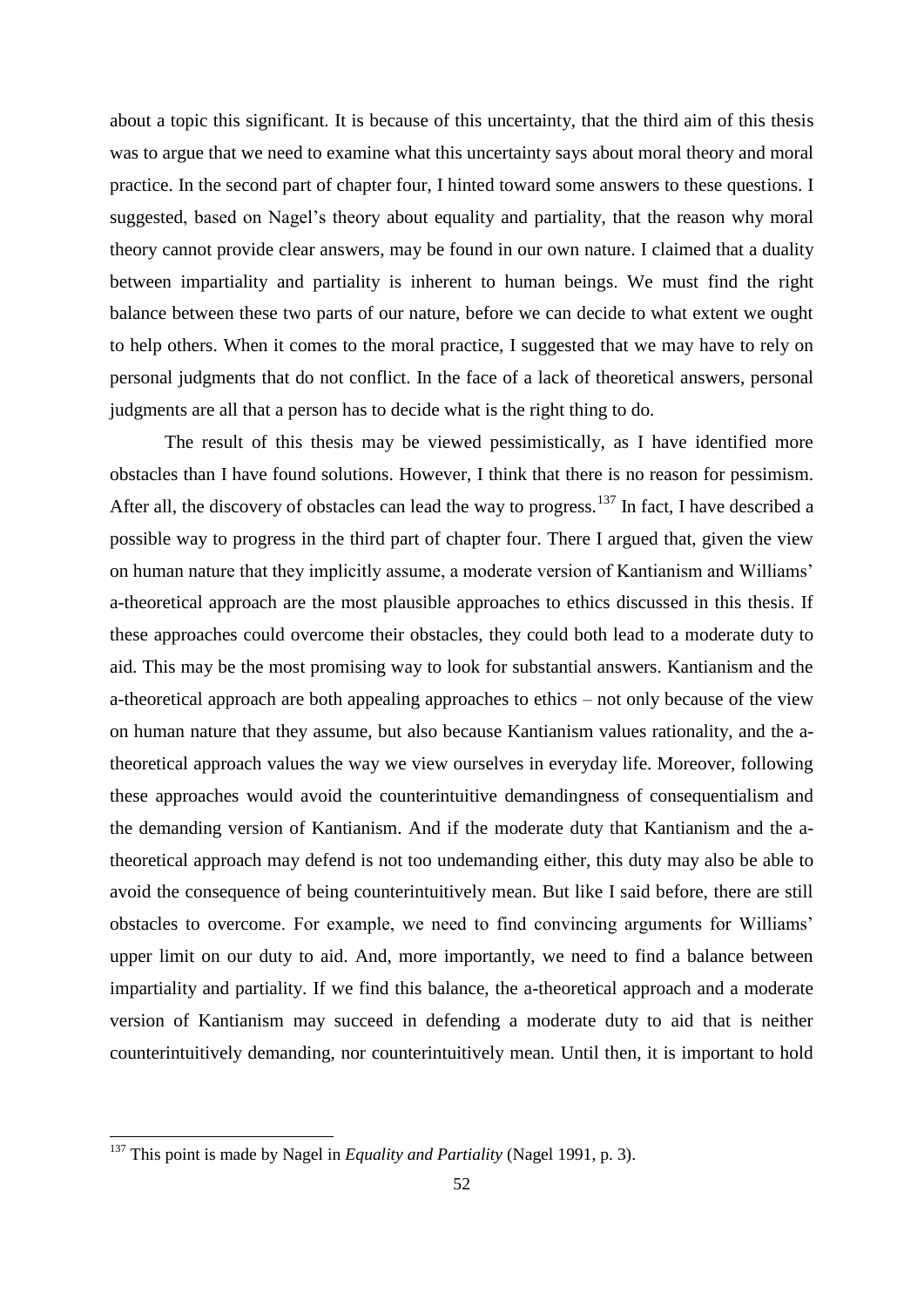about a topic this significant. It is because of this uncertainty, that the third aim of this thesis was to argue that we need to examine what this uncertainty says about moral theory and moral practice. In the second part of chapter four, I hinted toward some answers to these questions. I suggested, based on Nagel's theory about equality and partiality, that the reason why moral theory cannot provide clear answers, may be found in our own nature. I claimed that a duality between impartiality and partiality is inherent to human beings. We must find the right balance between these two parts of our nature, before we can decide to what extent we ought to help others. When it comes to the moral practice, I suggested that we may have to rely on personal judgments that do not conflict. In the face of a lack of theoretical answers, personal judgments are all that a person has to decide what is the right thing to do.

The result of this thesis may be viewed pessimistically, as I have identified more obstacles than I have found solutions. However, I think that there is no reason for pessimism. After all, the discovery of obstacles can lead the way to progress.[137] In fact, I have described a possible way to progress in the third part of chapter four. There I argued that, given the view on human nature that they implicitly assume, a moderate version of Kantianism and Williams' a-theoretical approach are the most plausible approaches to ethics discussed in this thesis. If these approaches could overcome their obstacles, they could both lead to a moderate duty to aid. This may be the most promising way to look for substantial answers. Kantianism and the a-theoretical approach are both appealing approaches to ethics – not only because of the view on human nature that they assume, but also because Kantianism values rationality, and the a-theoretical approach values the way we view ourselves in everyday life. Moreover, following these approaches would avoid the counterintuitive demandingness of consequentialism and the demanding version of Kantianism. And if the moderate duty that Kantianism and the a-theoretical approach may defend is not too undemanding either, this duty may also be able to avoid the consequence of being counterintuitively mean. But like I said before, there are still obstacles to overcome. For example, we need to find convincing arguments for Williams' upper limit on our duty to aid. And, more importantly, we need to find a balance between impartiality and partiality. If we find this balance, the a-theoretical approach and a moderate version of Kantianism may succeed in defending a moderate duty to aid that is neither counterintuitively demanding, nor counterintuitively mean. Until then, it is important to hold

---

[137] This point is made by Nagel in *Equality and Partiality* (Nagel 1991, p. 3).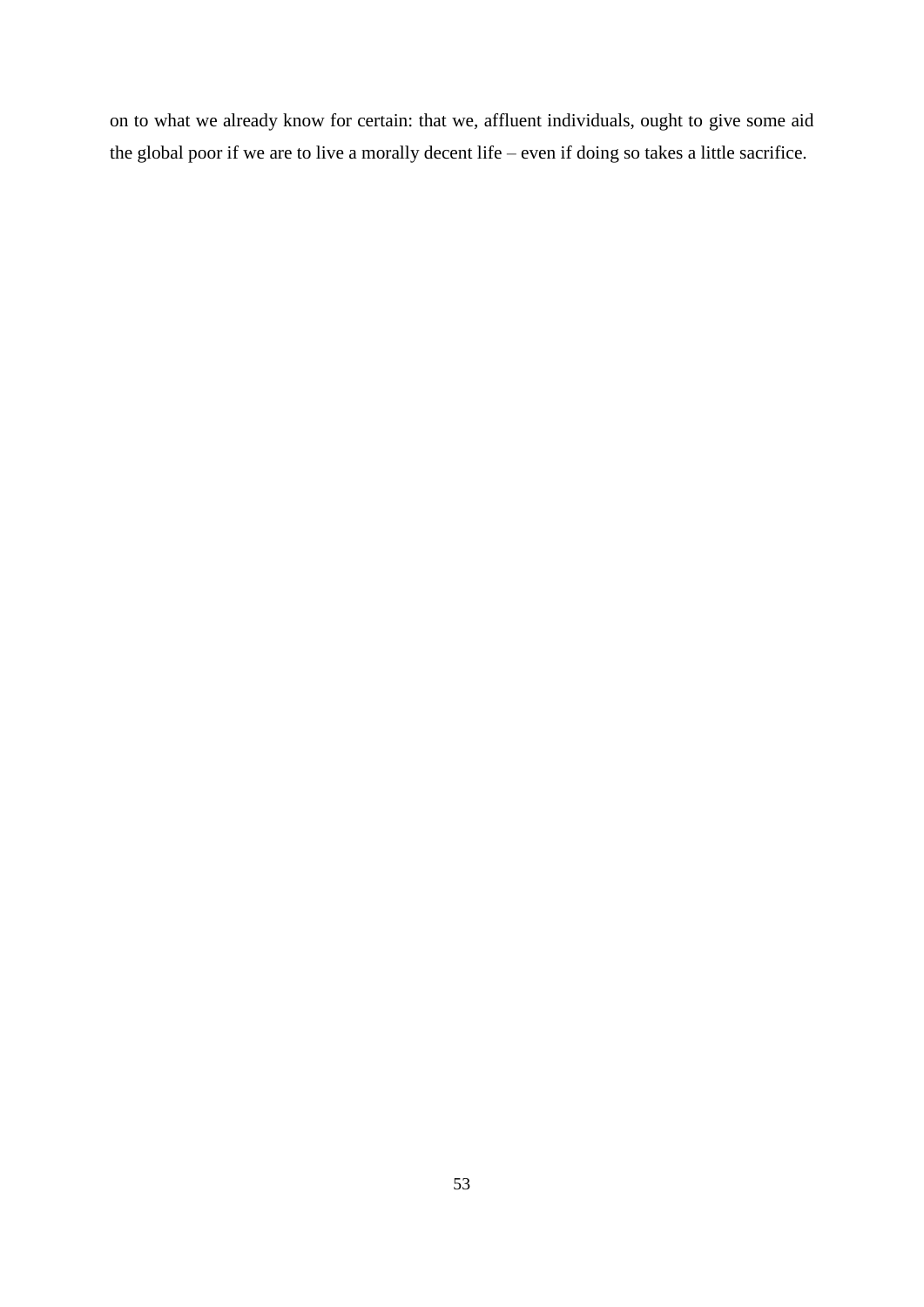on to what we already know for certain: that we, affluent individuals, ought to give some aid the global poor if we are to live a morally decent life – even if doing so takes a little sacrifice.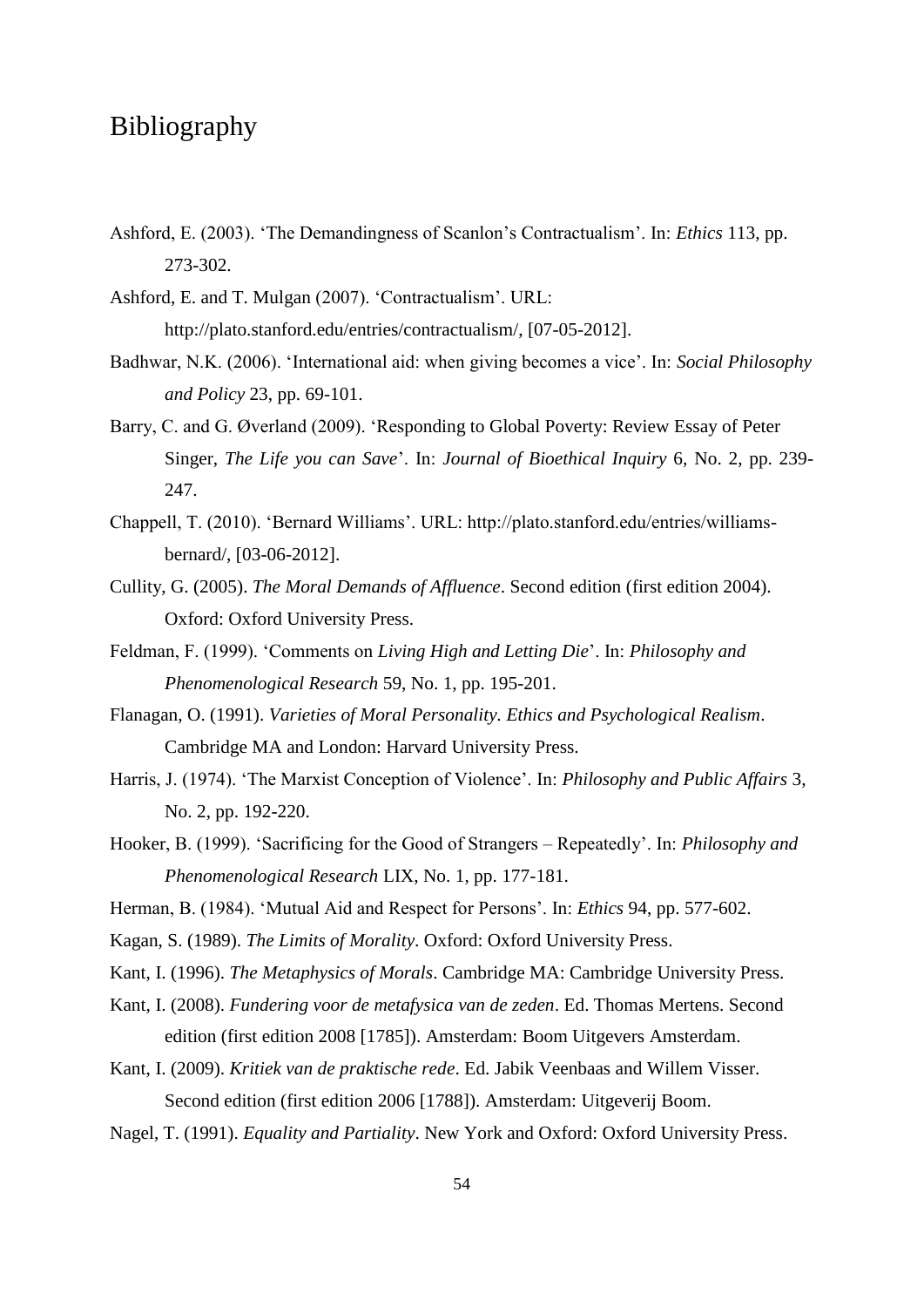# Bibliography

Ashford, E. (2003). 'The Demandingness of Scanlon's Contractualism'. In: *Ethics* 113, pp. 273-302.

Ashford, E. and T. Mulgan (2007). 'Contractualism'. URL: http://plato.stanford.edu/entries/contractualism/, [07-05-2012].

Badhwar, N.K. (2006). 'International aid: when giving becomes a vice'. In: *Social Philosophy and Policy* 23, pp. 69-101.

Barry, C. and G. Øverland (2009). 'Responding to Global Poverty: Review Essay of Peter Singer, *The Life you can Save*'. In: *Journal of Bioethical Inquiry* 6, No. 2, pp. 239-247.

Chappell, T. (2010). 'Bernard Williams'. URL: http://plato.stanford.edu/entries/williams-bernard/, [03-06-2012].

Cullity, G. (2005). *The Moral Demands of Affluence*. Second edition (first edition 2004). Oxford: Oxford University Press.

Feldman, F. (1999). 'Comments on *Living High and Letting Die*'. In: *Philosophy and Phenomenological Research* 59, No. 1, pp. 195-201.

Flanagan, O. (1991). *Varieties of Moral Personality. Ethics and Psychological Realism*. Cambridge MA and London: Harvard University Press.

Harris, J. (1974). 'The Marxist Conception of Violence'. In: *Philosophy and Public Affairs* 3, No. 2, pp. 192-220.

Hooker, B. (1999). 'Sacrificing for the Good of Strangers – Repeatedly'. In: *Philosophy and Phenomenological Research* LIX, No. 1, pp. 177-181.

Herman, B. (1984). 'Mutual Aid and Respect for Persons'. In: *Ethics* 94, pp. 577-602.

Kagan, S. (1989). *The Limits of Morality*. Oxford: Oxford University Press.

Kant, I. (1996). *The Metaphysics of Morals*. Cambridge MA: Cambridge University Press.

Kant, I. (2008). *Fundering voor de metafysica van de zeden*. Ed. Thomas Mertens. Second edition (first edition 2008 [1785]). Amsterdam: Boom Uitgevers Amsterdam.

Kant, I. (2009). *Kritiek van de praktische rede*. Ed. Jabik Veenbaas and Willem Visser. Second edition (first edition 2006 [1788]). Amsterdam: Uitgeverij Boom.

Nagel, T. (1991). *Equality and Partiality*. New York and Oxford: Oxford University Press.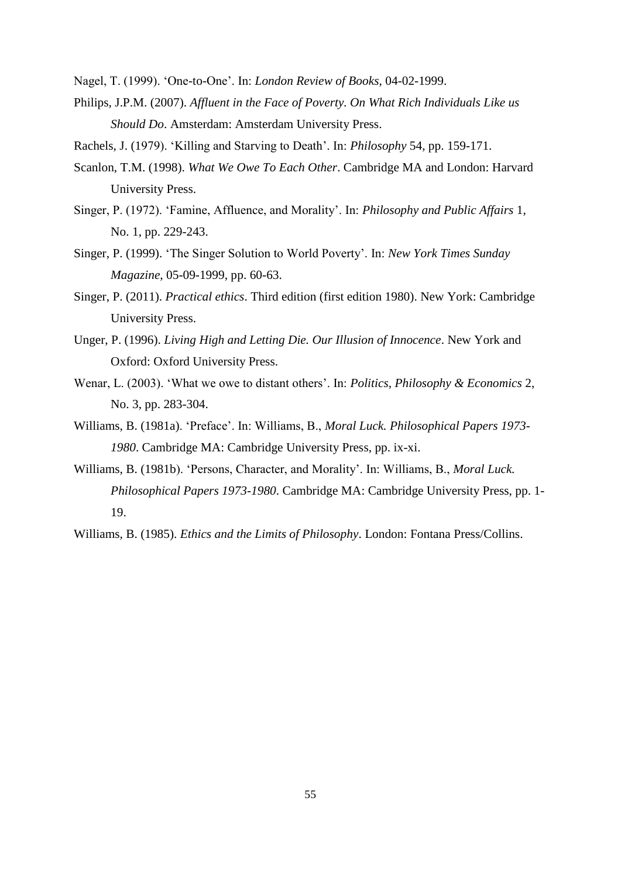Nagel, T. (1999). 'One-to-One'. In: *London Review of Books*, 04-02-1999.

Philips, J.P.M. (2007). *Affluent in the Face of Poverty. On What Rich Individuals Like us Should Do*. Amsterdam: Amsterdam University Press.

Rachels, J. (1979). 'Killing and Starving to Death'. In: *Philosophy* 54, pp. 159-171.

Scanlon, T.M. (1998). *What We Owe To Each Other*. Cambridge MA and London: Harvard University Press.

Singer, P. (1972). 'Famine, Affluence, and Morality'. In: *Philosophy and Public Affairs* 1, No. 1, pp. 229-243.

Singer, P. (1999). 'The Singer Solution to World Poverty'. In: *New York Times Sunday Magazine*, 05-09-1999, pp. 60-63.

Singer, P. (2011). *Practical ethics*. Third edition (first edition 1980). New York: Cambridge University Press.

Unger, P. (1996). *Living High and Letting Die. Our Illusion of Innocence*. New York and Oxford: Oxford University Press.

Wenar, L. (2003). 'What we owe to distant others'. In: *Politics, Philosophy & Economics* 2, No. 3, pp. 283-304.

Williams, B. (1981a). 'Preface'. In: Williams, B., *Moral Luck. Philosophical Papers 1973-1980*. Cambridge MA: Cambridge University Press, pp. ix-xi.

Williams, B. (1981b). 'Persons, Character, and Morality'. In: Williams, B., *Moral Luck. Philosophical Papers 1973-1980*. Cambridge MA: Cambridge University Press, pp. 1-19.

Williams, B. (1985). *Ethics and the Limits of Philosophy*. London: Fontana Press/Collins.